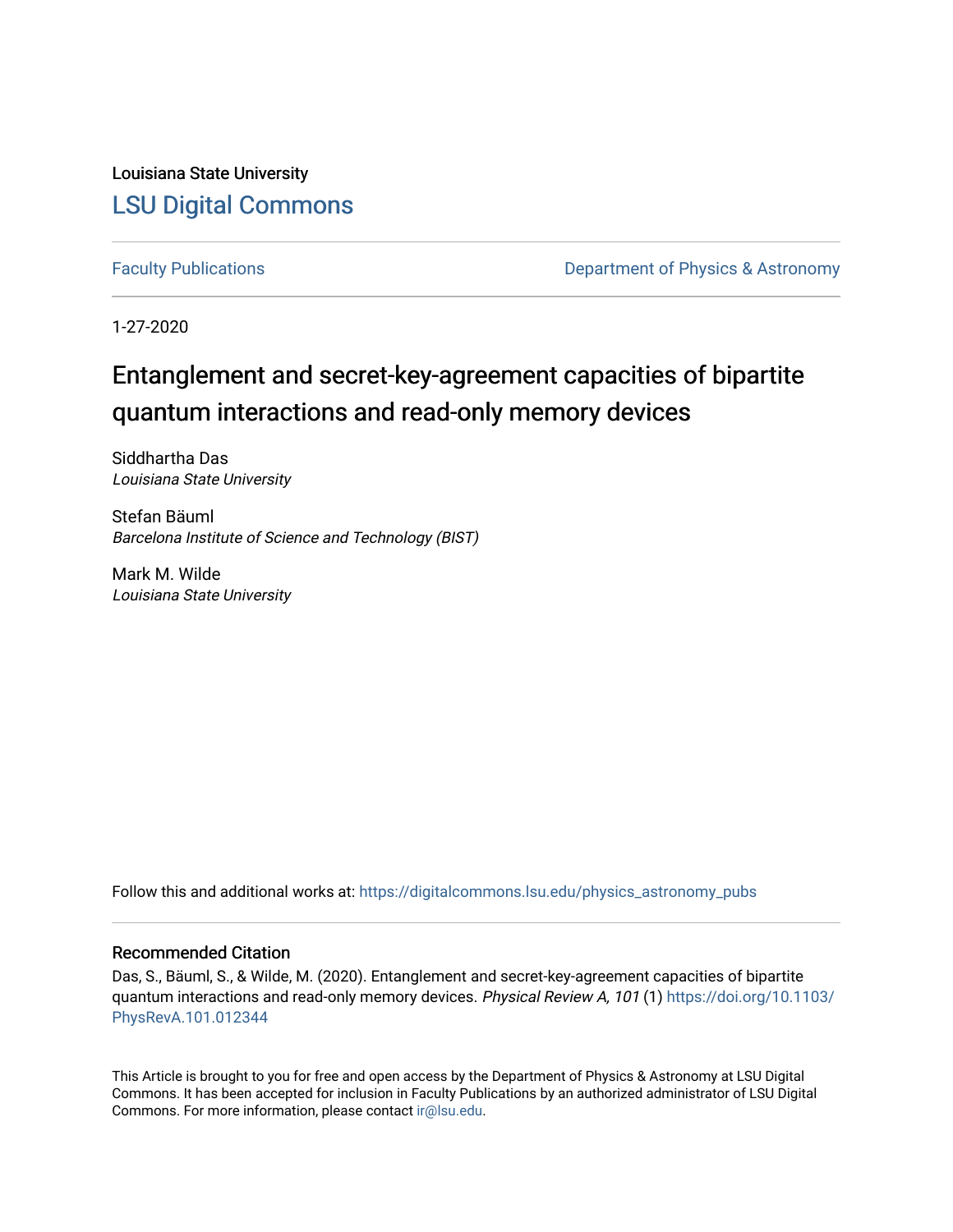Louisiana State University

# LSU Digital Commons

Faculty Publications | Department of Physics & Astronomy

1-27-2020

## Entanglement and secret-key-agreement capacities of bipartite quantum interactions and read-only memory devices

Siddhartha Das
*Louisiana State University*

Stefan Bäuml
*Barcelona Institute of Science and Technology (BIST)*

Mark M. Wilde
*Louisiana State University*

Follow this and additional works at: https://digitalcommons.lsu.edu/physics_astronomy_pubs

### Recommended Citation

Das, S., Bäuml, S., & Wilde, M. (2020). Entanglement and secret-key-agreement capacities of bipartite quantum interactions and read-only memory devices. *Physical Review A, 101* (1) https://doi.org/10.1103/PhysRevA.101.012344

This Article is brought to you for free and open access by the Department of Physics & Astronomy at LSU Digital Commons. It has been accepted for inclusion in Faculty Publications by an authorized administrator of LSU Digital Commons. For more information, please contact ir@lsu.edu.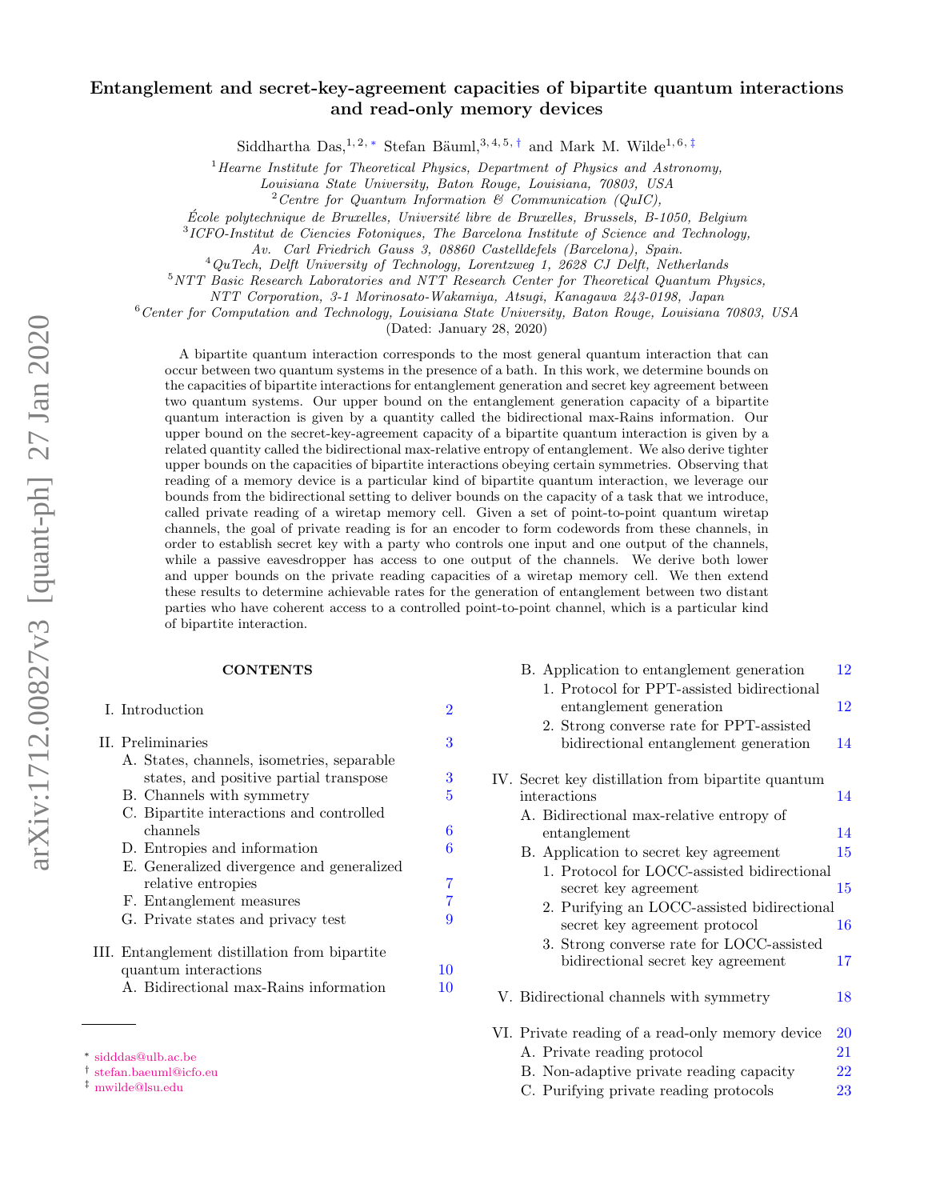# Entanglement and secret-key-agreement capacities of bipartite quantum interactions and read-only memory devices

Siddhartha Das,[1,2,*] Stefan Bäuml,[3,4,5,†] and Mark M. Wilde[1,6,‡]

[1] *Hearne Institute for Theoretical Physics, Department of Physics and Astronomy, Louisiana State University, Baton Rouge, Louisiana, 70803, USA*
[2] *Centre for Quantum Information & Communication (QuIC), École polytechnique de Bruxelles, Université libre de Bruxelles, Brussels, B-1050, Belgium*
[3] *ICFO-Institut de Ciencies Fotoniques, The Barcelona Institute of Science and Technology, Av. Carl Friedrich Gauss 3, 08860 Castelldefels (Barcelona), Spain.*
[4] *QuTech, Delft University of Technology, Lorentzweg 1, 2628 CJ Delft, Netherlands*
[5] *NTT Basic Research Laboratories and NTT Research Center for Theoretical Quantum Physics, NTT Corporation, 3-1 Morinosato-Wakamiya, Atsugi, Kanagawa 243-0198, Japan*
[6] *Center for Computation and Technology, Louisiana State University, Baton Rouge, Louisiana 70803, USA*

(Dated: January 28, 2020)

A bipartite quantum interaction corresponds to the most general quantum interaction that can occur between two quantum systems in the presence of a bath. In this work, we determine bounds on the capacities of bipartite interactions for entanglement generation and secret key agreement between two quantum systems. Our upper bound on the entanglement generation capacity of a bipartite quantum interaction is given by a quantity called the bidirectional max-Rains information. Our upper bound on the secret-key-agreement capacity of a bipartite quantum interaction is given by a related quantity called the bidirectional max-relative entropy of entanglement. We also derive tighter upper bounds on the capacities of bipartite interactions obeying certain symmetries. Observing that reading of a memory device is a particular kind of bipartite quantum interaction, we leverage our bounds from the bidirectional setting to deliver bounds on the capacity of a task that we introduce, called private reading of a wiretap memory cell. Given a set of point-to-point quantum wiretap channels, the goal of private reading is for an encoder to form codewords from these channels, in order to establish secret key with a party who controls one input and one output of the channels, while a passive eavesdropper has access to one output of the channels. We derive both lower and upper bounds on the private reading capacities of a wiretap memory cell. We then extend these results to determine achievable rates for the generation of entanglement between two distant parties who have coherent access to a controlled point-to-point channel, which is a particular kind of bipartite interaction.

## CONTENTS

- I. Introduction — 2
- II. Preliminaries — 3
  - A. States, channels, isometries, separable states, and positive partial transpose — 3
  - B. Channels with symmetry — 5
  - C. Bipartite interactions and controlled channels — 6
  - D. Entropies and information — 6
  - E. Generalized divergence and generalized relative entropies — 7
  - F. Entanglement measures — 7
  - G. Private states and privacy test — 9
- III. Entanglement distillation from bipartite quantum interactions — 10
  - A. Bidirectional max-Rains information — 10
  - B. Application to entanglement generation — 12
    - 1. Protocol for PPT-assisted bidirectional entanglement generation — 12
    - 2. Strong converse rate for PPT-assisted bidirectional entanglement generation — 14
- IV. Secret key distillation from bipartite quantum interactions — 14
  - A. Bidirectional max-relative entropy of entanglement — 14
  - B. Application to secret key agreement — 15
    - 1. Protocol for LOCC-assisted bidirectional secret key agreement — 15
    - 2. Purifying an LOCC-assisted bidirectional secret key agreement protocol — 16
    - 3. Strong converse rate for LOCC-assisted bidirectional secret key agreement — 17
- V. Bidirectional channels with symmetry — 18
- VI. Private reading of a read-only memory device — 20
  - A. Private reading protocol — 21
  - B. Non-adaptive private reading capacity — 22
  - C. Purifying private reading protocols — 23

* sidddas@ulb.ac.be
† stefan.baeuml@icfo.eu
‡ mwilde@lsu.edu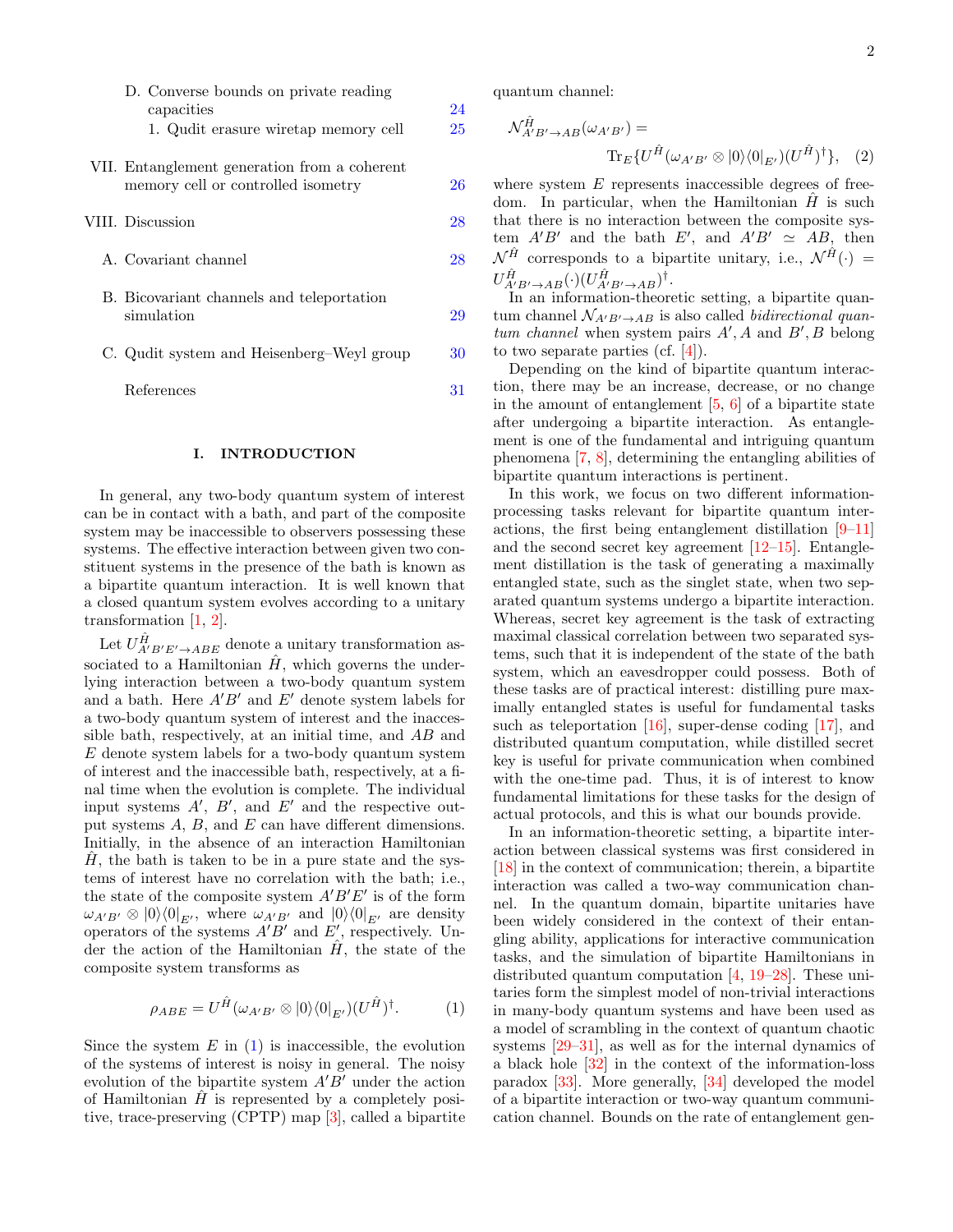D. Converse bounds on private reading capacities 24

1. Qudit erasure wiretap memory cell 25

VII. Entanglement generation from a coherent memory cell or controlled isometry 26

VIII. Discussion 28

A. Covariant channel 28

B. Bicovariant channels and teleportation simulation 29

C. Qudit system and Heisenberg–Weyl group 30

References 31

## I. INTRODUCTION

In general, any two-body quantum system of interest can be in contact with a bath, and part of the composite system may be inaccessible to observers possessing these systems. The effective interaction between given two constituent systems in the presence of the bath is known as a bipartite quantum interaction. It is well known that a closed quantum system evolves according to a unitary transformation [1, 2].

Let $U^{\hat{H}}_{A'B'E'\to ABE}$ denote a unitary transformation associated to a Hamiltonian $\hat{H}$, which governs the underlying interaction between a two-body quantum system and a bath. Here $A'B'$ and $E'$ denote system labels for a two-body quantum system of interest and the inaccessible bath, respectively, at an initial time, and $AB$ and $E$ denote system labels for a two-body quantum system of interest and the inaccessible bath, respectively, at a final time when the evolution is complete. The individual input systems $A'$, $B'$, and $E'$ and the respective output systems $A$, $B$, and $E$ can have different dimensions. Initially, in the absence of an interaction Hamiltonian $\hat{H}$, the bath is taken to be in a pure state and the systems of interest have no correlation with the bath; i.e., the state of the composite system $A'B'E'$ is of the form $\omega_{A'B'}\otimes|0\rangle\langle 0|_{E'}$, where $\omega_{A'B'}$ and $|0\rangle\langle 0|_{E'}$ are density operators of the systems $A'B'$ and $E'$, respectively. Under the action of the Hamiltonian $\hat{H}$, the state of the composite system transforms as

$$\rho_{ABE} = U^{\hat{H}}(\omega_{A'B'}\otimes|0\rangle\langle 0|_{E'})(U^{\hat{H}})^{\dagger}. \tag{1}$$

Since the system $E$ in (1) is inaccessible, the evolution of the systems of interest is noisy in general. The noisy evolution of the bipartite system $A'B'$ under the action of Hamiltonian $\hat{H}$ is represented by a completely positive, trace-preserving (CPTP) map [3], called a bipartite quantum channel:

$$\mathcal{N}^{\hat{H}}_{A'B'\to AB}(\omega_{A'B'}) = \mathrm{Tr}_E\{U^{\hat{H}}(\omega_{A'B'}\otimes|0\rangle\langle 0|_{E'})(U^{\hat{H}})^{\dagger}\}, \tag{2}$$

where system $E$ represents inaccessible degrees of freedom. In particular, when the Hamiltonian $\hat{H}$ is such that there is no interaction between the composite system $A'B'$ and the bath $E'$, and $A'B'\simeq AB$, then $\mathcal{N}^{\hat{H}}$ corresponds to a bipartite unitary, i.e., $\mathcal{N}^{\hat{H}}(\cdot) = U^{\hat{H}}_{A'B'\to AB}(\cdot)(U^{\hat{H}}_{A'B'\to AB})^{\dagger}$.

In an information-theoretic setting, a bipartite quantum channel $\mathcal{N}_{A'B'\to AB}$ is also called *bidirectional quantum channel* when system pairs $A', A$ and $B', B$ belong to two separate parties (cf. [4]).

Depending on the kind of bipartite quantum interaction, there may be an increase, decrease, or no change in the amount of entanglement [5, 6] of a bipartite state after undergoing a bipartite interaction. As entanglement is one of the fundamental and intriguing quantum phenomena [7, 8], determining the entangling abilities of bipartite quantum interactions is pertinent.

In this work, we focus on two different information-processing tasks relevant for bipartite quantum interactions, the first being entanglement distillation [9–11] and the second secret key agreement [12–15]. Entanglement distillation is the task of generating a maximally entangled state, such as the singlet state, when two separated quantum systems undergo a bipartite interaction. Whereas, secret key agreement is the task of extracting maximal classical correlation between two separated systems, such that it is independent of the state of the bath system, which an eavesdropper could possess. Both of these tasks are of practical interest: distilling pure maximally entangled states is useful for fundamental tasks such as teleportation [16], super-dense coding [17], and distributed quantum computation, while distilled secret key is useful for private communication when combined with the one-time pad. Thus, it is of interest to know fundamental limitations for these tasks for the design of actual protocols, and this is what our bounds provide.

In an information-theoretic setting, a bipartite interaction between classical systems was first considered in [18] in the context of communication; therein, a bipartite interaction was called a two-way communication channel. In the quantum domain, bipartite unitaries have been widely considered in the context of their entangling ability, applications for interactive communication tasks, and the simulation of bipartite Hamiltonians in distributed quantum computation [4, 19–28]. These unitaries form the simplest model of non-trivial interactions in many-body quantum systems and have been used as a model of scrambling in the context of quantum chaotic systems [29–31], as well as for the internal dynamics of a black hole [32] in the context of the information-loss paradox [33]. More generally, [34] developed the model of a bipartite interaction or two-way quantum communication channel. Bounds on the rate of entanglement gen-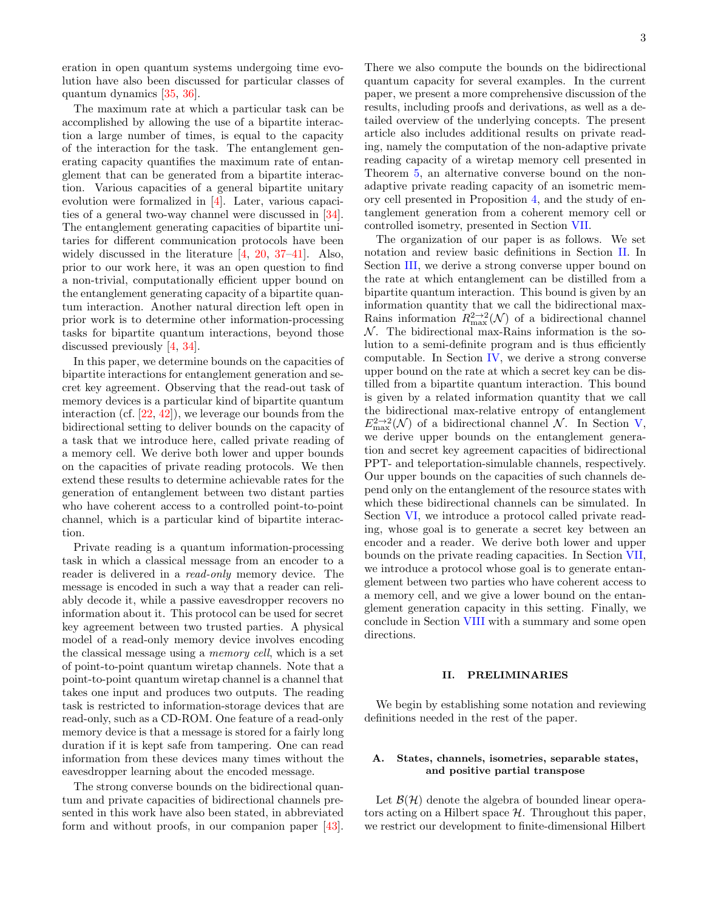eration in open quantum systems undergoing time evolution have also been discussed for particular classes of quantum dynamics [35, 36].

The maximum rate at which a particular task can be accomplished by allowing the use of a bipartite interaction a large number of times, is equal to the capacity of the interaction for the task. The entanglement generating capacity quantifies the maximum rate of entanglement that can be generated from a bipartite interaction. Various capacities of a general bipartite unitary evolution were formalized in [4]. Later, various capacities of a general two-way channel were discussed in [34]. The entanglement generating capacities of bipartite unitaries for different communication protocols have been widely discussed in the literature [4, 20, 37–41]. Also, prior to our work here, it was an open question to find a non-trivial, computationally efficient upper bound on the entanglement generating capacity of a bipartite quantum interaction. Another natural direction left open in prior work is to determine other information-processing tasks for bipartite quantum interactions, beyond those discussed previously [4, 34].

In this paper, we determine bounds on the capacities of bipartite interactions for entanglement generation and secret key agreement. Observing that the read-out task of memory devices is a particular kind of bipartite quantum interaction (cf. [22, 42]), we leverage our bounds from the bidirectional setting to deliver bounds on the capacity of a task that we introduce here, called private reading of a memory cell. We derive both lower and upper bounds on the capacities of private reading protocols. We then extend these results to determine achievable rates for the generation of entanglement between two distant parties who have coherent access to a controlled point-to-point channel, which is a particular kind of bipartite interaction.

Private reading is a quantum information-processing task in which a classical message from an encoder to a reader is delivered in a *read-only* memory device. The message is encoded in such a way that a reader can reliably decode it, while a passive eavesdropper recovers no information about it. This protocol can be used for secret key agreement between two trusted parties. A physical model of a read-only memory device involves encoding the classical message using a *memory cell*, which is a set of point-to-point quantum wiretap channels. Note that a point-to-point quantum wiretap channel is a channel that takes one input and produces two outputs. The reading task is restricted to information-storage devices that are read-only, such as a CD-ROM. One feature of a read-only memory device is that a message is stored for a fairly long duration if it is kept safe from tampering. One can read information from these devices many times without the eavesdropper learning about the encoded message.

The strong converse bounds on the bidirectional quantum and private capacities of bidirectional channels presented in this work have also been stated, in abbreviated form and without proofs, in our companion paper [43]. There we also compute the bounds on the bidirectional quantum capacity for several examples. In the current paper, we present a more comprehensive discussion of the results, including proofs and derivations, as well as a detailed overview of the underlying concepts. The present article also includes additional results on private reading, namely the computation of the non-adaptive private reading capacity of a wiretap memory cell presented in Theorem 5, an alternative converse bound on the non-adaptive private reading capacity of an isometric memory cell presented in Proposition 4, and the study of entanglement generation from a coherent memory cell or controlled isometry, presented in Section VII.

The organization of our paper is as follows. We set notation and review basic definitions in Section II. In Section III, we derive a strong converse upper bound on the rate at which entanglement can be distilled from a bipartite quantum interaction. This bound is given by an information quantity that we call the bidirectional max-Rains information $R^{2\to 2}_{\max}(\mathcal{N})$ of a bidirectional channel $\mathcal{N}$. The bidirectional max-Rains information is the solution to a semi-definite program and is thus efficiently computable. In Section IV, we derive a strong converse upper bound on the rate at which a secret key can be distilled from a bipartite quantum interaction. This bound is given by a related information quantity that we call the bidirectional max-relative entropy of entanglement $E^{2\to 2}_{\max}(\mathcal{N})$ of a bidirectional channel $\mathcal{N}$. In Section V, we derive upper bounds on the entanglement generation and secret key agreement capacities of bidirectional PPT- and teleportation-simulable channels, respectively. Our upper bounds on the capacities of such channels depend only on the entanglement of the resource states with which these bidirectional channels can be simulated. In Section VI, we introduce a protocol called private reading, whose goal is to generate a secret key between an encoder and a reader. We derive both lower and upper bounds on the private reading capacities. In Section VII, we introduce a protocol whose goal is to generate entanglement between two parties who have coherent access to a memory cell, and we give a lower bound on the entanglement generation capacity in this setting. Finally, we conclude in Section VIII with a summary and some open directions.

## II. PRELIMINARIES

We begin by establishing some notation and reviewing definitions needed in the rest of the paper.

### A. States, channels, isometries, separable states, and positive partial transpose

Let $\mathcal{B}(\mathcal{H})$ denote the algebra of bounded linear operators acting on a Hilbert space $\mathcal{H}$. Throughout this paper, we restrict our development to finite-dimensional Hilbert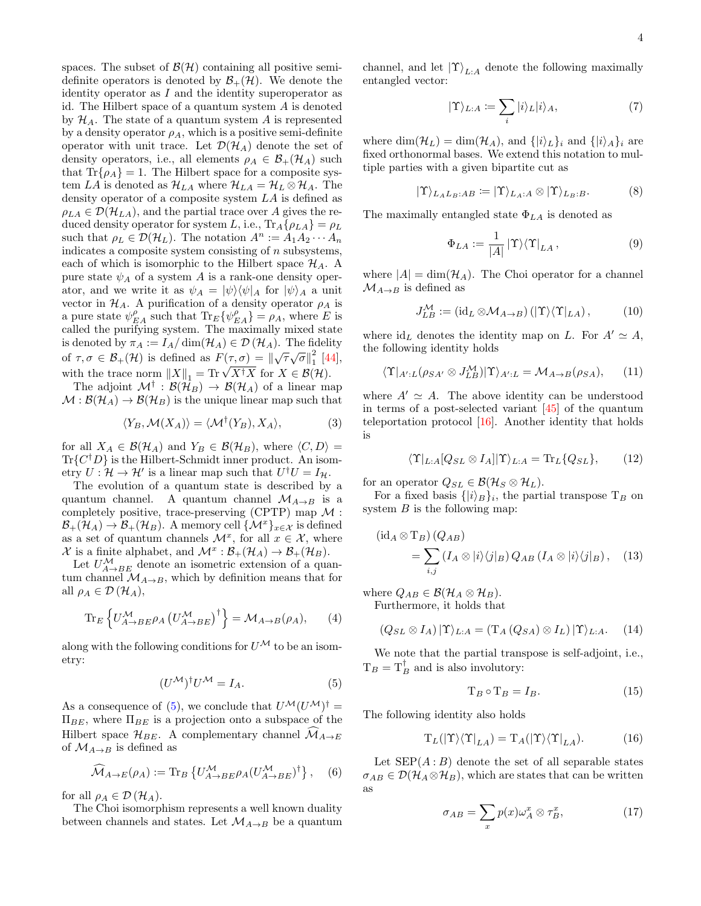spaces. The subset of $\mathcal{B}(\mathcal{H})$ containing all positive semi-definite operators is denoted by $\mathcal{B}_+(\mathcal{H})$. We denote the identity operator as $I$ and the identity superoperator as id. The Hilbert space of a quantum system $A$ is denoted by $\mathcal{H}_A$. The state of a quantum system $A$ is represented by a density operator $\rho_A$, which is a positive semi-definite operator with unit trace. Let $\mathcal{D}(\mathcal{H}_A)$ denote the set of density operators, i.e., all elements $\rho_A \in \mathcal{B}_+(\mathcal{H}_A)$ such that $\mathrm{Tr}\{\rho_A\} = 1$. The Hilbert space for a composite system $LA$ is denoted as $\mathcal{H}_{LA}$ where $\mathcal{H}_{LA} = \mathcal{H}_L \otimes \mathcal{H}_A$. The density operator of a composite system $LA$ is defined as $\rho_{LA} \in \mathcal{D}(\mathcal{H}_{LA})$, and the partial trace over $A$ gives the reduced density operator for system $L$, i.e., $\mathrm{Tr}_A\{\rho_{LA}\} = \rho_L$ such that $\rho_L \in \mathcal{D}(\mathcal{H}_L)$. The notation $A^n := A_1 A_2 \cdots A_n$ indicates a composite system consisting of $n$ subsystems, each of which is isomorphic to the Hilbert space $\mathcal{H}_A$. A pure state $\psi_A$ of a system $A$ is a rank-one density operator, and we write it as $\psi_A = |\psi\rangle\langle\psi|_A$ for $|\psi\rangle_A$ a unit vector in $\mathcal{H}_A$. A purification of a density operator $\rho_A$ is a pure state $\psi^\rho_{EA}$ such that $\mathrm{Tr}_E\{\psi^\rho_{EA}\} = \rho_A$, where $E$ is called the purifying system. The maximally mixed state is denoted by $\pi_A := I_A / \dim(\mathcal{H}_A) \in \mathcal{D}(\mathcal{H}_A)$. The fidelity of $\tau, \sigma \in \mathcal{B}_+(\mathcal{H})$ is defined as $F(\tau, \sigma) = \|\sqrt{\tau}\sqrt{\sigma}\|_1^2$ [44], with the trace norm $\|X\|_1 = \mathrm{Tr}\sqrt{X^\dagger X}$ for $X \in \mathcal{B}(\mathcal{H})$.

The adjoint $\mathcal{M}^\dagger : \mathcal{B}(\mathcal{H}_B) \to \mathcal{B}(\mathcal{H}_A)$ of a linear map $\mathcal{M} : \mathcal{B}(\mathcal{H}_A) \to \mathcal{B}(\mathcal{H}_B)$ is the unique linear map such that

$$\langle Y_B, \mathcal{M}(X_A)\rangle = \langle \mathcal{M}^\dagger(Y_B), X_A\rangle, \tag{3}$$

for all $X_A \in \mathcal{B}(\mathcal{H}_A)$ and $Y_B \in \mathcal{B}(\mathcal{H}_B)$, where $\langle C, D\rangle = \mathrm{Tr}\{C^\dagger D\}$ is the Hilbert-Schmidt inner product. An isometry $U : \mathcal{H} \to \mathcal{H}'$ is a linear map such that $U^\dagger U = I_{\mathcal{H}}$.

The evolution of a quantum state is described by a quantum channel. A quantum channel $\mathcal{M}_{A\to B}$ is a completely positive, trace-preserving (CPTP) map $\mathcal{M} : \mathcal{B}_+(\mathcal{H}_A) \to \mathcal{B}_+(\mathcal{H}_B)$. A memory cell $\{\mathcal{M}^x\}_{x\in\mathcal{X}}$ is defined as a set of quantum channels $\mathcal{M}^x$, for all $x \in \mathcal{X}$, where $\mathcal{X}$ is a finite alphabet, and $\mathcal{M}^x : \mathcal{B}_+(\mathcal{H}_A) \to \mathcal{B}_+(\mathcal{H}_B)$.

Let $U^{\mathcal{M}}_{A\to BE}$ denote an isometric extension of a quantum channel $\mathcal{M}_{A\to B}$, which by definition means that for all $\rho_A \in \mathcal{D}(\mathcal{H}_A)$,

$$\mathrm{Tr}_E\left\{U^{\mathcal{M}}_{A\to BE}\rho_A \left(U^{\mathcal{M}}_{A\to BE}\right)^\dagger\right\} = \mathcal{M}_{A\to B}(\rho_A), \tag{4}$$

along with the following conditions for $U^{\mathcal{M}}$ to be an isometry:

$$(U^{\mathcal{M}})^\dagger U^{\mathcal{M}} = I_A. \tag{5}$$

As a consequence of (5), we conclude that $U^{\mathcal{M}}(U^{\mathcal{M}})^\dagger = \Pi_{BE}$, where $\Pi_{BE}$ is a projection onto a subspace of the Hilbert space $\mathcal{H}_{BE}$. A complementary channel $\widehat{\mathcal{M}}_{A\to E}$ of $\mathcal{M}_{A\to B}$ is defined as

$$\widehat{\mathcal{M}}_{A\to E}(\rho_A) := \mathrm{Tr}_B\left\{U^{\mathcal{M}}_{A\to BE}\rho_A (U^{\mathcal{M}}_{A\to BE})^\dagger\right\}, \tag{6}$$

for all $\rho_A \in \mathcal{D}(\mathcal{H}_A)$.

The Choi isomorphism represents a well known duality between channels and states. Let $\mathcal{M}_{A\to B}$ be a quantum channel, and let $|\Upsilon\rangle_{L:A}$ denote the following maximally entangled vector:

$$|\Upsilon\rangle_{L:A} := \sum_i |i\rangle_L |i\rangle_A, \tag{7}$$

where $\dim(\mathcal{H}_L) = \dim(\mathcal{H}_A)$, and $\{|i\rangle_L\}_i$ and $\{|i\rangle_A\}_i$ are fixed orthonormal bases. We extend this notation to multiple parties with a given bipartite cut as

$$|\Upsilon\rangle_{L_A L_B:AB} := |\Upsilon\rangle_{L_A:A} \otimes |\Upsilon\rangle_{L_B:B}. \tag{8}$$

The maximally entangled state $\Phi_{LA}$ is denoted as

$$\Phi_{LA} := \frac{1}{|A|}|\Upsilon\rangle\langle\Upsilon|_{LA}, \tag{9}$$

where $|A| = \dim(\mathcal{H}_A)$. The Choi operator for a channel $\mathcal{M}_{A\to B}$ is defined as

$$J^{\mathcal{M}}_{LB} := (\mathrm{id}_L \otimes \mathcal{M}_{A\to B})(|\Upsilon\rangle\langle\Upsilon|_{LA}), \tag{10}$$

where $\mathrm{id}_L$ denotes the identity map on $L$. For $A' \simeq A$, the following identity holds

$$\langle\Upsilon|_{A':L}(\rho_{SA'} \otimes J^{\mathcal{M}}_{LB})|\Upsilon\rangle_{A':L} = \mathcal{M}_{A\to B}(\rho_{SA}), \tag{11}$$

where $A' \simeq A$. The above identity can be understood in terms of a post-selected variant [45] of the quantum teleportation protocol [16]. Another identity that holds is

$$\langle\Upsilon|_{L:A}[Q_{SL} \otimes I_A]|\Upsilon\rangle_{L:A} = \mathrm{Tr}_L\{Q_{SL}\}, \tag{12}$$

for an operator $Q_{SL} \in \mathcal{B}(\mathcal{H}_S \otimes \mathcal{H}_L)$.

For a fixed basis $\{|i\rangle_B\}_i$, the partial transpose $\mathrm{T}_B$ on system $B$ is the following map:

$$(\mathrm{id}_A \otimes \mathrm{T}_B)(Q_{AB}) = \sum_{i,j}(I_A \otimes |i\rangle\langle j|_B)\, Q_{AB}\, (I_A \otimes |i\rangle\langle j|_B), \tag{13}$$

where $Q_{AB} \in \mathcal{B}(\mathcal{H}_A \otimes \mathcal{H}_B)$.

Furthermore, it holds that

$$(Q_{SL} \otimes I_A)|\Upsilon\rangle_{L:A} = (\mathrm{T}_A(Q_{SA}) \otimes I_L)|\Upsilon\rangle_{L:A}. \tag{14}$$

We note that the partial transpose is self-adjoint, i.e., $\mathrm{T}_B = \mathrm{T}_B^\dagger$ and is also involutory:

$$\mathrm{T}_B \circ \mathrm{T}_B = I_B. \tag{15}$$

The following identity also holds

$$\mathrm{T}_L(|\Upsilon\rangle\langle\Upsilon|_{LA}) = \mathrm{T}_A(|\Upsilon\rangle\langle\Upsilon|_{LA}). \tag{16}$$

Let $\mathrm{SEP}(A : B)$ denote the set of all separable states $\sigma_{AB} \in \mathcal{D}(\mathcal{H}_A \otimes \mathcal{H}_B)$, which are states that can be written as

$$\sigma_{AB} = \sum_x p(x)\omega^x_A \otimes \tau^x_B, \tag{17}$$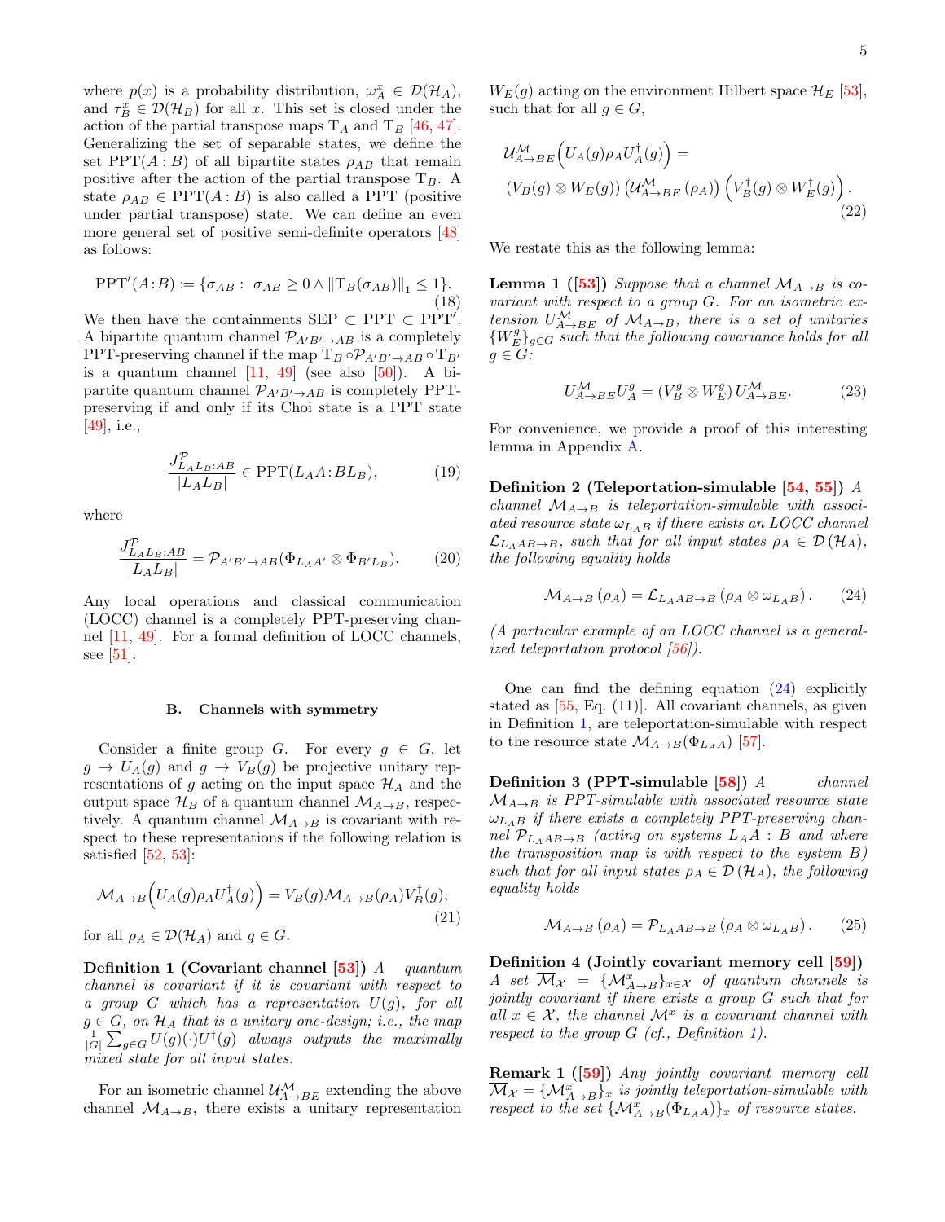where $p(x)$ is a probability distribution, $\omega_A^x \in \mathcal{D}(\mathcal{H}_A)$, and $\tau_B^x \in \mathcal{D}(\mathcal{H}_B)$ for all $x$. This set is closed under the action of the partial transpose maps $\mathrm{T}_A$ and $\mathrm{T}_B$ [46, 47]. Generalizing the set of separable states, we define the set $\mathrm{PPT}(A:B)$ of all bipartite states $\rho_{AB}$ that remain positive after the action of the partial transpose $\mathrm{T}_B$. A state $\rho_{AB} \in \mathrm{PPT}(A:B)$ is also called a PPT (positive under partial transpose) state. We can define an even more general set of positive semi-definite operators [48] as follows:

$$
\mathrm{PPT}'(A:B) := \{\sigma_{AB} : \ \sigma_{AB} \geq 0 \wedge \|\mathrm{T}_B(\sigma_{AB})\|_1 \leq 1\}. \tag{18}
$$

We then have the containments SEP $\subset$ PPT $\subset$ PPT$'$. A bipartite quantum channel $\mathcal{P}_{A'B'\to AB}$ is a completely PPT-preserving channel if the map $\mathrm{T}_B \circ \mathcal{P}_{A'B'\to AB} \circ \mathrm{T}_{B'}$ is a quantum channel [11, 49] (see also [50]). A bipartite quantum channel $\mathcal{P}_{A'B'\to AB}$ is completely PPT-preserving if and only if its Choi state is a PPT state [49], i.e.,

$$
\frac{J^{\mathcal{P}}_{L_A L_B:AB}}{|L_A L_B|} \in \mathrm{PPT}(L_A A : B L_B), \tag{19}
$$

where

$$
\frac{J^{\mathcal{P}}_{L_A L_B:AB}}{|L_A L_B|} = \mathcal{P}_{A'B'\to AB}(\Phi_{L_A A'} \otimes \Phi_{B' L_B}). \tag{20}
$$

Any local operations and classical communication (LOCC) channel is a completely PPT-preserving channel [11, 49]. For a formal definition of LOCC channels, see [51].

### B. Channels with symmetry

Consider a finite group $G$. For every $g \in G$, let $g \to U_A(g)$ and $g \to V_B(g)$ be projective unitary representations of $g$ acting on the input space $\mathcal{H}_A$ and the output space $\mathcal{H}_B$ of a quantum channel $\mathcal{M}_{A\to B}$, respectively. A quantum channel $\mathcal{M}_{A\to B}$ is covariant with respect to these representations if the following relation is satisfied [52, 53]:

$$
\mathcal{M}_{A\to B}\Big(U_A(g)\rho_A U_A^\dagger(g)\Big) = V_B(g)\mathcal{M}_{A\to B}(\rho_A)V_B^\dagger(g), \tag{21}
$$

for all $\rho_A \in \mathcal{D}(\mathcal{H}_A)$ and $g \in G$.

**Definition 1 (Covariant channel [53])** *A quantum channel is covariant if it is covariant with respect to a group $G$ which has a representation $U(g)$, for all $g \in G$, on $\mathcal{H}_A$ that is a unitary one-design; i.e., the map $\frac{1}{|G|}\sum_{g\in G} U(g)(\cdot)U^\dagger(g)$ always outputs the maximally mixed state for all input states.*

For an isometric channel $\mathcal{U}^{\mathcal{M}}_{A\to BE}$ extending the above channel $\mathcal{M}_{A\to B}$, there exists a unitary representation $W_E(g)$ acting on the environment Hilbert space $\mathcal{H}_E$ [53], such that for all $g \in G$,

$$
\begin{aligned}
&\mathcal{U}^{\mathcal{M}}_{A\to BE}\Big(U_A(g)\rho_A U_A^\dagger(g)\Big) = \\
&(V_B(g) \otimes W_E(g))\left(\mathcal{U}^{\mathcal{M}}_{A\to BE}(\rho_A)\right)\left(V_B^\dagger(g) \otimes W_E^\dagger(g)\right).
\end{aligned} \tag{22}
$$

We restate this as the following lemma:

**Lemma 1 ([53])** *Suppose that a channel $\mathcal{M}_{A\to B}$ is covariant with respect to a group $G$. For an isometric extension $U^{\mathcal{M}}_{A\to BE}$ of $\mathcal{M}_{A\to B}$, there is a set of unitaries $\{W_E^g\}_{g\in G}$ such that the following covariance holds for all $g \in G$:*

$$
U^{\mathcal{M}}_{A\to BE} U_A^g = (V_B^g \otimes W_E^g)\, U^{\mathcal{M}}_{A\to BE}. \tag{23}
$$

For convenience, we provide a proof of this interesting lemma in Appendix A.

**Definition 2 (Teleportation-simulable [54, 55])** *A channel $\mathcal{M}_{A\to B}$ is teleportation-simulable with associated resource state $\omega_{L_A B}$ if there exists an LOCC channel $\mathcal{L}_{L_A A B\to B}$, such that for all input states $\rho_A \in \mathcal{D}(\mathcal{H}_A)$, the following equality holds*

$$
\mathcal{M}_{A\to B}(\rho_A) = \mathcal{L}_{L_A A B\to B}(\rho_A \otimes \omega_{L_A B}). \tag{24}
$$

*(A particular example of an LOCC channel is a generalized teleportation protocol [56]).*

One can find the defining equation (24) explicitly stated as [55, Eq. (11)]. All covariant channels, as given in Definition 1, are teleportation-simulable with respect to the resource state $\mathcal{M}_{A\to B}(\Phi_{L_A A})$ [57].

**Definition 3 (PPT-simulable [58])** *A channel $\mathcal{M}_{A\to B}$ is PPT-simulable with associated resource state $\omega_{L_A B}$ if there exists a completely PPT-preserving channel $\mathcal{P}_{L_A A B\to B}$ (acting on systems $L_A A : B$ and where the transposition map is with respect to the system $B$) such that for all input states $\rho_A \in \mathcal{D}(\mathcal{H}_A)$, the following equality holds*

$$
\mathcal{M}_{A\to B}(\rho_A) = \mathcal{P}_{L_A A B\to B}(\rho_A \otimes \omega_{L_A B}). \tag{25}
$$

**Definition 4 (Jointly covariant memory cell [59])** *A set $\overline{\mathcal{M}}_{\mathcal{X}} = \{\mathcal{M}^x_{A\to B}\}_{x\in\mathcal{X}}$ of quantum channels is jointly covariant if there exists a group $G$ such that for all $x \in \mathcal{X}$, the channel $\mathcal{M}^x$ is a covariant channel with respect to the group $G$ (cf., Definition 1).*

**Remark 1 ([59])** *Any jointly covariant memory cell $\overline{\mathcal{M}}_{\mathcal{X}} = \{\mathcal{M}^x_{A\to B}\}_x$ is jointly teleportation-simulable with respect to the set $\{\mathcal{M}^x_{A\to B}(\Phi_{L_A A})\}_x$ of resource states.*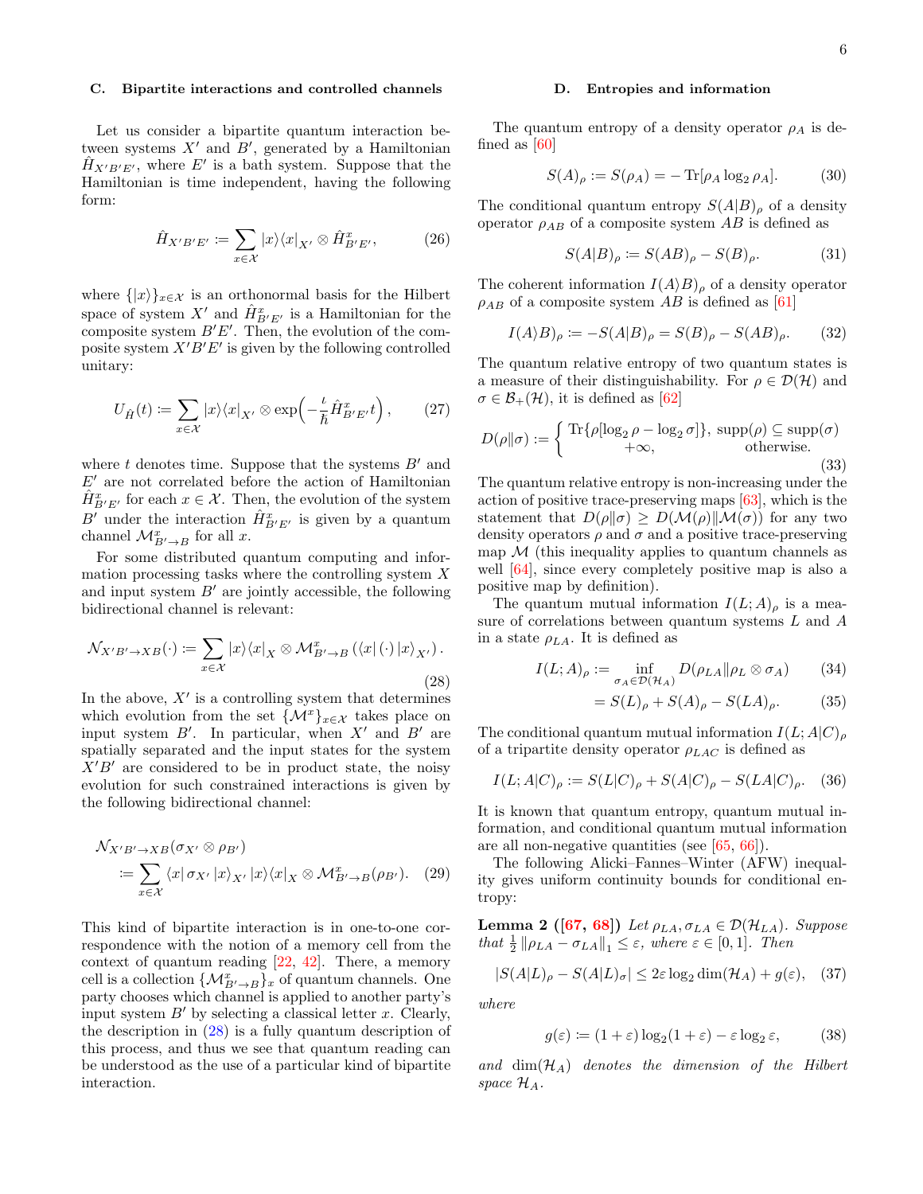### C. Bipartite interactions and controlled channels

Let us consider a bipartite quantum interaction between systems $X'$ and $B'$, generated by a Hamiltonian $\hat{H}_{X'B'E'}$, where $E'$ is a bath system. Suppose that the Hamiltonian is time independent, having the following form:

$$\hat{H}_{X'B'E'} \coloneqq \sum_{x\in\mathcal{X}} |x\rangle\langle x|_{X'} \otimes \hat{H}^{x}_{B'E'}, \tag{26}$$

where $\{|x\rangle\}_{x\in\mathcal{X}}$ is an orthonormal basis for the Hilbert space of system $X'$ and $\hat{H}^{x}_{B'E'}$ is a Hamiltonian for the composite system $B'E'$. Then, the evolution of the composite system $X'B'E'$ is given by the following controlled unitary:

$$U_{\hat{H}}(t) \coloneqq \sum_{x\in\mathcal{X}} |x\rangle\langle x|_{X'} \otimes \exp\!\left(-\frac{\iota}{\hbar}\hat{H}^{x}_{B'E'}t\right), \tag{27}$$

where $t$ denotes time. Suppose that the systems $B'$ and $E'$ are not correlated before the action of Hamiltonian $\hat{H}^{x}_{B'E'}$ for each $x\in\mathcal{X}$. Then, the evolution of the system $B'$ under the interaction $\hat{H}^{x}_{B'E'}$ is given by a quantum channel $\mathcal{M}^{x}_{B'\to B}$ for all $x$.

For some distributed quantum computing and information processing tasks where the controlling system $X$ and input system $B'$ are jointly accessible, the following bidirectional channel is relevant:

$$\mathcal{N}_{X'B'\to XB}(\cdot) \coloneqq \sum_{x\in\mathcal{X}} |x\rangle\langle x|_{X} \otimes \mathcal{M}^{x}_{B'\to B}\left(\langle x|\,(\cdot)\,|x\rangle_{X'}\right). \tag{28}$$

In the above, $X'$ is a controlling system that determines which evolution from the set $\{\mathcal{M}^{x}\}_{x\in\mathcal{X}}$ takes place on input system $B'$. In particular, when $X'$ and $B'$ are spatially separated and the input states for the system $X'B'$ are considered to be in product state, the noisy evolution for such constrained interactions is given by the following bidirectional channel:

$$\begin{aligned}
&\mathcal{N}_{X'B'\to XB}(\sigma_{X'}\otimes\rho_{B'}) \\
&\quad\coloneqq \sum_{x\in\mathcal{X}} \langle x|\,\sigma_{X'}\,|x\rangle_{X'}\,|x\rangle\langle x|_{X} \otimes \mathcal{M}^{x}_{B'\to B}(\rho_{B'}).
\end{aligned} \tag{29}$$

This kind of bipartite interaction is in one-to-one correspondence with the notion of a memory cell from the context of quantum reading [22, 42]. There, a memory cell is a collection $\{\mathcal{M}^{x}_{B'\to B}\}_x$ of quantum channels. One party chooses which channel is applied to another party's input system $B'$ by selecting a classical letter $x$. Clearly, the description in (28) is a fully quantum description of this process, and thus we see that quantum reading can be understood as the use of a particular kind of bipartite interaction.

### D. Entropies and information

The quantum entropy of a density operator $\rho_A$ is defined as [60]

$$S(A)_\rho \coloneqq S(\rho_A) = -\operatorname{Tr}[\rho_A \log_2 \rho_A]. \tag{30}$$

The conditional quantum entropy $S(A|B)_\rho$ of a density operator $\rho_{AB}$ of a composite system $AB$ is defined as

$$S(A|B)_\rho \coloneqq S(AB)_\rho - S(B)_\rho. \tag{31}$$

The coherent information $I(A\rangle B)_\rho$ of a density operator $\rho_{AB}$ of a composite system $AB$ is defined as [61]

$$I(A\rangle B)_\rho \coloneqq -S(A|B)_\rho = S(B)_\rho - S(AB)_\rho. \tag{32}$$

The quantum relative entropy of two quantum states is a measure of their distinguishability. For $\rho\in\mathcal{D}(\mathcal{H})$ and $\sigma\in\mathcal{B}_+(\mathcal{H})$, it is defined as [62]

$$D(\rho\|\sigma) \coloneqq \begin{cases} \operatorname{Tr}\{\rho[\log_2\rho - \log_2\sigma]\}, & \operatorname{supp}(\rho)\subseteq\operatorname{supp}(\sigma) \\ +\infty, & \text{otherwise.} \end{cases} \tag{33}$$

The quantum relative entropy is non-increasing under the action of positive trace-preserving maps [63], which is the statement that $D(\rho\|\sigma)\geq D(\mathcal{M}(\rho)\|\mathcal{M}(\sigma))$ for any two density operators $\rho$ and $\sigma$ and a positive trace-preserving map $\mathcal{M}$ (this inequality applies to quantum channels as well [64], since every completely positive map is also a positive map by definition).

The quantum mutual information $I(L;A)_\rho$ is a measure of correlations between quantum systems $L$ and $A$ in a state $\rho_{LA}$. It is defined as

$$\begin{aligned}
I(L;A)_\rho &\coloneqq \inf_{\sigma_A\in\mathcal{D}(\mathcal{H}_A)} D(\rho_{LA}\|\rho_L\otimes\sigma_A) &(34)\\
&= S(L)_\rho + S(A)_\rho - S(LA)_\rho. &(35)
\end{aligned}$$

The conditional quantum mutual information $I(L;A|C)_\rho$ of a tripartite density operator $\rho_{LAC}$ is defined as

$$I(L;A|C)_\rho \coloneqq S(L|C)_\rho + S(A|C)_\rho - S(LA|C)_\rho. \tag{36}$$

It is known that quantum entropy, quantum mutual information, and conditional quantum mutual information are all non-negative quantities (see [65, 66]).

The following Alicki–Fannes–Winter (AFW) inequality gives uniform continuity bounds for conditional entropy:

**Lemma 2 ([67, 68])** *Let $\rho_{LA},\sigma_{LA}\in\mathcal{D}(\mathcal{H}_{LA})$. Suppose that $\frac{1}{2}\left\|\rho_{LA}-\sigma_{LA}\right\|_1\leq\varepsilon$, where $\varepsilon\in[0,1]$. Then*

$$|S(A|L)_\rho - S(A|L)_\sigma| \leq 2\varepsilon\log_2\dim(\mathcal{H}_A) + g(\varepsilon), \tag{37}$$

*where*

$$g(\varepsilon) \coloneqq (1+\varepsilon)\log_2(1+\varepsilon) - \varepsilon\log_2\varepsilon, \tag{38}$$

*and $\dim(\mathcal{H}_A)$ denotes the dimension of the Hilbert space $\mathcal{H}_A$.*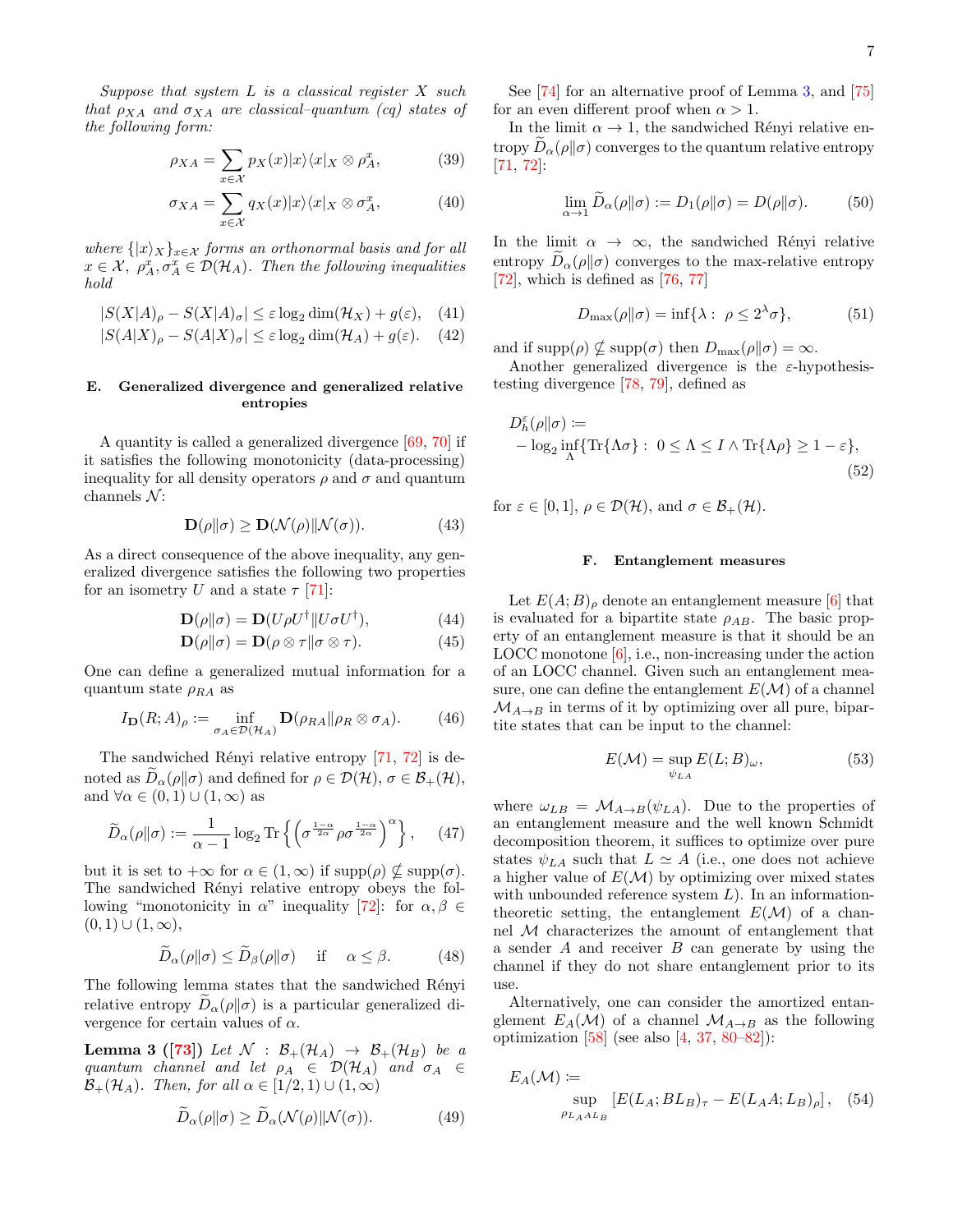*Suppose that system $L$ is a classical register $X$ such that $\rho_{XA}$ and $\sigma_{XA}$ are classical–quantum (cq) states of the following form:*

$$\rho_{XA} = \sum_{x\in\mathcal{X}} p_X(x)|x\rangle\langle x|_X \otimes \rho_A^x, \tag{39}$$

$$\sigma_{XA} = \sum_{x\in\mathcal{X}} q_X(x)|x\rangle\langle x|_X \otimes \sigma_A^x, \tag{40}$$

*where $\{|x\rangle_X\}_{x\in\mathcal{X}}$ forms an orthonormal basis and for all $x \in \mathcal{X}$, $\rho_A^x, \sigma_A^x \in \mathcal{D}(\mathcal{H}_A)$. Then the following inequalities hold*

$$|S(X|A)_\rho - S(X|A)_\sigma| \leq \varepsilon \log_2 \dim(\mathcal{H}_X) + g(\varepsilon), \tag{41}$$

$$|S(A|X)_\rho - S(A|X)_\sigma| \leq \varepsilon \log_2 \dim(\mathcal{H}_A) + g(\varepsilon). \tag{42}$$

### E. Generalized divergence and generalized relative entropies

A quantity is called a generalized divergence [69, 70] if it satisfies the following monotonicity (data-processing) inequality for all density operators $\rho$ and $\sigma$ and quantum channels $\mathcal{N}$:

$$\mathbf{D}(\rho\|\sigma) \geq \mathbf{D}(\mathcal{N}(\rho)\|\mathcal{N}(\sigma)). \tag{43}$$

As a direct consequence of the above inequality, any generalized divergence satisfies the following two properties for an isometry $U$ and a state $\tau$ [71]:

$$\mathbf{D}(\rho\|\sigma) = \mathbf{D}(U\rho U^\dagger\|U\sigma U^\dagger), \tag{44}$$

$$\mathbf{D}(\rho\|\sigma) = \mathbf{D}(\rho\otimes\tau\|\sigma\otimes\tau). \tag{45}$$

One can define a generalized mutual information for a quantum state $\rho_{RA}$ as

$$I_{\mathbf{D}}(R;A)_\rho := \inf_{\sigma_A\in\mathcal{D}(\mathcal{H}_A)} \mathbf{D}(\rho_{RA}\|\rho_R\otimes\sigma_A). \tag{46}$$

The sandwiched Rényi relative entropy [71, 72] is denoted as $\widetilde{D}_\alpha(\rho\|\sigma)$ and defined for $\rho \in \mathcal{D}(\mathcal{H})$, $\sigma \in \mathcal{B}_+(\mathcal{H})$, and $\forall\alpha \in (0,1)\cup(1,\infty)$ as

$$\widetilde{D}_\alpha(\rho\|\sigma) := \frac{1}{\alpha-1}\log_2 \mathrm{Tr}\left\{\left(\sigma^{\frac{1-\alpha}{2\alpha}}\rho\sigma^{\frac{1-\alpha}{2\alpha}}\right)^\alpha\right\}, \tag{47}$$

but it is set to $+\infty$ for $\alpha \in (1,\infty)$ if $\mathrm{supp}(\rho) \nsubseteq \mathrm{supp}(\sigma)$. The sandwiched Rényi relative entropy obeys the following "monotonicity in $\alpha$" inequality [72]: for $\alpha, \beta \in (0,1)\cup(1,\infty)$,

$$\widetilde{D}_\alpha(\rho\|\sigma) \leq \widetilde{D}_\beta(\rho\|\sigma) \quad \text{if} \quad \alpha \leq \beta. \tag{48}$$

The following lemma states that the sandwiched Rényi relative entropy $\widetilde{D}_\alpha(\rho\|\sigma)$ is a particular generalized divergence for certain values of $\alpha$.

**Lemma 3 ([73])** *Let $\mathcal{N} : \mathcal{B}_+(\mathcal{H}_A) \to \mathcal{B}_+(\mathcal{H}_B)$ be a quantum channel and let $\rho_A \in \mathcal{D}(\mathcal{H}_A)$ and $\sigma_A \in \mathcal{B}_+(\mathcal{H}_A)$. Then, for all $\alpha \in [1/2, 1)\cup(1,\infty)$*

$$\widetilde{D}_\alpha(\rho\|\sigma) \geq \widetilde{D}_\alpha(\mathcal{N}(\rho)\|\mathcal{N}(\sigma)). \tag{49}$$

See [74] for an alternative proof of Lemma 3, and [75] for an even different proof when $\alpha > 1$.

In the limit $\alpha \to 1$, the sandwiched Rényi relative entropy $\widetilde{D}_\alpha(\rho\|\sigma)$ converges to the quantum relative entropy [71, 72]:

$$\lim_{\alpha\to1}\widetilde{D}_\alpha(\rho\|\sigma) := D_1(\rho\|\sigma) = D(\rho\|\sigma). \tag{50}$$

In the limit $\alpha \to \infty$, the sandwiched Rényi relative entropy $\widetilde{D}_\alpha(\rho\|\sigma)$ converges to the max-relative entropy [72], which is defined as [76, 77]

$$D_{\max}(\rho\|\sigma) = \inf\{\lambda : \ \rho \leq 2^\lambda\sigma\}, \tag{51}$$

and if $\mathrm{supp}(\rho) \nsubseteq \mathrm{supp}(\sigma)$ then $D_{\max}(\rho\|\sigma) = \infty$.

Another generalized divergence is the $\varepsilon$-hypothesis-testing divergence [78, 79], defined as

$$D_h^\varepsilon(\rho\|\sigma) := -\log_2\inf_\Lambda\{\mathrm{Tr}\{\Lambda\sigma\} : \ 0 \leq \Lambda \leq I \wedge \mathrm{Tr}\{\Lambda\rho\} \geq 1-\varepsilon\}, \tag{52}$$

for $\varepsilon \in [0,1]$, $\rho \in \mathcal{D}(\mathcal{H})$, and $\sigma \in \mathcal{B}_+(\mathcal{H})$.

### F. Entanglement measures

Let $E(A;B)_\rho$ denote an entanglement measure [6] that is evaluated for a bipartite state $\rho_{AB}$. The basic property of an entanglement measure is that it should be an LOCC monotone [6], i.e., non-increasing under the action of an LOCC channel. Given such an entanglement measure, one can define the entanglement $E(\mathcal{M})$ of a channel $\mathcal{M}_{A\to B}$ in terms of it by optimizing over all pure, bipartite states that can be input to the channel:

$$E(\mathcal{M}) = \sup_{\psi_{LA}} E(L;B)_\omega, \tag{53}$$

where $\omega_{LB} = \mathcal{M}_{A\to B}(\psi_{LA})$. Due to the properties of an entanglement measure and the well known Schmidt decomposition theorem, it suffices to optimize over pure states $\psi_{LA}$ such that $L \simeq A$ (i.e., one does not achieve a higher value of $E(\mathcal{M})$ by optimizing over mixed states with unbounded reference system $L$). In an information-theoretic setting, the entanglement $E(\mathcal{M})$ of a channel $\mathcal{M}$ characterizes the amount of entanglement that a sender $A$ and receiver $B$ can generate by using the channel if they do not share entanglement prior to its use.

Alternatively, one can consider the amortized entanglement $E_A(\mathcal{M})$ of a channel $\mathcal{M}_{A\to B}$ as the following optimization [58] (see also [4, 37, 80–82]):

$$E_A(\mathcal{M}) := \sup_{\rho_{L_AAL_B}} \left[E(L_A;BL_B)_\tau - E(L_AA;L_B)_\rho\right], \tag{54}$$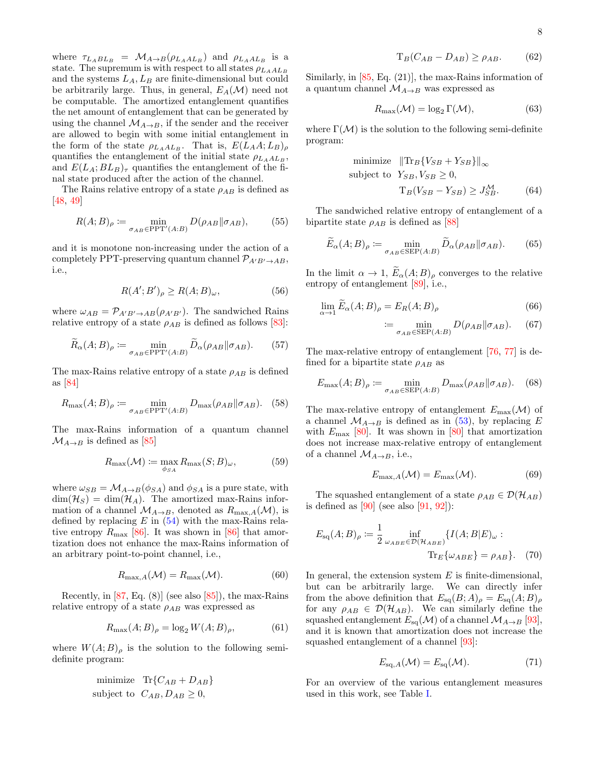where $\tau_{L_A B L_B} = \mathcal{M}_{A\to B}(\rho_{L_A A L_B})$ and $\rho_{L_A A L_B}$ is a state. The supremum is with respect to all states $\rho_{L_A A L_B}$ and the systems $L_A, L_B$ are finite-dimensional but could be arbitrarily large. Thus, in general, $E_A(\mathcal{M})$ need not be computable. The amortized entanglement quantifies the net amount of entanglement that can be generated by using the channel $\mathcal{M}_{A\to B}$, if the sender and the receiver are allowed to begin with some initial entanglement in the form of the state $\rho_{L_A A L_B}$. That is, $E(L_A A; L_B)_\rho$ quantifies the entanglement of the initial state $\rho_{L_A A L_B}$, and $E(L_A; B L_B)_\tau$ quantifies the entanglement of the final state produced after the action of the channel.

The Rains relative entropy of a state $\rho_{AB}$ is defined as [48, 49]

$$R(A;B)_\rho \coloneqq \min_{\sigma_{AB}\in \mathrm{PPT}'(A:B)} D(\rho_{AB}\|\sigma_{AB}), \tag{55}$$

and it is monotone non-increasing under the action of a completely PPT-preserving quantum channel $\mathcal{P}_{A'B'\to AB}$, i.e.,

$$R(A';B')_\rho \geq R(A;B)_\omega, \tag{56}$$

where $\omega_{AB} = \mathcal{P}_{A'B'\to AB}(\rho_{A'B'})$. The sandwiched Rains relative entropy of a state $\rho_{AB}$ is defined as follows [83]:

$$\widetilde{R}_\alpha(A;B)_\rho \coloneqq \min_{\sigma_{AB}\in \mathrm{PPT}'(A:B)} \widetilde{D}_\alpha(\rho_{AB}\|\sigma_{AB}). \tag{57}$$

The max-Rains relative entropy of a state $\rho_{AB}$ is defined as [84]

$$R_{\max}(A;B)_\rho \coloneqq \min_{\sigma_{AB}\in \mathrm{PPT}'(A:B)} D_{\max}(\rho_{AB}\|\sigma_{AB}). \tag{58}$$

The max-Rains information of a quantum channel $\mathcal{M}_{A\to B}$ is defined as [85]

$$R_{\max}(\mathcal{M}) \coloneqq \max_{\phi_{SA}} R_{\max}(S;B)_\omega, \tag{59}$$

where $\omega_{SB} = \mathcal{M}_{A\to B}(\phi_{SA})$ and $\phi_{SA}$ is a pure state, with $\dim(\mathcal{H}_S) = \dim(\mathcal{H}_A)$. The amortized max-Rains information of a channel $\mathcal{M}_{A\to B}$, denoted as $R_{\max,A}(\mathcal{M})$, is defined by replacing $E$ in (54) with the max-Rains relative entropy $R_{\max}$ [86]. It was shown in [86] that amortization does not enhance the max-Rains information of an arbitrary point-to-point channel, i.e.,

$$R_{\max,A}(\mathcal{M}) = R_{\max}(\mathcal{M}). \tag{60}$$

Recently, in [87, Eq. (8)] (see also [85]), the max-Rains relative entropy of a state $\rho_{AB}$ was expressed as

$$R_{\max}(A;B)_\rho = \log_2 W(A;B)_\rho, \tag{61}$$

where $W(A;B)_\rho$ is the solution to the following semi-definite program:

$$\begin{aligned} \text{minimize} \quad & \mathrm{Tr}\{C_{AB} + D_{AB}\} \\ \text{subject to} \quad & C_{AB}, D_{AB} \geq 0, \\ & \mathrm{T}_B(C_{AB} - D_{AB}) \geq \rho_{AB}. \end{aligned} \tag{62}$$

Similarly, in [85, Eq. (21)], the max-Rains information of a quantum channel $\mathcal{M}_{A\to B}$ was expressed as

$$R_{\max}(\mathcal{M}) = \log_2 \Gamma(\mathcal{M}), \tag{63}$$

where $\Gamma(\mathcal{M})$ is the solution to the following semi-definite program:

$$\begin{aligned} \text{minimize} \quad & \|\mathrm{Tr}_B\{V_{SB} + Y_{SB}\}\|_\infty \\ \text{subject to} \quad & Y_{SB}, V_{SB} \geq 0, \\ & \mathrm{T}_B(V_{SB} - Y_{SB}) \geq J^{\mathcal{M}}_{SB}. \end{aligned} \tag{64}$$

The sandwiched relative entropy of entanglement of a bipartite state $\rho_{AB}$ is defined as [88]

$$\widetilde{E}_\alpha(A;B)_\rho \coloneqq \min_{\sigma_{AB}\in \mathrm{SEP}(A:B)} \widetilde{D}_\alpha(\rho_{AB}\|\sigma_{AB}). \tag{65}$$

In the limit $\alpha \to 1$, $\widetilde{E}_\alpha(A;B)_\rho$ converges to the relative entropy of entanglement [89], i.e.,

$$\begin{aligned} \lim_{\alpha\to 1} \widetilde{E}_\alpha(A;B)_\rho &= E_R(A;B)_\rho \qquad (66) \\ &\coloneqq \min_{\sigma_{AB}\in \mathrm{SEP}(A:B)} D(\rho_{AB}\|\sigma_{AB}). \qquad (67) \end{aligned}$$

The max-relative entropy of entanglement [76, 77] is defined for a bipartite state $\rho_{AB}$ as

$$E_{\max}(A;B)_\rho \coloneqq \min_{\sigma_{AB}\in \mathrm{SEP}(A:B)} D_{\max}(\rho_{AB}\|\sigma_{AB}). \tag{68}$$

The max-relative entropy of entanglement $E_{\max}(\mathcal{M})$ of a channel $\mathcal{M}_{A\to B}$ is defined as in (53), by replacing $E$ with $E_{\max}$ [80]. It was shown in [80] that amortization does not increase max-relative entropy of entanglement of a channel $\mathcal{M}_{A\to B}$, i.e.,

$$E_{\max,A}(\mathcal{M}) = E_{\max}(\mathcal{M}). \tag{69}$$

The squashed entanglement of a state $\rho_{AB} \in \mathcal{D}(\mathcal{H}_{AB})$ is defined as [90] (see also [91, 92]):

$$E_{\mathrm{sq}}(A;B)_\rho \coloneqq \frac{1}{2} \inf_{\omega_{ABE}\in \mathcal{D}(\mathcal{H}_{ABE})} \{I(A;B|E)_\omega : \mathrm{Tr}_E\{\omega_{ABE}\} = \rho_{AB}\}. \tag{70}$$

In general, the extension system $E$ is finite-dimensional, but can be arbitrarily large. We can directly infer from the above definition that $E_{\mathrm{sq}}(B;A)_\rho = E_{\mathrm{sq}}(A;B)_\rho$ for any $\rho_{AB} \in \mathcal{D}(\mathcal{H}_{AB})$. We can similarly define the squashed entanglement $E_{\mathrm{sq}}(\mathcal{M})$ of a channel $\mathcal{M}_{A\to B}$ [93], and it is known that amortization does not increase the squashed entanglement of a channel [93]:

$$E_{\mathrm{sq},A}(\mathcal{M}) = E_{\mathrm{sq}}(\mathcal{M}). \tag{71}$$

For an overview of the various entanglement measures used in this work, see Table I.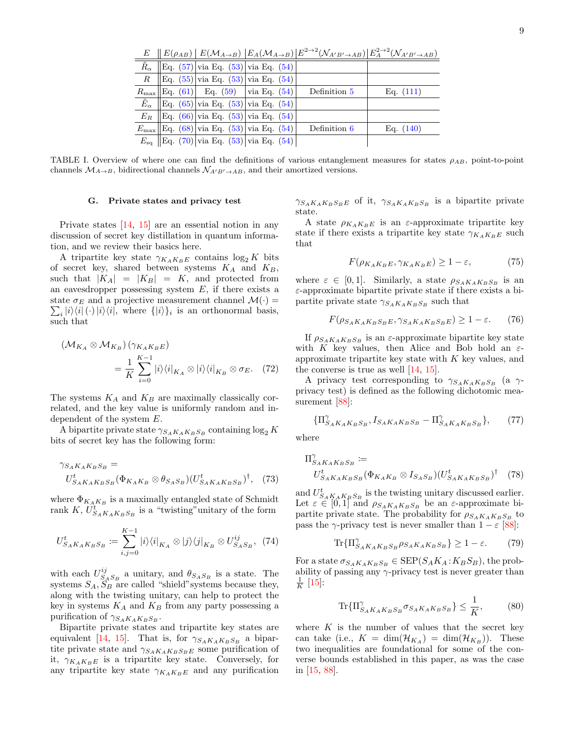| $E$ | $E(\rho_{AB})$ | $E(\mathcal{M}_{A\to B})$ | $E_A(\mathcal{M}_{A\to B})$ | $E^{2\to 2}(\mathcal{N}_{A'B'\to AB})$ | $E_A^{2\to 2}(\mathcal{N}_{A'B'\to AB})$ |
|---|---|---|---|---|---|
| $\tilde{R}_\alpha$ | Eq. (57) | via Eq. (53) | via Eq. (54) | | |
| $R$ | Eq. (55) | via Eq. (53) | via Eq. (54) | | |
| $R_{\max}$ | Eq. (61) | Eq. (59) | via Eq. (54) | Definition 5 | Eq. (111) |
| $\tilde{E}_\alpha$ | Eq. (65) | via Eq. (53) | via Eq. (54) | | |
| $E_R$ | Eq. (66) | via Eq. (53) | via Eq. (54) | | |
| $E_{\max}$ | Eq. (68) | via Eq. (53) | via Eq. (54) | Definition 6 | Eq. (140) |
| $E_{\rm sq}$ | Eq. (70) | via Eq. (53) | via Eq. (54) | | |

TABLE I. Overview of where one can find the definitions of various entanglement measures for states $\rho_{AB}$, point-to-point channels $\mathcal{M}_{A\to B}$, bidirectional channels $\mathcal{N}_{A'B'\to AB}$, and their amortized versions.

### G. Private states and privacy test

Private states [14, 15] are an essential notion in any discussion of secret key distillation in quantum information, and we review their basics here.

A tripartite key state $\gamma_{K_AK_BE}$ contains $\log_2 K$ bits of secret key, shared between systems $K_A$ and $K_B$, such that $|K_A| = |K_B| = K$, and protected from an eavesdropper possessing system $E$, if there exists a state $\sigma_E$ and a projective measurement channel $\mathcal{M}(\cdot) = \sum_i |i\rangle\langle i| (\cdot) |i\rangle\langle i|$, where $\{|i\rangle\}_i$ is an orthonormal basis, such that

$$(\mathcal{M}_{K_A}\otimes\mathcal{M}_{K_B})(\gamma_{K_AK_BE}) = \frac{1}{K}\sum_{i=0}^{K-1}|i\rangle\langle i|_{K_A}\otimes|i\rangle\langle i|_{K_B}\otimes\sigma_E. \quad (72)$$

The systems $K_A$ and $K_B$ are maximally classically correlated, and the key value is uniformly random and independent of the system $E$.

A bipartite private state $\gamma_{S_AK_AK_BS_B}$ containing $\log_2 K$ bits of secret key has the following form:

$$\gamma_{S_AK_AK_BS_B} = U^t_{S_AK_AK_BS_B}(\Phi_{K_AK_B}\otimes\theta_{S_AS_B})(U^t_{S_AK_AK_BS_B})^\dagger, \quad (73)$$

where $\Phi_{K_AK_B}$ is a maximally entangled state of Schmidt rank $K$, $U^t_{S_AK_AK_BS_B}$ is a "twisting" unitary of the form

$$U^t_{S_AK_AK_BS_B} := \sum_{i,j=0}^{K-1}|i\rangle\langle i|_{K_A}\otimes|j\rangle\langle j|_{K_B}\otimes U^{ij}_{S_AS_B}, \quad (74)$$

with each $U^{ij}_{S_AS_B}$ a unitary, and $\theta_{S_AS_B}$ is a state. The systems $S_A, S_B$ are called "shield" systems because they, along with the twisting unitary, can help to protect the key in systems $K_A$ and $K_B$ from any party possessing a purification of $\gamma_{S_AK_AK_BS_B}$.

Bipartite private states and tripartite key states are equivalent [14, 15]. That is, for $\gamma_{S_AK_AK_BS_B}$ a bipartite private state and $\gamma_{S_AK_AK_BS_BE}$ some purification of it, $\gamma_{K_AK_BE}$ is a tripartite key state. Conversely, for any tripartite key state $\gamma_{K_AK_BE}$ and any purification $\gamma_{S_AK_AK_BS_BE}$ of it, $\gamma_{S_AK_AK_BS_B}$ is a bipartite private state.

A state $\rho_{K_AK_BE}$ is an $\varepsilon$-approximate tripartite key state if there exists a tripartite key state $\gamma_{K_AK_BE}$ such that

$$F(\rho_{K_AK_BE},\gamma_{K_AK_BE}) \geq 1-\varepsilon, \quad (75)$$

where $\varepsilon\in[0,1]$. Similarly, a state $\rho_{S_AK_AK_BS_B}$ is an $\varepsilon$-approximate bipartite private state if there exists a bipartite private state $\gamma_{S_AK_AK_BS_B}$ such that

$$F(\rho_{S_AK_AK_BS_BE},\gamma_{S_AK_AK_BS_BE}) \geq 1-\varepsilon. \quad (76)$$

If $\rho_{S_AK_AK_BS_B}$ is an $\varepsilon$-approximate bipartite key state with $K$ key values, then Alice and Bob hold an $\varepsilon$-approximate tripartite key state with $K$ key values, and the converse is true as well [14, 15].

A privacy test corresponding to $\gamma_{S_AK_AK_BS_B}$ (a $\gamma$-privacy test) is defined as the following dichotomic measurement [88]:

$$\{\Pi^\gamma_{S_AK_AK_BS_B}, I_{S_AK_AK_BS_B}-\Pi^\gamma_{S_AK_AK_BS_B}\}, \quad (77)$$

where

$$\Pi^\gamma_{S_AK_AK_BS_B} := U^t_{S_AK_AK_BS_B}(\Phi_{K_AK_B}\otimes I_{S_AS_B})(U^t_{S_AK_AK_BS_B})^\dagger \quad (78)$$

and $U^t_{S_AK_AK_BS_B}$ is the twisting unitary discussed earlier. Let $\varepsilon\in[0,1]$ and $\rho_{S_AK_AK_BS_B}$ be an $\varepsilon$-approximate bipartite private state. The probability for $\rho_{S_AK_AK_BS_B}$ to pass the $\gamma$-privacy test is never smaller than $1-\varepsilon$ [88]:

$$\mathrm{Tr}\{\Pi^\gamma_{S_AK_AK_BS_B}\rho_{S_AK_AK_BS_B}\} \geq 1-\varepsilon. \quad (79)$$

For a state $\sigma_{S_AK_AK_BS_B}\in\mathrm{SEP}(S_AK_A\!:\!K_BS_B)$, the probability of passing any $\gamma$-privacy test is never greater than $\frac{1}{K}$ [15]:

$$\mathrm{Tr}\{\Pi^\gamma_{S_AK_AK_BS_B}\sigma_{S_AK_AK_BS_B}\} \leq \frac{1}{K}, \quad (80)$$

where $K$ is the number of values that the secret key can take (i.e., $K=\dim(\mathcal{H}_{K_A})=\dim(\mathcal{H}_{K_B})$). These two inequalities are foundational for some of the converse bounds established in this paper, as was the case in [15, 88].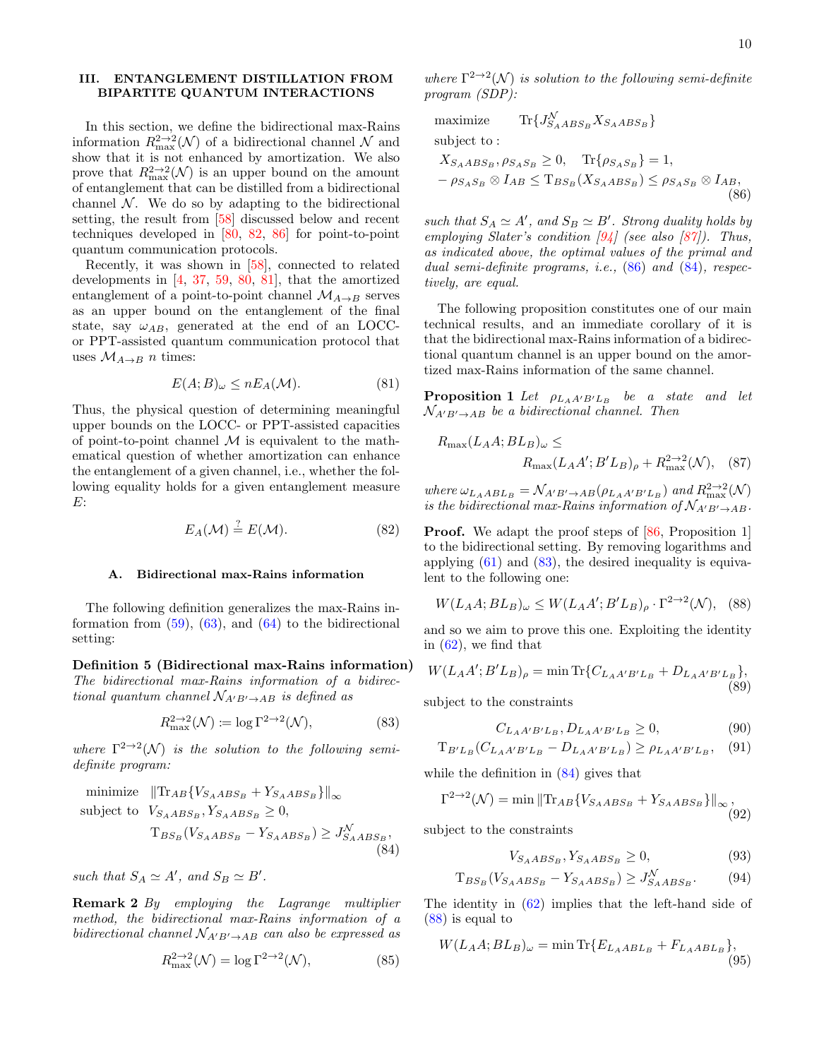## III. ENTANGLEMENT DISTILLATION FROM BIPARTITE QUANTUM INTERACTIONS

In this section, we define the bidirectional max-Rains information $R^{2\to 2}_{\max}(\mathcal{N})$ of a bidirectional channel $\mathcal{N}$ and show that it is not enhanced by amortization. We also prove that $R^{2\to 2}_{\max}(\mathcal{N})$ is an upper bound on the amount of entanglement that can be distilled from a bidirectional channel $\mathcal{N}$. We do so by adapting to the bidirectional setting, the result from [58] discussed below and recent techniques developed in [80, 82, 86] for point-to-point quantum communication protocols.

Recently, it was shown in [58], connected to related developments in [4, 37, 59, 80, 81], that the amortized entanglement of a point-to-point channel $\mathcal{M}_{A\to B}$ serves as an upper bound on the entanglement of the final state, say $\omega_{AB}$, generated at the end of an LOCC- or PPT-assisted quantum communication protocol that uses $\mathcal{M}_{A\to B}$ $n$ times:

$$E(A;B)_\omega \leq nE_A(\mathcal{M}). \tag{81}$$

Thus, the physical question of determining meaningful upper bounds on the LOCC- or PPT-assisted capacities of point-to-point channel $\mathcal{M}$ is equivalent to the mathematical question of whether amortization can enhance the entanglement of a given channel, i.e., whether the following equality holds for a given entanglement measure $E$:

$$E_A(\mathcal{M}) \stackrel{?}{=} E(\mathcal{M}). \tag{82}$$

### A. Bidirectional max-Rains information

The following definition generalizes the max-Rains information from (59), (63), and (64) to the bidirectional setting:

**Definition 5 (Bidirectional max-Rains information)** *The bidirectional max-Rains information of a bidirectional quantum channel $\mathcal{N}_{A'B'\to AB}$ is defined as*

$$R^{2\to 2}_{\max}(\mathcal{N}) := \log \Gamma^{2\to 2}(\mathcal{N}), \tag{83}$$

*where $\Gamma^{2\to 2}(\mathcal{N})$ is the solution to the following semi-definite program:*

$$\begin{aligned}
\text{minimize} \quad & \|\mathrm{Tr}_{AB}\{V_{S_AABS_B} + Y_{S_AABS_B}\}\|_\infty \\
\text{subject to} \quad & V_{S_AABS_B}, Y_{S_AABS_B} \geq 0, \\
& \mathrm{T}_{BS_B}(V_{S_AABS_B} - Y_{S_AABS_B}) \geq J^{\mathcal{N}}_{S_AABS_B},
\end{aligned} \tag{84}$$

*such that $S_A \simeq A'$, and $S_B \simeq B'$.*

**Remark 2** *By employing the Lagrange multiplier method, the bidirectional max-Rains information of a bidirectional channel $\mathcal{N}_{A'B'\to AB}$ can also be expressed as*

$$R^{2\to 2}_{\max}(\mathcal{N}) = \log \Gamma^{2\to 2}(\mathcal{N}), \tag{85}$$

*where $\Gamma^{2\to 2}(\mathcal{N})$ is solution to the following semi-definite program (SDP):*

$$\begin{aligned}
\text{maximize} \quad & \mathrm{Tr}\{J^{\mathcal{N}}_{S_AABS_B} X_{S_AABS_B}\} \\
\text{subject to :} \quad & \\
& X_{S_AABS_B}, \rho_{S_AS_B} \geq 0, \quad \mathrm{Tr}\{\rho_{S_AS_B}\} = 1, \\
& -\rho_{S_AS_B} \otimes I_{AB} \leq \mathrm{T}_{BS_B}(X_{S_AABS_B}) \leq \rho_{S_AS_B} \otimes I_{AB},
\end{aligned} \tag{86}$$

*such that $S_A \simeq A'$, and $S_B \simeq B'$. Strong duality holds by employing Slater's condition [94] (see also [87]). Thus, as indicated above, the optimal values of the primal and dual semi-definite programs, i.e., (86) and (84), respectively, are equal.*

The following proposition constitutes one of our main technical results, and an immediate corollary of it is that the bidirectional max-Rains information of a bidirectional quantum channel is an upper bound on the amortized max-Rains information of the same channel.

**Proposition 1** *Let $\rho_{L_AA'B'L_B}$ be a state and let $\mathcal{N}_{A'B'\to AB}$ be a bidirectional channel. Then*

$$R_{\max}(L_AA;BL_B)_\omega \leq R_{\max}(L_AA';B'L_B)_\rho + R^{2\to 2}_{\max}(\mathcal{N}), \tag{87}$$

*where $\omega_{L_AABL_B} = \mathcal{N}_{A'B'\to AB}(\rho_{L_AA'B'L_B})$ and $R^{2\to 2}_{\max}(\mathcal{N})$ is the bidirectional max-Rains information of $\mathcal{N}_{A'B'\to AB}$.*

**Proof.** We adapt the proof steps of [86, Proposition 1] to the bidirectional setting. By removing logarithms and applying (61) and (83), the desired inequality is equivalent to the following one:

$$W(L_AA;BL_B)_\omega \leq W(L_AA';B'L_B)_\rho \cdot \Gamma^{2\to 2}(\mathcal{N}), \tag{88}$$

and so we aim to prove this one. Exploiting the identity in (62), we find that

$$W(L_AA';B'L_B)_\rho = \min \mathrm{Tr}\{C_{L_AA'B'L_B} + D_{L_AA'B'L_B}\}, \tag{89}$$

subject to the constraints

$$C_{L_AA'B'L_B}, D_{L_AA'B'L_B} \geq 0, \tag{90}$$

$$\mathrm{T}_{B'L_B}(C_{L_AA'B'L_B} - D_{L_AA'B'L_B}) \geq \rho_{L_AA'B'L_B}, \tag{91}$$

while the definition in (84) gives that

$$\Gamma^{2\to 2}(\mathcal{N}) = \min \|\mathrm{Tr}_{AB}\{V_{S_AABS_B} + Y_{S_AABS_B}\}\|_\infty, \tag{92}$$

subject to the constraints

$$V_{S_AABS_B}, Y_{S_AABS_B} \geq 0, \tag{93}$$

$$\mathrm{T}_{BS_B}(V_{S_AABS_B} - Y_{S_AABS_B}) \geq J^{\mathcal{N}}_{S_AABS_B}. \tag{94}$$

The identity in (62) implies that the left-hand side of (88) is equal to

$$W(L_AA;BL_B)_\omega = \min \mathrm{Tr}\{E_{L_AABL_B} + F_{L_AABL_B}\}, \tag{95}$$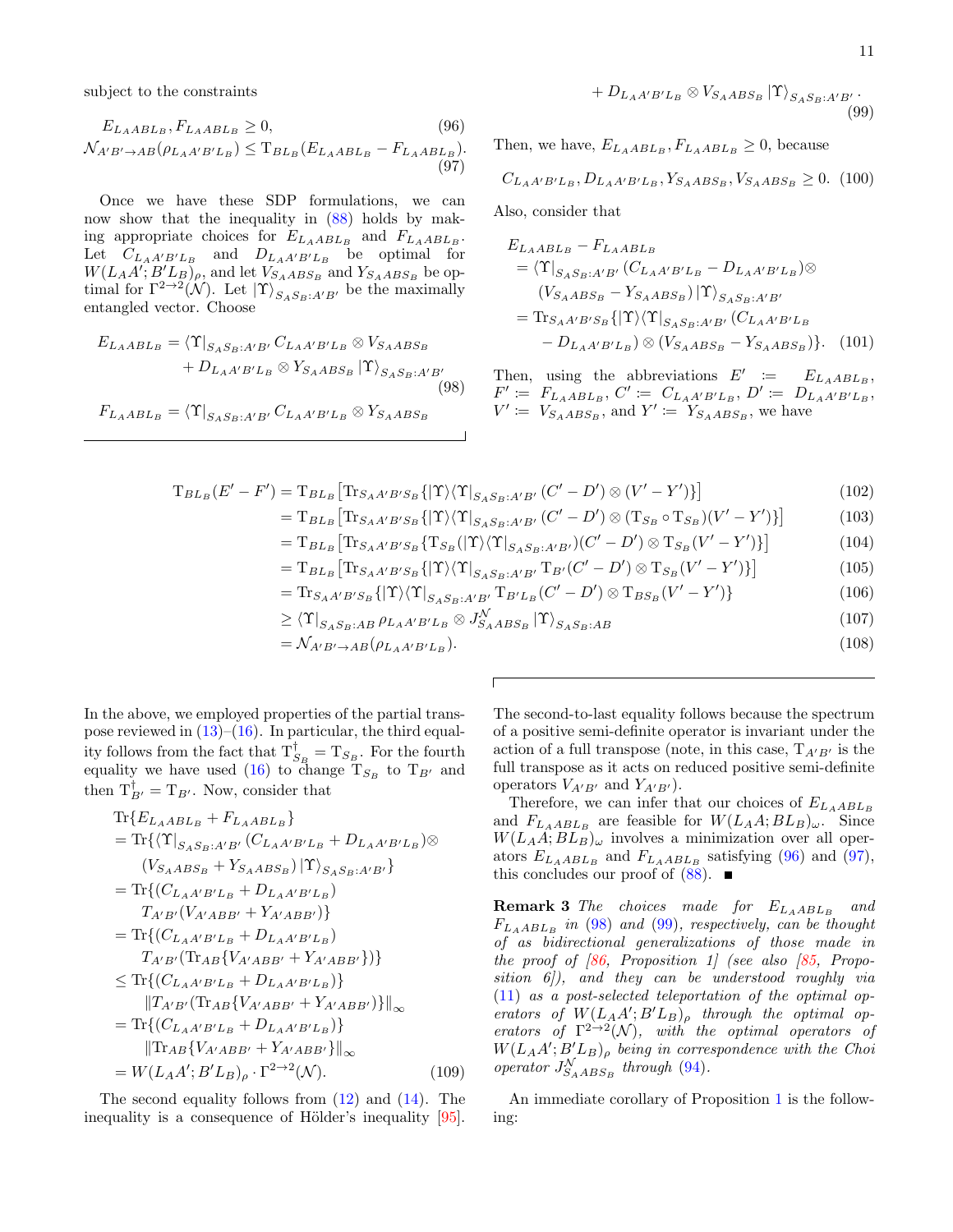subject to the constraints

$$E_{L_A A B L_B}, F_{L_A A B L_B} \geq 0, \tag{96}$$

$$\mathcal{N}_{A'B' \to AB}(\rho_{L_A A' B' L_B}) \leq \mathrm{T}_{BL_B}(E_{L_A A B L_B} - F_{L_A A B L_B}). \tag{97}$$

Once we have these SDP formulations, we can now show that the inequality in (88) holds by making appropriate choices for $E_{L_A A B L_B}$ and $F_{L_A A B L_B}$. Let $C_{L_A A' B' L_B}$ and $D_{L_A A' B' L_B}$ be optimal for $W(L_A A'; B' L_B)_\rho$, and let $V_{S_A A B S_B}$ and $Y_{S_A A B S_B}$ be optimal for $\Gamma^{2\to 2}(\mathcal{N})$. Let $|\Upsilon\rangle_{S_A S_B : A'B'}$ be the maximally entangled vector. Choose

$$E_{L_A A B L_B} = \langle \Upsilon|_{S_A S_B : A'B'} \, C_{L_A A' B' L_B} \otimes V_{S_A A B S_B} + D_{L_A A' B' L_B} \otimes Y_{S_A A B S_B} \, |\Upsilon\rangle_{S_A S_B : A'B'} \tag{98}$$

$$F_{L_A A B L_B} = \langle \Upsilon|_{S_A S_B : A'B'} \, C_{L_A A' B' L_B} \otimes Y_{S_A A B S_B} + D_{L_A A' B' L_B} \otimes V_{S_A A B S_B} \, |\Upsilon\rangle_{S_A S_B : A'B'} . \tag{99}$$

Then, we have, $E_{L_A A B L_B}, F_{L_A A B L_B} \geq 0$, because

$$C_{L_A A' B' L_B}, D_{L_A A' B' L_B}, Y_{S_A A B S_B}, V_{S_A A B S_B} \geq 0. \tag{100}$$

Also, consider that

$$\begin{aligned}
&E_{L_A A B L_B} - F_{L_A A B L_B} \\
&= \langle \Upsilon|_{S_A S_B : A'B'} \, (C_{L_A A' B' L_B} - D_{L_A A' B' L_B}) \otimes \\
&\quad (V_{S_A A B S_B} - Y_{S_A A B S_B}) \, |\Upsilon\rangle_{S_A S_B : A'B'} \\
&= \mathrm{Tr}_{S_A A' B' S_B}\{|\Upsilon\rangle\langle\Upsilon|_{S_A S_B : A'B'} \, (C_{L_A A' B' L_B} \\
&\quad - D_{L_A A' B' L_B}) \otimes (V_{S_A A B S_B} - Y_{S_A A B S_B})\}.
\end{aligned} \tag{101}$$

Then, using the abbreviations $E' := E_{L_A A B L_B}$, $F' := F_{L_A A B L_B}$, $C' := C_{L_A A' B' L_B}$, $D' := D_{L_A A' B' L_B}$, $V' := V_{S_A A B S_B}$, and $Y' := Y_{S_A A B S_B}$, we have

$$\begin{aligned}
\mathrm{T}_{BL_B}(E' - F') &= \mathrm{T}_{BL_B}\left[\mathrm{Tr}_{S_A A' B' S_B}\{|\Upsilon\rangle\langle\Upsilon|_{S_A S_B : A'B'} \, (C' - D') \otimes (V' - Y')\}\right] && (102)\\
&= \mathrm{T}_{BL_B}\left[\mathrm{Tr}_{S_A A' B' S_B}\{|\Upsilon\rangle\langle\Upsilon|_{S_A S_B : A'B'} \, (C' - D') \otimes (\mathrm{T}_{S_B} \circ \mathrm{T}_{S_B})(V' - Y')\}\right] && (103)\\
&= \mathrm{T}_{BL_B}\left[\mathrm{Tr}_{S_A A' B' S_B}\{\mathrm{T}_{S_B}(|\Upsilon\rangle\langle\Upsilon|_{S_A S_B : A'B'})(C' - D') \otimes \mathrm{T}_{S_B}(V' - Y')\}\right] && (104)\\
&= \mathrm{T}_{BL_B}\left[\mathrm{Tr}_{S_A A' B' S_B}\{|\Upsilon\rangle\langle\Upsilon|_{S_A S_B : A'B'} \, \mathrm{T}_{B'}(C' - D') \otimes \mathrm{T}_{S_B}(V' - Y')\}\right] && (105)\\
&= \mathrm{Tr}_{S_A A' B' S_B}\{|\Upsilon\rangle\langle\Upsilon|_{S_A S_B : A'B'} \, \mathrm{T}_{B'L_B}(C' - D') \otimes \mathrm{T}_{BS_B}(V' - Y')\} && (106)\\
&\geq \langle \Upsilon|_{S_A S_B : AB} \, \rho_{L_A A' B' L_B} \otimes J^{\mathcal{N}}_{S_A A B S_B} \, |\Upsilon\rangle_{S_A S_B : AB} && (107)\\
&= \mathcal{N}_{A'B' \to AB}(\rho_{L_A A' B' L_B}). && (108)
\end{aligned}$$

In the above, we employed properties of the partial transpose reviewed in (13)–(16). In particular, the third equality follows from the fact that $\mathrm{T}^\dagger_{S_B} = \mathrm{T}_{S_B}$. For the fourth equality we have used (16) to change $\mathrm{T}_{S_B}$ to $\mathrm{T}_{B'}$ and then $\mathrm{T}^\dagger_{B'} = \mathrm{T}_{B'}$. Now, consider that

$$\begin{aligned}
&\mathrm{Tr}\{E_{L_A A B L_B} + F_{L_A A B L_B}\} \\
&= \mathrm{Tr}\{\langle \Upsilon|_{S_A S_B : A'B'} \, (C_{L_A A' B' L_B} + D_{L_A A' B' L_B}) \otimes \\
&\quad (V_{S_A A B S_B} + Y_{S_A A B S_B}) \, |\Upsilon\rangle_{S_A S_B : A'B'}\} \\
&= \mathrm{Tr}\{(C_{L_A A' B' L_B} + D_{L_A A' B' L_B}) \\
&\quad T_{A'B'}(V_{A'ABB'} + Y_{A'ABB'})\} \\
&= \mathrm{Tr}\{(C_{L_A A' B' L_B} + D_{L_A A' B' L_B}) \\
&\quad T_{A'B'}(\mathrm{Tr}_{AB}\{V_{A'ABB'} + Y_{A'ABB'}\})\} \\
&\leq \mathrm{Tr}\{(C_{L_A A' B' L_B} + D_{L_A A' B' L_B})\} \\
&\quad \|T_{A'B'}(\mathrm{Tr}_{AB}\{V_{A'ABB'} + Y_{A'ABB'}\})\|_\infty \\
&= \mathrm{Tr}\{(C_{L_A A' B' L_B} + D_{L_A A' B' L_B})\} \\
&\quad \|\mathrm{Tr}_{AB}\{V_{A'ABB'} + Y_{A'ABB'}\}\|_\infty \\
&= W(L_A A'; B' L_B)_\rho \cdot \Gamma^{2\to 2}(\mathcal{N}).
\end{aligned} \tag{109}$$

The second equality follows from (12) and (14). The inequality is a consequence of Hölder's inequality [95]. The second-to-last equality follows because the spectrum of a positive semi-definite operator is invariant under the action of a full transpose (note, in this case, $\mathrm{T}_{A'B'}$ is the full transpose as it acts on reduced positive semi-definite operators $V_{A'B'}$ and $Y_{A'B'}$).

Therefore, we can infer that our choices of $E_{L_A A B L_B}$ and $F_{L_A A B L_B}$ are feasible for $W(L_A A; B L_B)_\omega$. Since $W(L_A A; B L_B)_\omega$ involves a minimization over all operators $E_{L_A A B L_B}$ and $F_{L_A A B L_B}$ satisfying (96) and (97), this concludes our proof of (88). ∎

**Remark 3** *The choices made for $E_{L_A A B L_B}$ and $F_{L_A A B L_B}$ in (98) and (99), respectively, can be thought of as bidirectional generalizations of those made in the proof of [86, Proposition 1] (see also [85, Proposition 6]), and they can be understood roughly via (11) as a post-selected teleportation of the optimal operators of $W(L_A A'; B' L_B)_\rho$ through the optimal operators of $\Gamma^{2\to 2}(\mathcal{N})$, with the optimal operators of $W(L_A A'; B' L_B)_\rho$ being in correspondence with the Choi operator $J^{\mathcal{N}}_{S_A A B S_B}$ through (94).*

An immediate corollary of Proposition 1 is the following: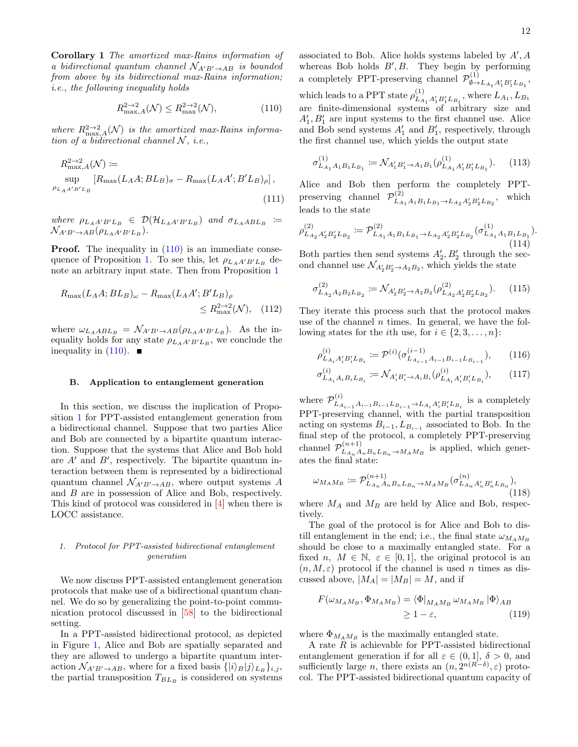**Corollary 1** *The amortized max-Rains information of a bidirectional quantum channel $\mathcal{N}_{A'B'\to AB}$ is bounded from above by its bidirectional max-Rains information; i.e., the following inequality holds*

$$R^{2\to 2}_{\max,A}(\mathcal{N}) \le R^{2\to 2}_{\max}(\mathcal{N}), \tag{110}$$

*where $R^{2\to 2}_{\max,A}(\mathcal{N})$ is the amortized max-Rains information of a bidirectional channel $\mathcal{N}$, i.e.,*

$$R^{2\to 2}_{\max,A}(\mathcal{N}) := \sup_{\rho_{L_A A' B' L_B}} \left[ R_{\max}(L_A A; B L_B)_\sigma - R_{\max}(L_A A'; B' L_B)_\rho \right], \tag{111}$$

*where $\rho_{L_A A' B' L_B} \in \mathcal{D}(\mathcal{H}_{L_A A' B' L_B})$ and $\sigma_{L_A A B L_B} := \mathcal{N}_{A'B'\to AB}(\rho_{L_A A' B' L_B})$.*

**Proof.** The inequality in (110) is an immediate consequence of Proposition 1. To see this, let $\rho_{L_A A' B' L_B}$ denote an arbitrary input state. Then from Proposition 1

$$R_{\max}(L_A A; B L_B)_\omega - R_{\max}(L_A A'; B' L_B)_\rho \le R^{2\to 2}_{\max}(\mathcal{N}), \tag{112}$$

where $\omega_{L_A A B L_B} = \mathcal{N}_{A'B'\to AB}(\rho_{L_A A' B' L_B})$. As the inequality holds for any state $\rho_{L_A A' B' L_B}$, we conclude the inequality in (110). ■

### B. Application to entanglement generation

In this section, we discuss the implication of Proposition 1 for PPT-assisted entanglement generation from a bidirectional channel. Suppose that two parties Alice and Bob are connected by a bipartite quantum interaction. Suppose that the systems that Alice and Bob hold are $A'$ and $B'$, respectively. The bipartite quantum interaction between them is represented by a bidirectional quantum channel $\mathcal{N}_{A'B'\to AB}$, where output systems $A$ and $B$ are in possession of Alice and Bob, respectively. This kind of protocol was considered in [4] when there is LOCC assistance.

#### 1. Protocol for PPT-assisted bidirectional entanglement generation

We now discuss PPT-assisted entanglement generation protocols that make use of a bidirectional quantum channel. We do so by generalizing the point-to-point communication protocol discussed in [58] to the bidirectional setting.

In a PPT-assisted bidirectional protocol, as depicted in Figure 1, Alice and Bob are spatially separated and they are allowed to undergo a bipartite quantum interaction $\mathcal{N}_{A'B'\to AB}$, where for a fixed basis $\{|i\rangle_B |j\rangle_{L_B}\}_{i,j}$, the partial transposition $T_{BL_B}$ is considered on systems associated to Bob. Alice holds systems labeled by $A', A$ whereas Bob holds $B', B$. They begin by performing a completely PPT-preserving channel $\mathcal{P}^{(1)}_{\emptyset\to L_{A_1} A'_1 B'_1 L_{B_1}}$, which leads to a PPT state $\rho^{(1)}_{L_{A_1} A'_1 B'_1 L_{B_1}}$, where $L_{A_1}, L_{B_1}$ are finite-dimensional systems of arbitrary size and $A'_1, B'_1$ are input systems to the first channel use. Alice and Bob send systems $A'_1$ and $B'_1$, respectively, through the first channel use, which yields the output state

$$\sigma^{(1)}_{L_{A_1} A_1 B_1 L_{B_1}} := \mathcal{N}_{A'_1 B'_1 \to A_1 B_1}(\rho^{(1)}_{L_{A_1} A'_1 B'_1 L_{B_1}}). \tag{113}$$

Alice and Bob then perform the completely PPT-preserving channel $\mathcal{P}^{(2)}_{L_{A_1} A_1 B_1 L_{B_1} \to L_{A_2} A'_2 B'_2 L_{B_2}}$, which leads to the state

$$\rho^{(2)}_{L_{A_2} A'_2 B'_2 L_{B_2}} := \mathcal{P}^{(2)}_{L_{A_1} A_1 B_1 L_{B_1} \to L_{A_2} A'_2 B'_2 L_{B_2}}(\sigma^{(1)}_{L_{A_1} A_1 B_1 L_{B_1}}). \tag{114}$$

Both parties then send systems $A'_2, B'_2$ through the second channel use $\mathcal{N}_{A'_2 B'_2 \to A_2 B_2}$, which yields the state

$$\sigma^{(2)}_{L_{A_2} A_2 B_2 L_{B_2}} := \mathcal{N}_{A'_2 B'_2 \to A_2 B_2}(\rho^{(2)}_{L_{A_2} A'_2 B'_2 L_{B_2}}). \tag{115}$$

They iterate this process such that the protocol makes use of the channel $n$ times. In general, we have the following states for the $i$th use, for $i \in \{2, 3, \ldots, n\}$:

$$\rho^{(i)}_{L_{A_i} A'_i B'_i L_{B_i}} := \mathcal{P}^{(i)}(\sigma^{(i-1)}_{L_{A_{i-1}} A_{i-1} B_{i-1} L_{B_{i-1}}}), \tag{116}$$

$$\sigma^{(i)}_{L_{A_i} A_i B_i L_{B_i}} := \mathcal{N}_{A'_i B'_i \to A_i B_i}(\rho^{(i)}_{L_{A_i} A'_i B'_i L_{B_i}}), \tag{117}$$

where $\mathcal{P}^{(i)}_{L_{A_{i-1}} A_{i-1} B_{i-1} L_{B_{i-1}} \to L_{A_i} A'_i B'_i L_{B_i}}$ is a completely PPT-preserving channel, with the partial transposition acting on systems $B_{i-1}, L_{B_{i-1}}$ associated to Bob. In the final step of the protocol, a completely PPT-preserving channel $\mathcal{P}^{(n+1)}_{L_{A_n} A_n B_n L_{B_n} \to M_A M_B}$ is applied, which generates the final state:

$$\omega_{M_A M_B} := \mathcal{P}^{(n+1)}_{L_{A_n} A_n B_n L_{B_n} \to M_A M_B}(\sigma^{(n)}_{L_{A_n} A'_n B'_n L_{B_n}}), \tag{118}$$

where $M_A$ and $M_B$ are held by Alice and Bob, respectively.

The goal of the protocol is for Alice and Bob to distill entanglement in the end; i.e., the final state $\omega_{M_A M_B}$ should be close to a maximally entangled state. For a fixed $n$, $M \in \mathbb{N}$, $\varepsilon \in [0, 1]$, the original protocol is an $(n, M, \varepsilon)$ protocol if the channel is used $n$ times as discussed above, $|M_A| = |M_B| = M$, and if

$$F(\omega_{M_A M_B}, \Phi_{M_A M_B}) = \langle \Phi|_{M_A M_B}\, \omega_{M_A M_B}\, |\Phi\rangle_{AB} \ge 1 - \varepsilon, \tag{119}$$

where $\Phi_{M_A M_B}$ is the maximally entangled state.

A rate $R$ is achievable for PPT-assisted bidirectional entanglement generation if for all $\varepsilon \in (0, 1]$, $\delta > 0$, and sufficiently large $n$, there exists an $(n, 2^{n(R-\delta)}, \varepsilon)$ protocol. The PPT-assisted bidirectional quantum capacity of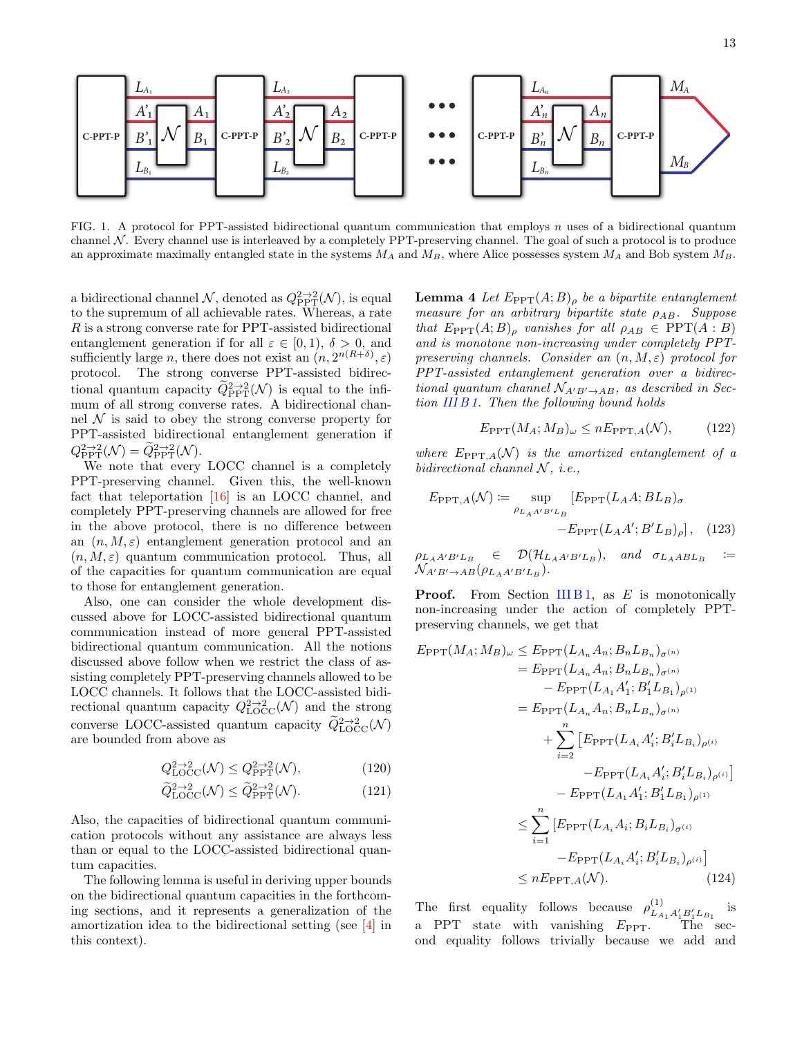FIG. 1. A protocol for PPT-assisted bidirectional quantum communication that employs $n$ uses of a bidirectional quantum channel $\mathcal{N}$. Every channel use is interleaved by a completely PPT-preserving channel. The goal of such a protocol is to produce an approximate maximally entangled state in the systems $M_A$ and $M_B$, where Alice possesses system $M_A$ and Bob system $M_B$.

a bidirectional channel $\mathcal{N}$, denoted as $Q^{2\to 2}_{\rm PPT}(\mathcal{N})$, is equal to the supremum of all achievable rates. Whereas, a rate $R$ is a strong converse rate for PPT-assisted bidirectional entanglement generation if for all $\varepsilon \in [0,1)$, $\delta > 0$, and sufficiently large $n$, there does not exist an $(n, 2^{n(R+\delta)}, \varepsilon)$ protocol. The strong converse PPT-assisted bidirectional quantum capacity $\widetilde{Q}^{2\to 2}_{\rm PPT}(\mathcal{N})$ is equal to the infimum of all strong converse rates. A bidirectional channel $\mathcal{N}$ is said to obey the strong converse property for PPT-assisted bidirectional entanglement generation if $Q^{2\to 2}_{\rm PPT}(\mathcal{N}) = \widetilde{Q}^{2\to 2}_{\rm PPT}(\mathcal{N})$.

We note that every LOCC channel is a completely PPT-preserving channel. Given this, the well-known fact that teleportation [16] is an LOCC channel, and completely PPT-preserving channels are allowed for free in the above protocol, there is no difference between an $(n, M, \varepsilon)$ entanglement generation protocol and an $(n, M, \varepsilon)$ quantum communication protocol. Thus, all of the capacities for quantum communication are equal to those for entanglement generation.

Also, one can consider the whole development discussed above for LOCC-assisted bidirectional quantum communication instead of more general PPT-assisted bidirectional quantum communication. All the notions discussed above follow when we restrict the class of assisting completely PPT-preserving channels allowed to be LOCC channels. It follows that the LOCC-assisted bidirectional quantum capacity $Q^{2\to 2}_{\rm LOCC}(\mathcal{N})$ and the strong converse LOCC-assisted quantum capacity $\widetilde{Q}^{2\to 2}_{\rm LOCC}(\mathcal{N})$ are bounded from above as

$$Q^{2\to 2}_{\rm LOCC}(\mathcal{N}) \leq Q^{2\to 2}_{\rm PPT}(\mathcal{N}), \tag{120}$$

$$\widetilde{Q}^{2\to 2}_{\rm LOCC}(\mathcal{N}) \leq \widetilde{Q}^{2\to 2}_{\rm PPT}(\mathcal{N}). \tag{121}$$

Also, the capacities of bidirectional quantum communication protocols without any assistance are always less than or equal to the LOCC-assisted bidirectional quantum capacities.

The following lemma is useful in deriving upper bounds on the bidirectional quantum capacities in the forthcoming sections, and it represents a generalization of the amortization idea to the bidirectional setting (see [4] in this context).

**Lemma 4** *Let $E_{\rm PPT}(A;B)_\rho$ be a bipartite entanglement measure for an arbitrary bipartite state $\rho_{AB}$. Suppose that $E_{\rm PPT}(A;B)_\rho$ vanishes for all $\rho_{AB} \in {\rm PPT}(A:B)$ and is monotone non-increasing under completely PPT-preserving channels. Consider an $(n, M, \varepsilon)$ protocol for PPT-assisted entanglement generation over a bidirectional quantum channel $\mathcal{N}_{A'B'\to AB}$, as described in Section III B 1. Then the following bound holds*

$$E_{\rm PPT}(M_A; M_B)_\omega \leq n E_{{\rm PPT},A}(\mathcal{N}), \tag{122}$$

*where $E_{{\rm PPT},A}(\mathcal{N})$ is the amortized entanglement of a bidirectional channel $\mathcal{N}$, i.e.,*

$$E_{{\rm PPT},A}(\mathcal{N}) := \sup_{\rho_{L_A A' B' L_B}} \left[E_{\rm PPT}(L_A A; B L_B)_\sigma - E_{\rm PPT}(L_A A'; B' L_B)_\rho\right], \tag{123}$$

*$\rho_{L_A A' B' L_B} \in \mathcal{D}(\mathcal{H}_{L_A A' B' L_B})$, and $\sigma_{L_A A B L_B} := \mathcal{N}_{A'B'\to AB}(\rho_{L_A A' B' L_B})$.*

**Proof.** From Section III B 1, as $E$ is monotonically non-increasing under the action of completely PPT-preserving channels, we get that

$$\begin{aligned}
E_{\rm PPT}(M_A; M_B)_\omega &\leq E_{\rm PPT}(L_{A_n} A_n; B_n L_{B_n})_{\sigma^{(n)}} \\
&= E_{\rm PPT}(L_{A_n} A_n; B_n L_{B_n})_{\sigma^{(n)}} \\
&\quad - E_{\rm PPT}(L_{A_1} A'_1; B'_1 L_{B_1})_{\rho^{(1)}} \\
&= E_{\rm PPT}(L_{A_n} A_n; B_n L_{B_n})_{\sigma^{(n)}} \\
&\quad + \sum_{i=2}^{n} \left[E_{\rm PPT}(L_{A_i} A'_i; B'_i L_{B_i})_{\rho^{(i)}} \right. \\
&\qquad \left. - E_{\rm PPT}(L_{A_i} A'_i; B'_i L_{B_i})_{\rho^{(i)}}\right] \\
&\quad - E_{\rm PPT}(L_{A_1} A'_1; B'_1 L_{B_1})_{\rho^{(1)}} \\
&\leq \sum_{i=1}^{n} \left[E_{\rm PPT}(L_{A_i} A_i; B_i L_{B_i})_{\sigma^{(i)}} \right. \\
&\qquad \left. - E_{\rm PPT}(L_{A_i} A'_i; B'_i L_{B_i})_{\rho^{(i)}}\right] \\
&\leq n E_{{\rm PPT},A}(\mathcal{N}).
\end{aligned} \tag{124}$$

The first equality follows because $\rho^{(1)}_{L_{A_1} A'_1 B'_1 L_{B_1}}$ is a PPT state with vanishing $E_{\rm PPT}$. The second equality follows trivially because we add and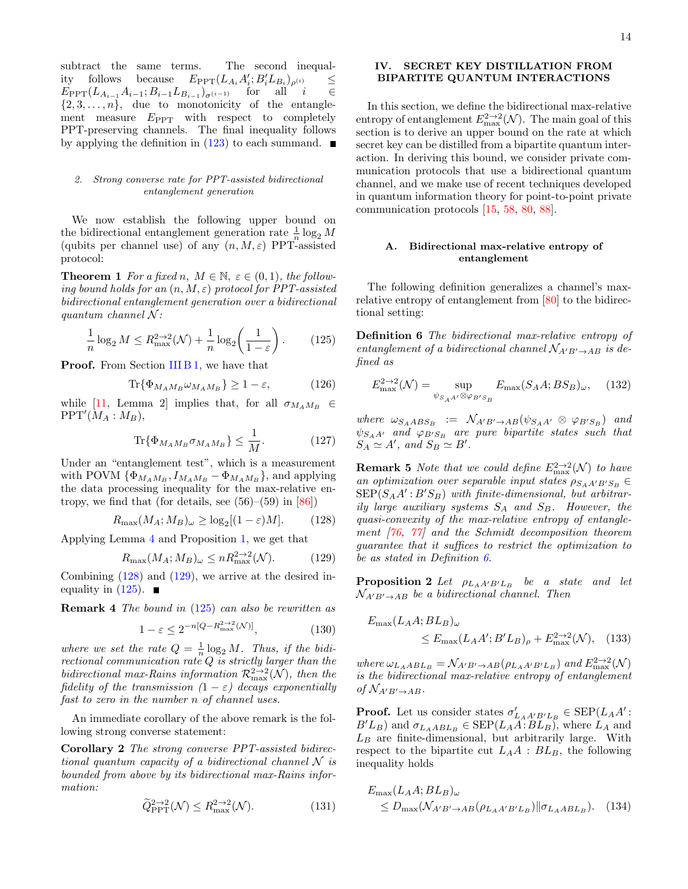subtract the same terms. The second inequality follows because $E_{\rm PPT}(L_{A_i}A_i';B_i'L_{B_i})_{\rho^{(i)}} \leq E_{\rm PPT}(L_{A_{i-1}}A_{i-1};B_{i-1}L_{B_{i-1}})_{\sigma^{(i-1)}}$ for all $i \in \{2,3,\ldots,n\}$, due to monotonicity of the entanglement measure $E_{\rm PPT}$ with respect to completely PPT-preserving channels. The final inequality follows by applying the definition in (123) to each summand. ■

#### 2. Strong converse rate for PPT-assisted bidirectional entanglement generation

We now establish the following upper bound on the bidirectional entanglement generation rate $\frac{1}{n}\log_2 M$ (qubits per channel use) of any $(n,M,\varepsilon)$ PPT-assisted protocol:

**Theorem 1** *For a fixed $n$, $M \in \mathbb{N}$, $\varepsilon \in (0,1)$, the following bound holds for an $(n,M,\varepsilon)$ protocol for PPT-assisted bidirectional entanglement generation over a bidirectional quantum channel $\mathcal{N}$:*

$$\frac{1}{n}\log_2 M \leq R^{2\to 2}_{\max}(\mathcal{N}) + \frac{1}{n}\log_2\left(\frac{1}{1-\varepsilon}\right). \tag{125}$$

**Proof.** From Section III B 1, we have that

$$\mathrm{Tr}\{\Phi_{M_AM_B}\omega_{M_AM_B}\} \geq 1-\varepsilon, \tag{126}$$

while [11, Lemma 2] implies that, for all $\sigma_{M_AM_B} \in \mathrm{PPT}'(M_A:M_B)$,

$$\mathrm{Tr}\{\Phi_{M_AM_B}\sigma_{M_AM_B}\} \leq \frac{1}{M}. \tag{127}$$

Under an "entanglement test", which is a measurement with POVM $\{\Phi_{M_AM_B}, I_{M_AM_B}-\Phi_{M_AM_B}\}$, and applying the data processing inequality for the max-relative entropy, we find that (for details, see (56)–(59) in [86])

$$R_{\max}(M_A;M_B)_\omega \geq \log_2[(1-\varepsilon)M]. \tag{128}$$

Applying Lemma 4 and Proposition 1, we get that

$$R_{\max}(M_A;M_B)_\omega \leq nR^{2\to 2}_{\max}(\mathcal{N}). \tag{129}$$

Combining (128) and (129), we arrive at the desired inequality in (125). ■

**Remark 4** *The bound in (125) can also be rewritten as*

$$1-\varepsilon \leq 2^{-n[Q-R^{2\to 2}_{\max}(\mathcal{N})]}, \tag{130}$$

*where we set the rate $Q=\frac{1}{n}\log_2 M$. Thus, if the bidirectional communication rate $Q$ is strictly larger than the bidirectional max-Rains information $\mathcal{R}^{2\to 2}_{\max}(\mathcal{N})$, then the fidelity of the transmission $(1-\varepsilon)$ decays exponentially fast to zero in the number $n$ of channel uses.*

An immediate corollary of the above remark is the following strong converse statement:

**Corollary 2** *The strong converse PPT-assisted bidirectional quantum capacity of a bidirectional channel $\mathcal{N}$ is bounded from above by its bidirectional max-Rains information:*

$$\widetilde{Q}^{2\to 2}_{\rm PPT}(\mathcal{N}) \leq R^{2\to 2}_{\max}(\mathcal{N}). \tag{131}$$

## IV. SECRET KEY DISTILLATION FROM BIPARTITE QUANTUM INTERACTIONS

In this section, we define the bidirectional max-relative entropy of entanglement $E^{2\to 2}_{\max}(\mathcal{N})$. The main goal of this section is to derive an upper bound on the rate at which secret key can be distilled from a bipartite quantum interaction. In deriving this bound, we consider private communication protocols that use a bidirectional quantum channel, and we make use of recent techniques developed in quantum information theory for point-to-point private communication protocols [15, 58, 80, 88].

### A. Bidirectional max-relative entropy of entanglement

The following definition generalizes a channel's max-relative entropy of entanglement from [80] to the bidirectional setting:

**Definition 6** *The bidirectional max-relative entropy of entanglement of a bidirectional channel $\mathcal{N}_{A'B'\to AB}$ is defined as*

$$E^{2\to 2}_{\max}(\mathcal{N}) = \sup_{\psi_{S_AA'}\otimes\varphi_{B'S_B}} E_{\max}(S_AA;BS_B)_\omega, \tag{132}$$

*where $\omega_{S_AABS_B} := \mathcal{N}_{A'B'\to AB}(\psi_{S_AA'}\otimes\varphi_{B'S_B})$ and $\psi_{S_AA'}$ and $\varphi_{B'S_B}$ are pure bipartite states such that $S_A \simeq A'$, and $S_B \simeq B'$.*

**Remark 5** *Note that we could define $E^{2\to 2}_{\max}(\mathcal{N})$ to have an optimization over separable input states $\rho_{S_AA'B'S_B} \in \mathrm{SEP}(S_AA':B'S_B)$ with finite-dimensional, but arbitrarily large auxiliary systems $S_A$ and $S_B$. However, the quasi-convexity of the max-relative entropy of entanglement [76, 77] and the Schmidt decomposition theorem guarantee that it suffices to restrict the optimization to be as stated in Definition 6.*

**Proposition 2** *Let $\rho_{L_AA'B'L_B}$ be a state and let $\mathcal{N}_{A'B'\to AB}$ be a bidirectional channel. Then*

$$E_{\max}(L_AA;BL_B)_\omega \\ \leq E_{\max}(L_AA';B'L_B)_\rho + E^{2\to 2}_{\max}(\mathcal{N}), \tag{133}$$

*where $\omega_{L_AABL_B} = \mathcal{N}_{A'B'\to AB}(\rho_{L_AA'B'L_B})$ and $E^{2\to 2}_{\max}(\mathcal{N})$ is the bidirectional max-relative entropy of entanglement of $\mathcal{N}_{A'B'\to AB}$.*

**Proof.** Let us consider states $\sigma'_{L_AA'B'L_B} \in \mathrm{SEP}(L_AA':B'L_B)$ and $\sigma_{L_AABL_B} \in \mathrm{SEP}(L_AA:BL_B)$, where $L_A$ and $L_B$ are finite-dimensional, but arbitrarily large. With respect to the bipartite cut $L_AA:BL_B$, the following inequality holds

$$E_{\max}(L_AA;BL_B)_\omega \\ \leq D_{\max}(\mathcal{N}_{A'B'\to AB}(\rho_{L_AA'B'L_B})\|\sigma_{L_AABL_B}). \tag{134}$$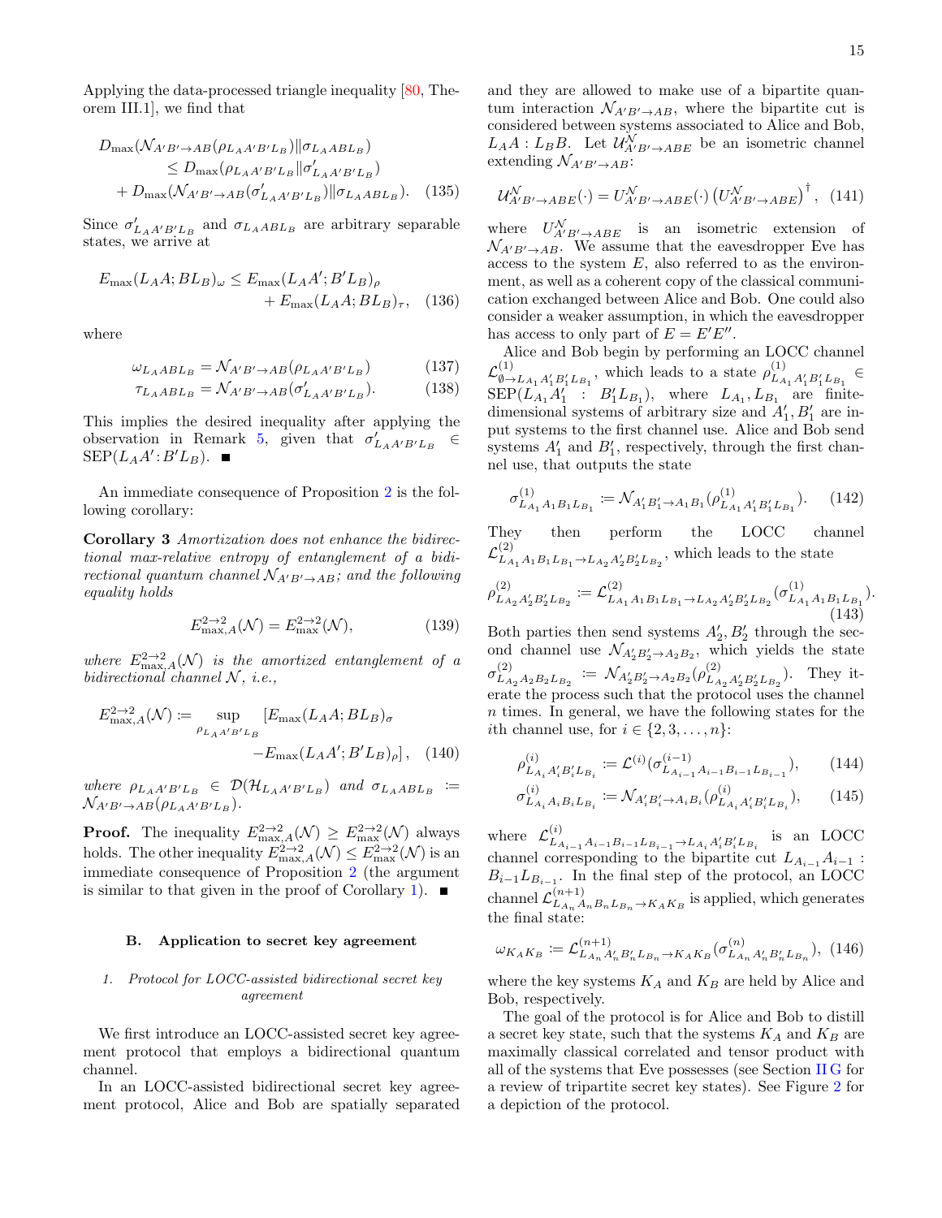Applying the data-processed triangle inequality [80, Theorem III.1], we find that

$$
\begin{aligned}
D_{\max}(\mathcal{N}_{A'B'\to AB}(\rho_{L_AA'B'L_B})\|\sigma_{L_AABL_B}) \\
\leq D_{\max}(\rho_{L_AA'B'L_B}\|\sigma'_{L_AA'B'L_B}) \\
+ D_{\max}(\mathcal{N}_{A'B'\to AB}(\sigma'_{L_AA'B'L_B})\|\sigma_{L_AABL_B}). \quad (135)
\end{aligned}
$$

Since $\sigma'_{L_AA'B'L_B}$ and $\sigma_{L_AABL_B}$ are arbitrary separable states, we arrive at

$$
\begin{aligned}
E_{\max}(L_AA;BL_B)_\omega \leq E_{\max}(L_AA';B'L_B)_\rho \\
+ E_{\max}(L_AA;BL_B)_\tau, \quad (136)
\end{aligned}
$$

where

$$
\omega_{L_AABL_B} = \mathcal{N}_{A'B'\to AB}(\rho_{L_AA'B'L_B}) \quad (137)
$$

$$
\tau_{L_AABL_B} = \mathcal{N}_{A'B'\to AB}(\sigma'_{L_AA'B'L_B}). \quad (138)
$$

This implies the desired inequality after applying the observation in Remark 5, given that $\sigma'_{L_AA'B'L_B} \in \mathrm{SEP}(L_AA' \!:\! B'L_B)$. ■

An immediate consequence of Proposition 2 is the following corollary:

**Corollary 3** *Amortization does not enhance the bidirectional max-relative entropy of entanglement of a bidirectional quantum channel $\mathcal{N}_{A'B'\to AB}$; and the following equality holds*

$$
E^{2\to2}_{\max,A}(\mathcal{N}) = E^{2\to2}_{\max}(\mathcal{N}), \quad (139)
$$

*where $E^{2\to2}_{\max,A}(\mathcal{N})$ is the amortized entanglement of a bidirectional channel $\mathcal{N}$, i.e.,*

$$
\begin{aligned}
E^{2\to2}_{\max,A}(\mathcal{N}) \coloneqq \sup_{\rho_{L_AA'B'L_B}} [E_{\max}(L_AA;BL_B)_\sigma \\
- E_{\max}(L_AA';B'L_B)_\rho], \quad (140)
\end{aligned}
$$

*where $\rho_{L_AA'B'L_B} \in \mathcal{D}(\mathcal{H}_{L_AA'B'L_B})$ and $\sigma_{L_AABL_B} \coloneqq \mathcal{N}_{A'B'\to AB}(\rho_{L_AA'B'L_B})$.*

**Proof.** The inequality $E^{2\to2}_{\max,A}(\mathcal{N}) \geq E^{2\to2}_{\max}(\mathcal{N})$ always holds. The other inequality $E^{2\to2}_{\max,A}(\mathcal{N}) \leq E^{2\to2}_{\max}(\mathcal{N})$ is an immediate consequence of Proposition 2 (the argument is similar to that given in the proof of Corollary 1). ■

### B. Application to secret key agreement

#### 1. Protocol for LOCC-assisted bidirectional secret key agreement

We first introduce an LOCC-assisted secret key agreement protocol that employs a bidirectional quantum channel.

In an LOCC-assisted bidirectional secret key agreement protocol, Alice and Bob are spatially separated and they are allowed to make use of a bipartite quantum interaction $\mathcal{N}_{A'B'\to AB}$, where the bipartite cut is considered between systems associated to Alice and Bob, $L_AA : L_BB$. Let $\mathcal{U}^{\mathcal{N}}_{A'B'\to ABE}$ be an isometric channel extending $\mathcal{N}_{A'B'\to AB}$:

$$
\mathcal{U}^{\mathcal{N}}_{A'B'\to ABE}(\cdot) = U^{\mathcal{N}}_{A'B'\to ABE}(\cdot)\left(U^{\mathcal{N}}_{A'B'\to ABE}\right)^\dagger, \quad (141)
$$

where $U^{\mathcal{N}}_{A'B'\to ABE}$ is an isometric extension of $\mathcal{N}_{A'B'\to AB}$. We assume that the eavesdropper Eve has access to the system $E$, also referred to as the environment, as well as a coherent copy of the classical communication exchanged between Alice and Bob. One could also consider a weaker assumption, in which the eavesdropper has access to only part of $E = E'E''$.

Alice and Bob begin by performing an LOCC channel $\mathcal{L}^{(1)}_{\emptyset\to L_{A_1}A'_1B'_1L_{B_1}}$, which leads to a state $\rho^{(1)}_{L_{A_1}A'_1B'_1L_{B_1}} \in \mathrm{SEP}(L_{A_1}A'_1 : B'_1L_{B_1})$, where $L_{A_1}, L_{B_1}$ are finite-dimensional systems of arbitrary size and $A'_1, B'_1$ are input systems to the first channel use. Alice and Bob send systems $A'_1$ and $B'_1$, respectively, through the first channel use, that outputs the state

$$
\sigma^{(1)}_{L_{A_1}A_1B_1L_{B_1}} \coloneqq \mathcal{N}_{A'_1B'_1\to A_1B_1}(\rho^{(1)}_{L_{A_1}A'_1B'_1L_{B_1}}). \quad (142)
$$

They then perform the LOCC channel $\mathcal{L}^{(2)}_{L_{A_1}A_1B_1L_{B_1}\to L_{A_2}A'_2B'_2L_{B_2}}$, which leads to the state

$$
\rho^{(2)}_{L_{A_2}A'_2B'_2L_{B_2}} \coloneqq \mathcal{L}^{(2)}_{L_{A_1}A_1B_1L_{B_1}\to L_{A_2}A'_2B'_2L_{B_2}}(\sigma^{(1)}_{L_{A_1}A_1B_1L_{B_1}}). \quad (143)
$$

Both parties then send systems $A'_2, B'_2$ through the second channel use $\mathcal{N}_{A'_2B'_2\to A_2B_2}$, which yields the state $\sigma^{(2)}_{L_{A_2}A_2B_2L_{B_2}} \coloneqq \mathcal{N}_{A'_2B'_2\to A_2B_2}(\rho^{(2)}_{L_{A_2}A'_2B'_2L_{B_2}})$. They iterate the process such that the protocol uses the channel $n$ times. In general, we have the following states for the $i$th channel use, for $i \in \{2, 3, \ldots, n\}$:

$$
\rho^{(i)}_{L_{A_i}A'_iB'_iL_{B_i}} \coloneqq \mathcal{L}^{(i)}(\sigma^{(i-1)}_{L_{A_{i-1}}A_{i-1}B_{i-1}L_{B_{i-1}}}), \quad (144)
$$

$$
\sigma^{(i)}_{L_{A_i}A_iB_iL_{B_i}} \coloneqq \mathcal{N}_{A'_iB'_i\to A_iB_i}(\rho^{(i)}_{L_{A_i}A'_iB'_iL_{B_i}}), \quad (145)
$$

where $\mathcal{L}^{(i)}_{L_{A_{i-1}}A_{i-1}B_{i-1}L_{B_{i-1}}\to L_{A_i}A'_iB'_iL_{B_i}}$ is an LOCC channel corresponding to the bipartite cut $L_{A_{i-1}}A_{i-1} : B_{i-1}L_{B_{i-1}}$. In the final step of the protocol, an LOCC channel $\mathcal{L}^{(n+1)}_{L_{A_n}A_nB_nL_{B_n}\to K_AK_B}$ is applied, which generates the final state:

$$
\omega_{K_AK_B} \coloneqq \mathcal{L}^{(n+1)}_{L_{A_n}A'_nB'_nL_{B_n}\to K_AK_B}(\sigma^{(n)}_{L_{A_n}A'_nB'_nL_{B_n}}), \quad (146)
$$

where the key systems $K_A$ and $K_B$ are held by Alice and Bob, respectively.

The goal of the protocol is for Alice and Bob to distill a secret key state, such that the systems $K_A$ and $K_B$ are maximally classical correlated and tensor product with all of the systems that Eve possesses (see Section II G for a review of tripartite secret key states). See Figure 2 for a depiction of the protocol.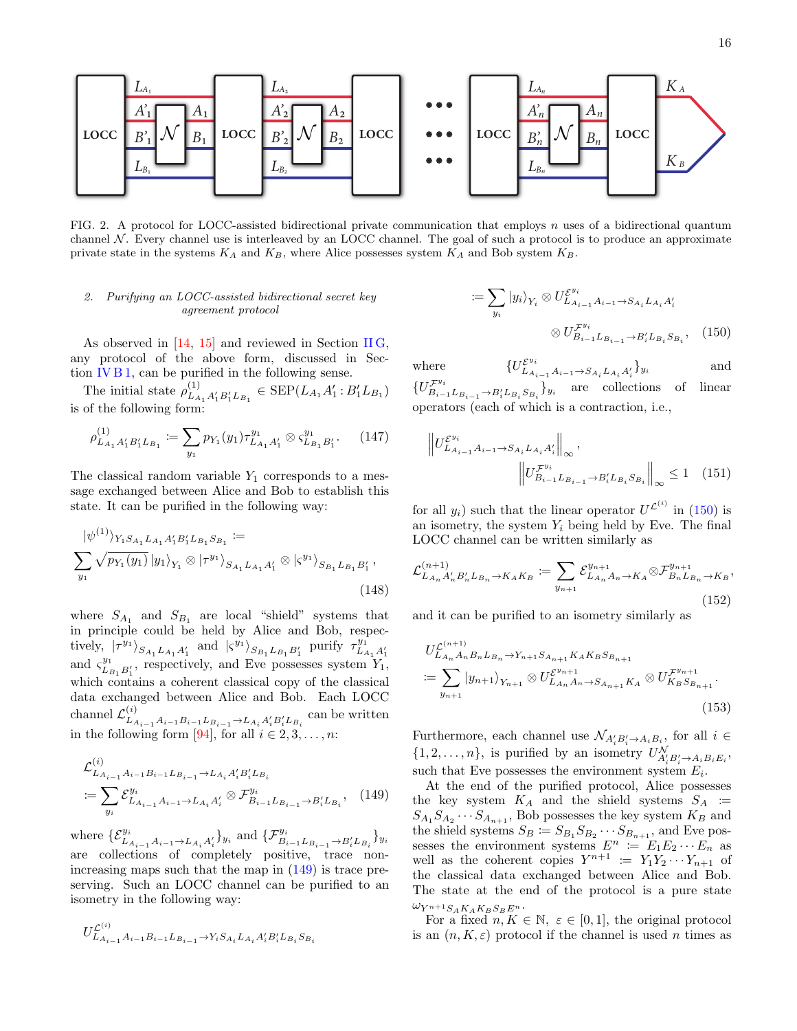LOCC

$L_{A_1}$

$A'_1$

$A_1$

$B'_1$

$\mathcal{N}$

$B_1$

$L_{B_1}$

LOCC

$L_{A_2}$

$A'_2$

$A_2$

$B'_2$

$\mathcal{N}$

$B_2$

$L_{B_2}$

LOCC

LOCC

$L_{A_n}$

$A'_n$

$A_n$

$B'_n$

$\mathcal{N}$

$B_n$

$L_{B_n}$

LOCC

$K_A$

$K_B$

FIG. 2. A protocol for LOCC-assisted bidirectional private communication that employs $n$ uses of a bidirectional quantum channel $\mathcal{N}$. Every channel use is interleaved by an LOCC channel. The goal of such a protocol is to produce an approximate private state in the systems $K_A$ and $K_B$, where Alice possesses system $K_A$ and Bob system $K_B$.

### 2. Purifying an LOCC-assisted bidirectional secret key agreement protocol

As observed in [14, 15] and reviewed in Section II G, any protocol of the above form, discussed in Section IV B 1, can be purified in the following sense.

The initial state $\rho^{(1)}_{L_{A_1}A'_1B'_1L_{B_1}} \in \mathrm{SEP}(L_{A_1}A'_1 : B'_1L_{B_1})$ is of the following form:

$$\rho^{(1)}_{L_{A_1}A'_1B'_1L_{B_1}} := \sum_{y_1} p_{Y_1}(y_1)\tau^{y_1}_{L_{A_1}A'_1} \otimes \varsigma^{y_1}_{L_{B_1}B'_1}. \tag{147}$$

The classical random variable $Y_1$ corresponds to a message exchanged between Alice and Bob to establish this state. It can be purified in the following way:

$$|\psi^{(1)}\rangle_{Y_1S_{A_1}L_{A_1}A'_1B'_1L_{B_1}S_{B_1}} := \sum_{y_1}\sqrt{p_{Y_1}(y_1)}\,|y_1\rangle_{Y_1} \otimes |\tau^{y_1}\rangle_{S_{A_1}L_{A_1}A'_1} \otimes |\varsigma^{y_1}\rangle_{S_{B_1}L_{B_1}B'_1}, \tag{148}$$

where $S_{A_1}$ and $S_{B_1}$ are local "shield" systems that in principle could be held by Alice and Bob, respectively, $|\tau^{y_1}\rangle_{S_{A_1}L_{A_1}A'_1}$ and $|\varsigma^{y_1}\rangle_{S_{B_1}L_{B_1}B'_1}$ purify $\tau^{y_1}_{L_{A_1}A'_1}$ and $\varsigma^{y_1}_{L_{B_1}B'_1}$, respectively, and Eve possesses system $Y_1$, which contains a coherent classical copy of the classical data exchanged between Alice and Bob. Each LOCC channel $\mathcal{L}^{(i)}_{L_{A_{i-1}}A_{i-1}B_{i-1}L_{B_{i-1}}\to L_{A_i}A'_iB'_iL_{B_i}}$ can be written in the following form [94], for all $i\in 2,3,\ldots,n$:

$$\mathcal{L}^{(i)}_{L_{A_{i-1}}A_{i-1}B_{i-1}L_{B_{i-1}}\to L_{A_i}A'_iB'_iL_{B_i}} := \sum_{y_i} \mathcal{E}^{y_i}_{L_{A_{i-1}}A_{i-1}\to L_{A_i}A'_i} \otimes \mathcal{F}^{y_i}_{B_{i-1}L_{B_{i-1}}\to B'_iL_{B_i}}, \tag{149}$$

where $\{\mathcal{E}^{y_i}_{L_{A_{i-1}}A_{i-1}\to L_{A_i}A'_i}\}_{y_i}$ and $\{\mathcal{F}^{y_i}_{B_{i-1}L_{B_{i-1}}\to B'_iL_{B_i}}\}_{y_i}$ are collections of completely positive, trace non-increasing maps such that the map in (149) is trace preserving. Such an LOCC channel can be purified to an isometry in the following way:

$$U^{\mathcal{L}^{(i)}}_{L_{A_{i-1}}A_{i-1}B_{i-1}L_{B_{i-1}}\to Y_iS_{A_i}L_{A_i}A'_iB'_iL_{B_i}S_{B_i}} := \sum_{y_i}|y_i\rangle_{Y_i}\otimes U^{\mathcal{E}^{y_i}}_{L_{A_{i-1}}A_{i-1}\to S_{A_i}L_{A_i}A'_i} \otimes U^{\mathcal{F}^{y_i}}_{B_{i-1}L_{B_{i-1}}\to B'_iL_{B_i}S_{B_i}}, \tag{150}$$

where $\{U^{\mathcal{E}^{y_i}}_{L_{A_{i-1}}A_{i-1}\to S_{A_i}L_{A_i}A'_i}\}_{y_i}$ and $\{U^{\mathcal{F}^{y_i}}_{B_{i-1}L_{B_{i-1}}\to B'_iL_{B_i}S_{B_i}}\}_{y_i}$ are collections of linear operators (each of which is a contraction, i.e.,

$$\left\|U^{\mathcal{E}^{y_i}}_{L_{A_{i-1}}A_{i-1}\to S_{A_i}L_{A_i}A'_i}\right\|_\infty, \quad \left\|U^{\mathcal{F}^{y_i}}_{B_{i-1}L_{B_{i-1}}\to B'_iL_{B_i}S_{B_i}}\right\|_\infty \le 1 \tag{151}$$

for all $y_i$) such that the linear operator $U^{\mathcal{L}^{(i)}}$ in (150) is an isometry, the system $Y_i$ being held by Eve. The final LOCC channel can be written similarly as

$$\mathcal{L}^{(n+1)}_{L_{A_n}A'_nB'_nL_{B_n}\to K_AK_B} := \sum_{y_{n+1}} \mathcal{E}^{y_{n+1}}_{L_{A_n}A_n\to K_A}\otimes \mathcal{F}^{y_{n+1}}_{B_nL_{B_n}\to K_B}, \tag{152}$$

and it can be purified to an isometry similarly as

$$U^{\mathcal{L}^{(n+1)}}_{L_{A_n}A_nB_nL_{B_n}\to Y_{n+1}S_{A_{n+1}}K_AK_BS_{B_{n+1}}} := \sum_{y_{n+1}}|y_{n+1}\rangle_{Y_{n+1}}\otimes U^{\mathcal{E}^{y_{n+1}}}_{L_{A_n}A_n\to S_{A_{n+1}}K_A}\otimes U^{\mathcal{F}^{y_{n+1}}}_{K_BS_{B_{n+1}}}. \tag{153}$$

Furthermore, each channel use $\mathcal{N}_{A'_iB'_i\to A_iB_i}$, for all $i\in\{1,2,\ldots,n\}$, is purified by an isometry $U^{\mathcal{N}}_{A'_iB'_i\to A_iB_iE_i}$, such that Eve possesses the environment system $E_i$.

At the end of the purified protocol, Alice possesses the key system $K_A$ and the shield systems $S_A := S_{A_1}S_{A_2}\cdots S_{A_{n+1}}$, Bob possesses the key system $K_B$ and the shield systems $S_B := S_{B_1}S_{B_2}\cdots S_{B_{n+1}}$, and Eve possesses the environment systems $E^n := E_1E_2\cdots E_n$ as well as the coherent copies $Y^{n+1} := Y_1Y_2\cdots Y_{n+1}$ of the classical data exchanged between Alice and Bob. The state at the end of the protocol is a pure state $\omega_{Y^{n+1}S_AK_AK_BS_BE^n}$.

For a fixed $n, K\in\mathbb{N}$, $\varepsilon\in[0,1]$, the original protocol is an $(n,K,\varepsilon)$ protocol if the channel is used $n$ times as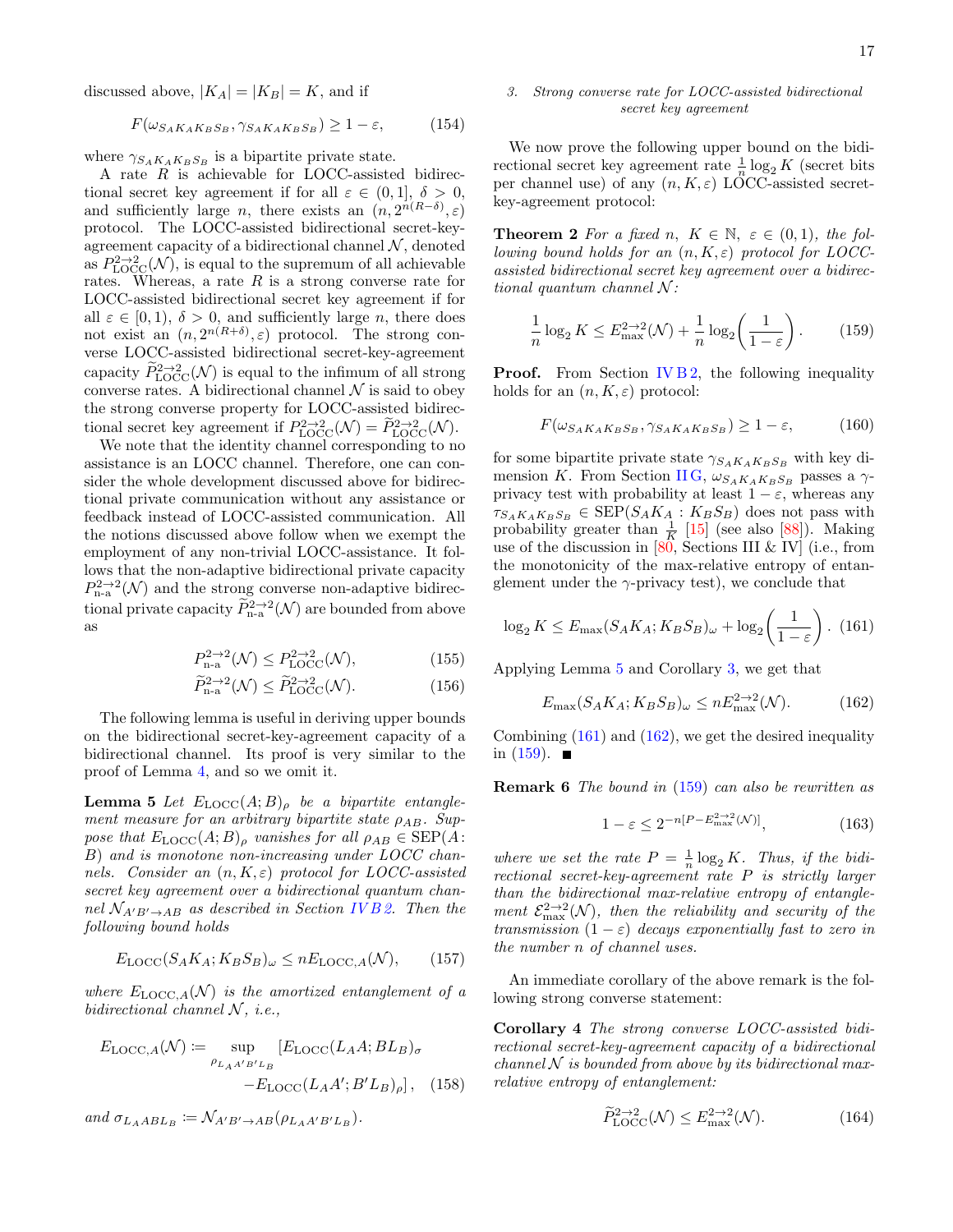discussed above, $|K_A| = |K_B| = K$, and if

$$F(\omega_{S_A K_A K_B S_B}, \gamma_{S_A K_A K_B S_B}) \geq 1 - \varepsilon, \tag{154}$$

where $\gamma_{S_A K_A K_B S_B}$ is a bipartite private state.

A rate $R$ is achievable for LOCC-assisted bidirectional secret key agreement if for all $\varepsilon \in (0, 1]$, $\delta > 0$, and sufficiently large $n$, there exists an $(n, 2^{n(R-\delta)}, \varepsilon)$ protocol. The LOCC-assisted bidirectional secret-key-agreement capacity of a bidirectional channel $\mathcal{N}$, denoted as $P^{2\to 2}_{\mathrm{LOCC}}(\mathcal{N})$, is equal to the supremum of all achievable rates. Whereas, a rate $R$ is a strong converse rate for LOCC-assisted bidirectional secret key agreement if for all $\varepsilon \in [0, 1)$, $\delta > 0$, and sufficiently large $n$, there does not exist an $(n, 2^{n(R+\delta)}, \varepsilon)$ protocol. The strong converse LOCC-assisted bidirectional secret-key-agreement capacity $\widetilde{P}^{2\to 2}_{\mathrm{LOCC}}(\mathcal{N})$ is equal to the infimum of all strong converse rates. A bidirectional channel $\mathcal{N}$ is said to obey the strong converse property for LOCC-assisted bidirectional secret key agreement if $P^{2\to 2}_{\mathrm{LOCC}}(\mathcal{N}) = \widetilde{P}^{2\to 2}_{\mathrm{LOCC}}(\mathcal{N})$.

We note that the identity channel corresponding to no assistance is an LOCC channel. Therefore, one can consider the whole development discussed above for bidirectional private communication without any assistance or feedback instead of LOCC-assisted communication. All the notions discussed above follow when we exempt the employment of any non-trivial LOCC-assistance. It follows that the non-adaptive bidirectional private capacity $P^{2\to 2}_{\text{n-a}}(\mathcal{N})$ and the strong converse non-adaptive bidirectional private capacity $\widetilde{P}^{2\to 2}_{\text{n-a}}(\mathcal{N})$ are bounded from above as

$$P^{2\to 2}_{\text{n-a}}(\mathcal{N}) \leq P^{2\to 2}_{\mathrm{LOCC}}(\mathcal{N}), \tag{155}$$

$$\widetilde{P}^{2\to 2}_{\text{n-a}}(\mathcal{N}) \leq \widetilde{P}^{2\to 2}_{\mathrm{LOCC}}(\mathcal{N}). \tag{156}$$

The following lemma is useful in deriving upper bounds on the bidirectional secret-key-agreement capacity of a bidirectional channel. Its proof is very similar to the proof of Lemma 4, and so we omit it.

**Lemma 5** *Let $E_{\mathrm{LOCC}}(A;B)_\rho$ be a bipartite entanglement measure for an arbitrary bipartite state $\rho_{AB}$. Suppose that $E_{\mathrm{LOCC}}(A;B)_\rho$ vanishes for all $\rho_{AB} \in \mathrm{SEP}(A\colon B)$ and is monotone non-increasing under LOCC channels. Consider an $(n, K, \varepsilon)$ protocol for LOCC-assisted secret key agreement over a bidirectional quantum channel $\mathcal{N}_{A'B'\to AB}$ as described in Section IV B 2. Then the following bound holds*

$$E_{\mathrm{LOCC}}(S_A K_A; K_B S_B)_\omega \leq n E_{\mathrm{LOCC},A}(\mathcal{N}), \tag{157}$$

*where $E_{\mathrm{LOCC},A}(\mathcal{N})$ is the amortized entanglement of a bidirectional channel $\mathcal{N}$, i.e.,*

$$E_{\mathrm{LOCC},A}(\mathcal{N}) \coloneqq \sup_{\rho_{L_A A' B' L_B}} [E_{\mathrm{LOCC}}(L_A A; B L_B)_\sigma - E_{\mathrm{LOCC}}(L_A A'; B' L_B)_\rho], \tag{158}$$

*and $\sigma_{L_A A B L_B} \coloneqq \mathcal{N}_{A'B'\to AB}(\rho_{L_A A' B' L_B})$.*

### 3. Strong converse rate for LOCC-assisted bidirectional secret key agreement

We now prove the following upper bound on the bidirectional secret key agreement rate $\frac{1}{n}\log_2 K$ (secret bits per channel use) of any $(n, K, \varepsilon)$ LOCC-assisted secret-key-agreement protocol:

**Theorem 2** *For a fixed $n$, $K \in \mathbb{N}$, $\varepsilon \in (0, 1)$, the following bound holds for an $(n, K, \varepsilon)$ protocol for LOCC-assisted bidirectional secret key agreement over a bidirectional quantum channel $\mathcal{N}$:*

$$\frac{1}{n}\log_2 K \leq E^{2\to 2}_{\max}(\mathcal{N}) + \frac{1}{n}\log_2\left(\frac{1}{1-\varepsilon}\right). \tag{159}$$

**Proof.** From Section IV B 2, the following inequality holds for an $(n, K, \varepsilon)$ protocol:

$$F(\omega_{S_A K_A K_B S_B}, \gamma_{S_A K_A K_B S_B}) \geq 1 - \varepsilon, \tag{160}$$

for some bipartite private state $\gamma_{S_A K_A K_B S_B}$ with key dimension $K$. From Section II G, $\omega_{S_A K_A K_B S_B}$ passes a $\gamma$-privacy test with probability at least $1 - \varepsilon$, whereas any $\tau_{S_A K_A K_B S_B} \in \mathrm{SEP}(S_A K_A : K_B S_B)$ does not pass with probability greater than $\frac{1}{K}$ [15] (see also [88]). Making use of the discussion in [80, Sections III & IV] (i.e., from the monotonicity of the max-relative entropy of entanglement under the $\gamma$-privacy test), we conclude that

$$\log_2 K \leq E_{\max}(S_A K_A; K_B S_B)_\omega + \log_2\left(\frac{1}{1-\varepsilon}\right). \tag{161}$$

Applying Lemma 5 and Corollary 3, we get that

$$E_{\max}(S_A K_A; K_B S_B)_\omega \leq n E^{2\to 2}_{\max}(\mathcal{N}). \tag{162}$$

Combining (161) and (162), we get the desired inequality in (159). ■

**Remark 6** *The bound in (159) can also be rewritten as*

$$1 - \varepsilon \leq 2^{-n[P - E^{2\to 2}_{\max}(\mathcal{N})]}, \tag{163}$$

*where we set the rate $P = \frac{1}{n}\log_2 K$. Thus, if the bidirectional secret-key-agreement rate $P$ is strictly larger than the bidirectional max-relative entropy of entanglement $\mathcal{E}^{2\to 2}_{\max}(\mathcal{N})$, then the reliability and security of the transmission $(1 - \varepsilon)$ decays exponentially fast to zero in the number $n$ of channel uses.*

An immediate corollary of the above remark is the following strong converse statement:

**Corollary 4** *The strong converse LOCC-assisted bidirectional secret-key-agreement capacity of a bidirectional channel $\mathcal{N}$ is bounded from above by its bidirectional max-relative entropy of entanglement:*

$$\widetilde{P}^{2\to 2}_{\mathrm{LOCC}}(\mathcal{N}) \leq E^{2\to 2}_{\max}(\mathcal{N}). \tag{164}$$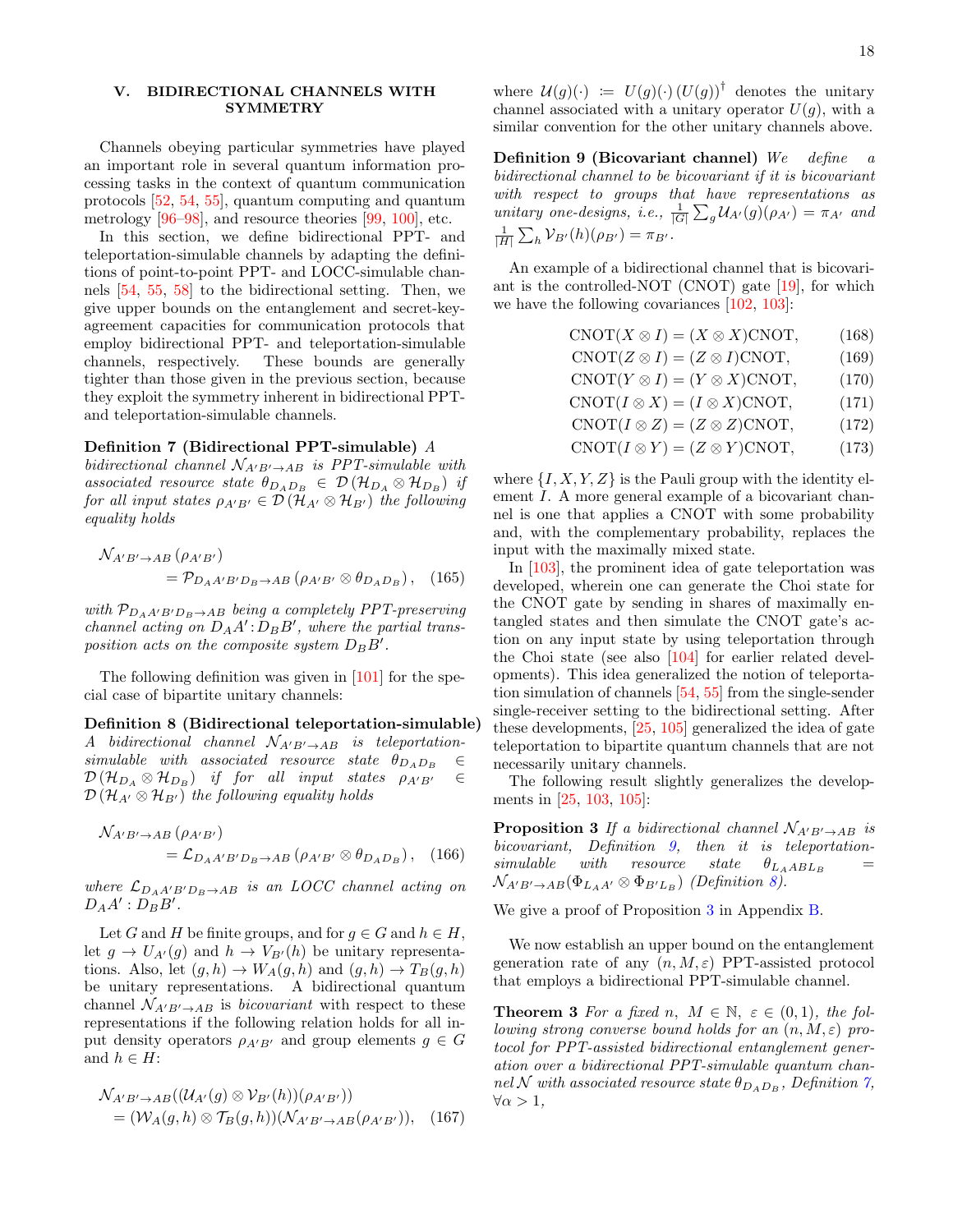## V. BIDIRECTIONAL CHANNELS WITH SYMMETRY

Channels obeying particular symmetries have played an important role in several quantum information processing tasks in the context of quantum communication protocols [52, 54, 55], quantum computing and quantum metrology [96–98], and resource theories [99, 100], etc.

In this section, we define bidirectional PPT- and teleportation-simulable channels by adapting the definitions of point-to-point PPT- and LOCC-simulable channels [54, 55, 58] to the bidirectional setting. Then, we give upper bounds on the entanglement and secret-key-agreement capacities for communication protocols that employ bidirectional PPT- and teleportation-simulable channels, respectively. These bounds are generally tighter than those given in the previous section, because they exploit the symmetry inherent in bidirectional PPT- and teleportation-simulable channels.

**Definition 7 (Bidirectional PPT-simulable)** *A bidirectional channel $\mathcal{N}_{A'B'\to AB}$ is PPT-simulable with associated resource state $\theta_{D_AD_B} \in \mathcal{D}(\mathcal{H}_{D_A}\otimes\mathcal{H}_{D_B})$ if for all input states $\rho_{A'B'} \in \mathcal{D}(\mathcal{H}_{A'}\otimes\mathcal{H}_{B'})$ the following equality holds*

$$\mathcal{N}_{A'B'\to AB}(\rho_{A'B'}) = \mathcal{P}_{D_AA'B'D_B\to AB}(\rho_{A'B'}\otimes\theta_{D_AD_B}), \quad (165)$$

*with $\mathcal{P}_{D_AA'B'D_B\to AB}$ being a completely PPT-preserving channel acting on $D_AA'\!:\!D_BB'$, where the partial transposition acts on the composite system $D_BB'$.*

The following definition was given in [101] for the special case of bipartite unitary channels:

**Definition 8 (Bidirectional teleportation-simulable)** *A bidirectional channel $\mathcal{N}_{A'B'\to AB}$ is teleportation-simulable with associated resource state $\theta_{D_AD_B} \in \mathcal{D}(\mathcal{H}_{D_A}\otimes\mathcal{H}_{D_B})$ if for all input states $\rho_{A'B'} \in \mathcal{D}(\mathcal{H}_{A'}\otimes\mathcal{H}_{B'})$ the following equality holds*

$$\mathcal{N}_{A'B'\to AB}(\rho_{A'B'}) = \mathcal{L}_{D_AA'B'D_B\to AB}(\rho_{A'B'}\otimes\theta_{D_AD_B}), \quad (166)$$

*where $\mathcal{L}_{D_AA'B'D_B\to AB}$ is an LOCC channel acting on $D_AA'\!:\!D_BB'$.*

Let $G$ and $H$ be finite groups, and for $g\in G$ and $h\in H$, let $g\to U_{A'}(g)$ and $h\to V_{B'}(h)$ be unitary representations. Also, let $(g,h)\to W_A(g,h)$ and $(g,h)\to T_B(g,h)$ be unitary representations. A bidirectional quantum channel $\mathcal{N}_{A'B'\to AB}$ is *bicovariant* with respect to these representations if the following relation holds for all input density operators $\rho_{A'B'}$ and group elements $g\in G$ and $h\in H$:

$$\begin{aligned}&\mathcal{N}_{A'B'\to AB}((\mathcal{U}_{A'}(g)\otimes\mathcal{V}_{B'}(h))(\rho_{A'B'}))\\ &\quad = (\mathcal{W}_A(g,h)\otimes\mathcal{T}_B(g,h))(\mathcal{N}_{A'B'\to AB}(\rho_{A'B'})), \quad (167)\end{aligned}$$

where $\mathcal{U}(g)(\cdot) := U(g)(\cdot)(U(g))^\dagger$ denotes the unitary channel associated with a unitary operator $U(g)$, with a similar convention for the other unitary channels above.

**Definition 9 (Bicovariant channel)** *We define a bidirectional channel to be bicovariant if it is bicovariant with respect to groups that have representations as unitary one-designs, i.e., $\frac{1}{|G|}\sum_g \mathcal{U}_{A'}(g)(\rho_{A'}) = \pi_{A'}$ and $\frac{1}{|H|}\sum_h \mathcal{V}_{B'}(h)(\rho_{B'}) = \pi_{B'}$.*

An example of a bidirectional channel that is bicovariant is the controlled-NOT (CNOT) gate [19], for which we have the following covariances [102, 103]:

$$\mathrm{CNOT}(X\otimes I) = (X\otimes X)\mathrm{CNOT}, \quad (168)$$

$$\mathrm{CNOT}(Z\otimes I) = (Z\otimes I)\mathrm{CNOT}, \quad (169)$$

$$\mathrm{CNOT}(Y\otimes I) = (Y\otimes X)\mathrm{CNOT}, \quad (170)$$

$$\mathrm{CNOT}(I\otimes X) = (I\otimes X)\mathrm{CNOT}, \quad (171)$$

$$\mathrm{CNOT}(I\otimes Z) = (Z\otimes Z)\mathrm{CNOT}, \quad (172)$$

$$\mathrm{CNOT}(I\otimes Y) = (Z\otimes Y)\mathrm{CNOT}, \quad (173)$$

where $\{I,X,Y,Z\}$ is the Pauli group with the identity element $I$. A more general example of a bicovariant channel is one that applies a CNOT with some probability and, with the complementary probability, replaces the input with the maximally mixed state.

In [103], the prominent idea of gate teleportation was developed, wherein one can generate the Choi state for the CNOT gate by sending in shares of maximally entangled states and then simulate the CNOT gate's action on any input state by using teleportation through the Choi state (see also [104] for earlier related developments). This idea generalized the notion of teleportation simulation of channels [54, 55] from the single-sender single-receiver setting to the bidirectional setting. After these developments, [25, 105] generalized the idea of gate teleportation to bipartite quantum channels that are not necessarily unitary channels.

The following result slightly generalizes the developments in [25, 103, 105]:

**Proposition 3** *If a bidirectional channel $\mathcal{N}_{A'B'\to AB}$ is bicovariant, Definition 9, then it is teleportation-simulable with resource state $\theta_{L_AABL_B} = \mathcal{N}_{A'B'\to AB}(\Phi_{L_AA'}\otimes\Phi_{B'L_B})$ (Definition 8).*

We give a proof of Proposition 3 in Appendix B.

We now establish an upper bound on the entanglement generation rate of any $(n,M,\varepsilon)$ PPT-assisted protocol that employs a bidirectional PPT-simulable channel.

**Theorem 3** *For a fixed $n$, $M\in\mathbb{N}$, $\varepsilon\in(0,1)$, the following strong converse bound holds for an $(n,M,\varepsilon)$ protocol for PPT-assisted bidirectional entanglement generation over a bidirectional PPT-simulable quantum channel $\mathcal{N}$ with associated resource state $\theta_{D_AD_B}$, Definition 7, $\forall\alpha>1$,*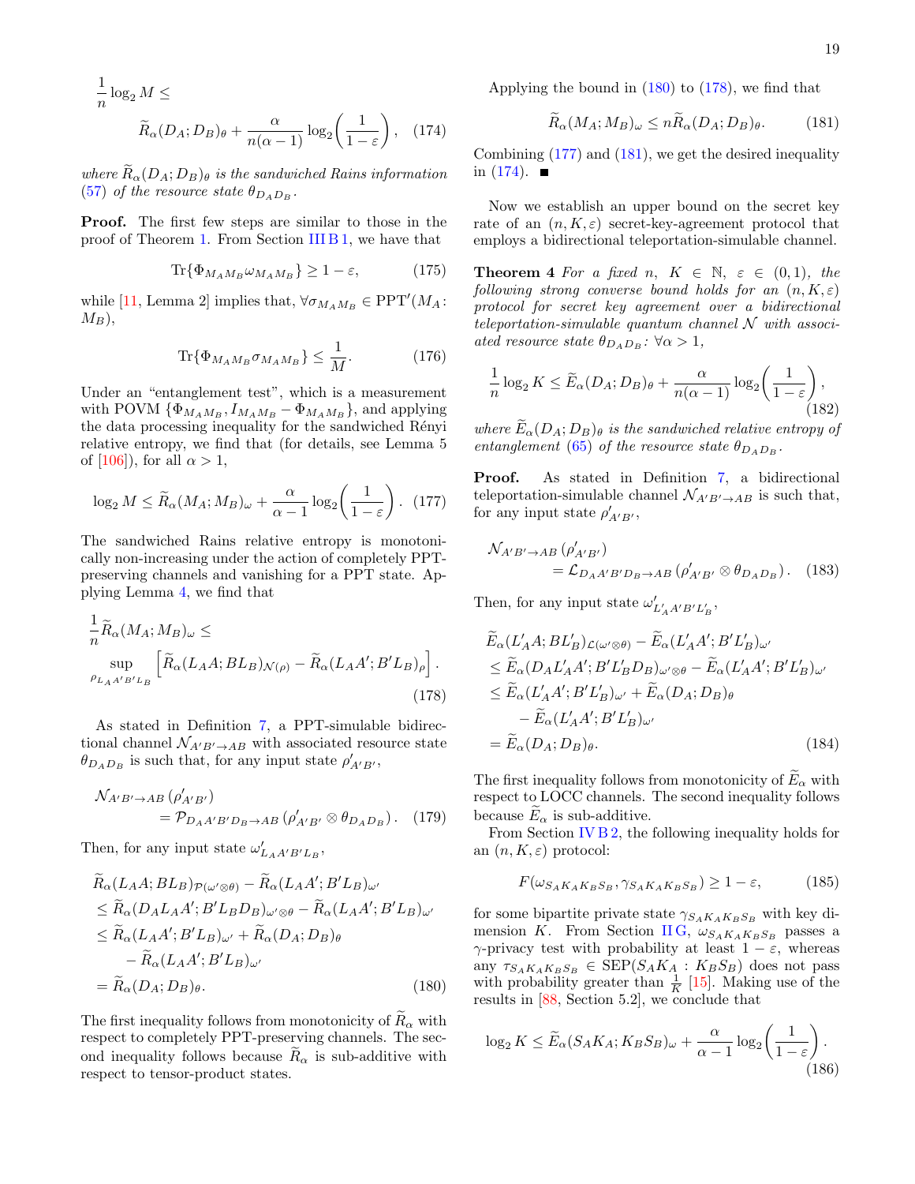$$\frac{1}{n}\log_2 M \leq \widetilde{R}_\alpha(D_A;D_B)_\theta + \frac{\alpha}{n(\alpha-1)}\log_2\!\left(\frac{1}{1-\varepsilon}\right), \quad (174)$$

*where $\widetilde{R}_\alpha(D_A;D_B)_\theta$ is the sandwiched Rains information (57) of the resource state $\theta_{D_A D_B}$.*

**Proof.** The first few steps are similar to those in the proof of Theorem 1. From Section III B 1, we have that

$$\mathrm{Tr}\{\Phi_{M_A M_B}\omega_{M_A M_B}\} \geq 1-\varepsilon, \quad (175)$$

while [11, Lemma 2] implies that, $\forall \sigma_{M_A M_B} \in \mathrm{PPT}'(M_A\!:\!M_B)$,

$$\mathrm{Tr}\{\Phi_{M_A M_B}\sigma_{M_A M_B}\} \leq \frac{1}{M}. \quad (176)$$

Under an "entanglement test", which is a measurement with POVM $\{\Phi_{M_A M_B}, I_{M_A M_B} - \Phi_{M_A M_B}\}$, and applying the data processing inequality for the sandwiched Rényi relative entropy, we find that (for details, see Lemma 5 of [106]), for all $\alpha > 1$,

$$\log_2 M \leq \widetilde{R}_\alpha(M_A;M_B)_\omega + \frac{\alpha}{\alpha-1}\log_2\!\left(\frac{1}{1-\varepsilon}\right). \quad (177)$$

The sandwiched Rains relative entropy is monotonically non-increasing under the action of completely PPT-preserving channels and vanishing for a PPT state. Applying Lemma 4, we find that

$$\frac{1}{n}\widetilde{R}_\alpha(M_A;M_B)_\omega \leq \sup_{\rho_{L_A A' B' L_B}} \left[\widetilde{R}_\alpha(L_A A; B L_B)_{\mathcal{N}(\rho)} - \widetilde{R}_\alpha(L_A A'; B' L_B)_\rho\right]. \quad (178)$$

As stated in Definition 7, a PPT-simulable bidirectional channel $\mathcal{N}_{A'B'\to AB}$ with associated resource state $\theta_{D_A D_B}$ is such that, for any input state $\rho'_{A'B'}$,

$$\mathcal{N}_{A'B'\to AB}\left(\rho'_{A'B'}\right) = \mathcal{P}_{D_A A' B' D_B \to AB}\left(\rho'_{A'B'} \otimes \theta_{D_A D_B}\right). \quad (179)$$

Then, for any input state $\omega'_{L_A A' B' L_B}$,

$$\begin{aligned}
&\widetilde{R}_\alpha(L_A A; B L_B)_{\mathcal{P}(\omega'\otimes\theta)} - \widetilde{R}_\alpha(L_A A'; B' L_B)_{\omega'} \\
&\leq \widetilde{R}_\alpha(D_A L_A A'; B' L_B D_B)_{\omega'\otimes\theta} - \widetilde{R}_\alpha(L_A A'; B' L_B)_{\omega'} \\
&\leq \widetilde{R}_\alpha(L_A A'; B' L_B)_{\omega'} + \widetilde{R}_\alpha(D_A;D_B)_\theta \\
&\quad - \widetilde{R}_\alpha(L_A A'; B' L_B)_{\omega'} \\
&= \widetilde{R}_\alpha(D_A;D_B)_\theta. \quad (180)
\end{aligned}$$

The first inequality follows from monotonicity of $\widetilde{R}_\alpha$ with respect to completely PPT-preserving channels. The second inequality follows because $\widetilde{R}_\alpha$ is sub-additive with respect to tensor-product states.

Applying the bound in (180) to (178), we find that

$$\widetilde{R}_\alpha(M_A;M_B)_\omega \leq n\widetilde{R}_\alpha(D_A;D_B)_\theta. \quad (181)$$

Combining (177) and (181), we get the desired inequality in (174). ■

Now we establish an upper bound on the secret key rate of an $(n,K,\varepsilon)$ secret-key-agreement protocol that employs a bidirectional teleportation-simulable channel.

**Theorem 4** *For a fixed $n,\ K \in \mathbb{N},\ \varepsilon \in (0,1)$, the following strong converse bound holds for an $(n,K,\varepsilon)$ protocol for secret key agreement over a bidirectional teleportation-simulable quantum channel $\mathcal{N}$ with associated resource state $\theta_{D_A D_B}$: $\forall \alpha > 1$,*

$$\frac{1}{n}\log_2 K \leq \widetilde{E}_\alpha(D_A;D_B)_\theta + \frac{\alpha}{n(\alpha-1)}\log_2\!\left(\frac{1}{1-\varepsilon}\right), \quad (182)$$

*where $\widetilde{E}_\alpha(D_A;D_B)_\theta$ is the sandwiched relative entropy of entanglement (65) of the resource state $\theta_{D_A D_B}$.*

**Proof.** As stated in Definition 7, a bidirectional teleportation-simulable channel $\mathcal{N}_{A'B'\to AB}$ is such that, for any input state $\rho'_{A'B'}$,

$$\mathcal{N}_{A'B'\to AB}\left(\rho'_{A'B'}\right) = \mathcal{L}_{D_A A' B' D_B \to AB}\left(\rho'_{A'B'} \otimes \theta_{D_A D_B}\right). \quad (183)$$

Then, for any input state $\omega'_{L'_A A' B' L'_B}$,

$$\begin{aligned}
&\widetilde{E}_\alpha(L'_A A; B L'_B)_{\mathcal{L}(\omega'\otimes\theta)} - \widetilde{E}_\alpha(L'_A A'; B' L'_B)_{\omega'} \\
&\leq \widetilde{E}_\alpha(D_A L'_A A'; B' L'_B D_B)_{\omega'\otimes\theta} - \widetilde{E}_\alpha(L'_A A'; B' L'_B)_{\omega'} \\
&\leq \widetilde{E}_\alpha(L'_A A'; B' L'_B)_{\omega'} + \widetilde{E}_\alpha(D_A;D_B)_\theta \\
&\quad - \widetilde{E}_\alpha(L'_A A'; B' L'_B)_{\omega'} \\
&= \widetilde{E}_\alpha(D_A;D_B)_\theta. \quad (184)
\end{aligned}$$

The first inequality follows from monotonicity of $\widetilde{E}_\alpha$ with respect to LOCC channels. The second inequality follows because $\widetilde{E}_\alpha$ is sub-additive.

From Section IV B 2, the following inequality holds for an $(n,K,\varepsilon)$ protocol:

$$F(\omega_{S_A K_A K_B S_B}, \gamma_{S_A K_A K_B S_B}) \geq 1-\varepsilon, \quad (185)$$

for some bipartite private state $\gamma_{S_A K_A K_B S_B}$ with key dimension $K$. From Section II G, $\omega_{S_A K_A K_B S_B}$ passes a $\gamma$-privacy test with probability at least $1-\varepsilon$, whereas any $\tau_{S_A K_A K_B S_B} \in \mathrm{SEP}(S_A K_A : K_B S_B)$ does not pass with probability greater than $\frac{1}{K}$ [15]. Making use of the results in [88, Section 5.2], we conclude that

$$\log_2 K \leq \widetilde{E}_\alpha(S_A K_A; K_B S_B)_\omega + \frac{\alpha}{\alpha-1}\log_2\!\left(\frac{1}{1-\varepsilon}\right). \quad (186)$$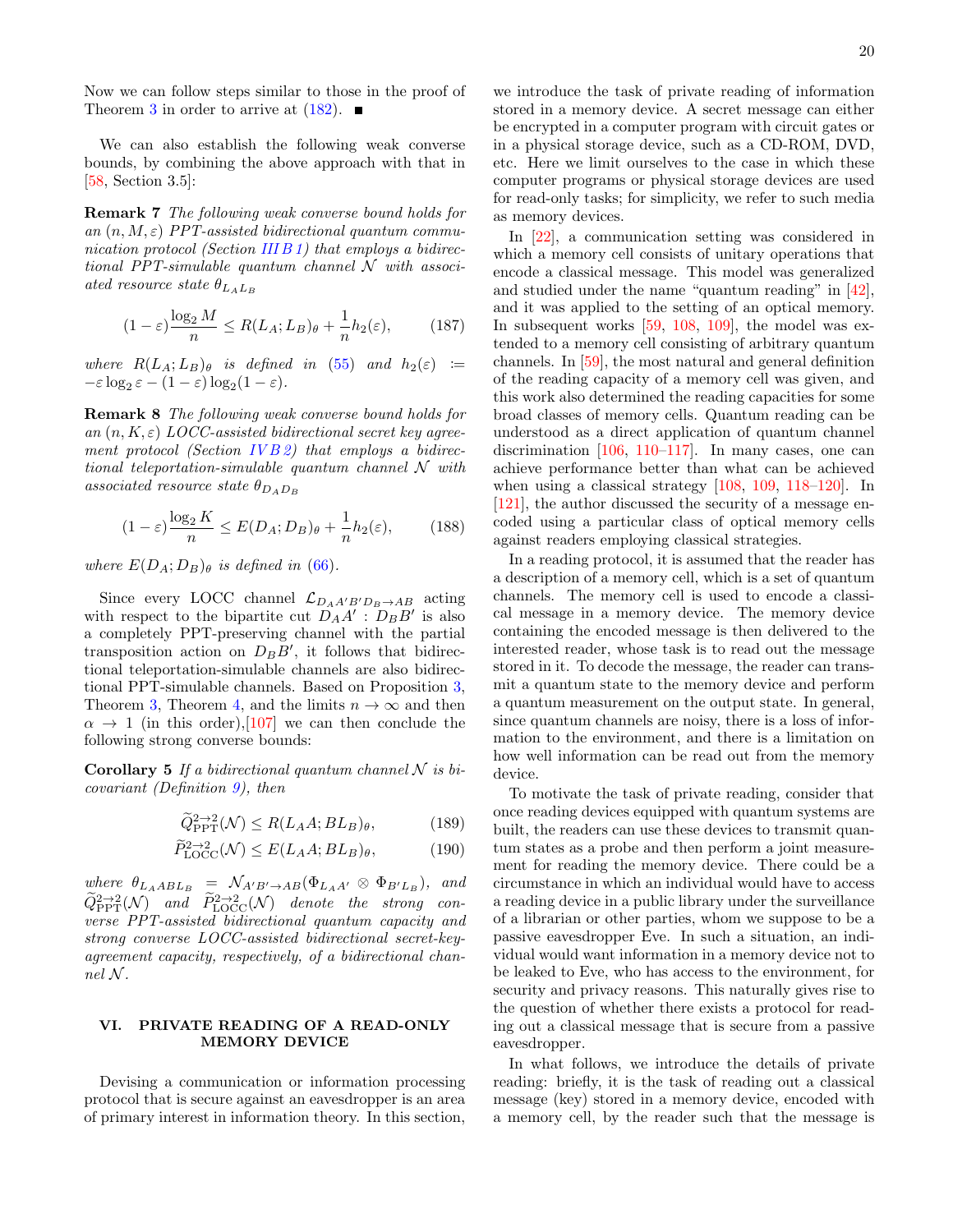Now we can follow steps similar to those in the proof of Theorem 3 in order to arrive at (182). ■

We can also establish the following weak converse bounds, by combining the above approach with that in [58, Section 3.5]:

**Remark 7** *The following weak converse bound holds for an $(n, M, \varepsilon)$ PPT-assisted bidirectional quantum communication protocol (Section III B 1) that employs a bidirectional PPT-simulable quantum channel $\mathcal{N}$ with associated resource state $\theta_{L_A L_B}$*

$$(1-\varepsilon)\frac{\log_2 M}{n} \leq R(L_A; L_B)_\theta + \frac{1}{n}h_2(\varepsilon), \tag{187}$$

*where $R(L_A; L_B)_\theta$ is defined in (55) and $h_2(\varepsilon) := -\varepsilon \log_2 \varepsilon - (1-\varepsilon)\log_2(1-\varepsilon)$.*

**Remark 8** *The following weak converse bound holds for an $(n, K, \varepsilon)$ LOCC-assisted bidirectional secret key agreement protocol (Section IV B 2) that employs a bidirectional teleportation-simulable quantum channel $\mathcal{N}$ with associated resource state $\theta_{D_A D_B}$*

$$(1-\varepsilon)\frac{\log_2 K}{n} \leq E(D_A; D_B)_\theta + \frac{1}{n}h_2(\varepsilon), \tag{188}$$

*where $E(D_A; D_B)_\theta$ is defined in (66).*

Since every LOCC channel $\mathcal{L}_{D_A A' B' D_B \to AB}$ acting with respect to the bipartite cut $D_A A' : D_B B'$ is also a completely PPT-preserving channel with the partial transposition action on $D_B B'$, it follows that bidirectional teleportation-simulable channels are also bidirectional PPT-simulable channels. Based on Proposition 3, Theorem 3, Theorem 4, and the limits $n \to \infty$ and then $\alpha \to 1$ (in this order),[107] we can then conclude the following strong converse bounds:

**Corollary 5** *If a bidirectional quantum channel $\mathcal{N}$ is bicovariant (Definition 9), then*

$$\widetilde{Q}^{2\to 2}_{\text{PPT}}(\mathcal{N}) \leq R(L_A A; B L_B)_\theta, \tag{189}$$

$$\widetilde{P}^{2\to 2}_{\text{LOCC}}(\mathcal{N}) \leq E(L_A A; B L_B)_\theta, \tag{190}$$

*where $\theta_{L_A A B L_B} = \mathcal{N}_{A'B' \to AB}(\Phi_{L_A A'} \otimes \Phi_{B' L_B})$, and $\widetilde{Q}^{2\to 2}_{\text{PPT}}(\mathcal{N})$ and $\widetilde{P}^{2\to 2}_{\text{LOCC}}(\mathcal{N})$ denote the strong converse PPT-assisted bidirectional quantum capacity and strong converse LOCC-assisted bidirectional secret-key-agreement capacity, respectively, of a bidirectional channel $\mathcal{N}$.*

## VI. PRIVATE READING OF A READ-ONLY MEMORY DEVICE

Devising a communication or information processing protocol that is secure against an eavesdropper is an area of primary interest in information theory. In this section, we introduce the task of private reading of information stored in a memory device. A secret message can either be encrypted in a computer program with circuit gates or in a physical storage device, such as a CD-ROM, DVD, etc. Here we limit ourselves to the case in which these computer programs or physical storage devices are used for read-only tasks; for simplicity, we refer to such media as memory devices.

In [22], a communication setting was considered in which a memory cell consists of unitary operations that encode a classical message. This model was generalized and studied under the name "quantum reading" in [42], and it was applied to the setting of an optical memory. In subsequent works [59, 108, 109], the model was extended to a memory cell consisting of arbitrary quantum channels. In [59], the most natural and general definition of the reading capacity of a memory cell was given, and this work also determined the reading capacities for some broad classes of memory cells. Quantum reading can be understood as a direct application of quantum channel discrimination [106, 110–117]. In many cases, one can achieve performance better than what can be achieved when using a classical strategy [108, 109, 118–120]. In [121], the author discussed the security of a message encoded using a particular class of optical memory cells against readers employing classical strategies.

In a reading protocol, it is assumed that the reader has a description of a memory cell, which is a set of quantum channels. The memory cell is used to encode a classical message in a memory device. The memory device containing the encoded message is then delivered to the interested reader, whose task is to read out the message stored in it. To decode the message, the reader can transmit a quantum state to the memory device and perform a quantum measurement on the output state. In general, since quantum channels are noisy, there is a loss of information to the environment, and there is a limitation on how well information can be read out from the memory device.

To motivate the task of private reading, consider that once reading devices equipped with quantum systems are built, the readers can use these devices to transmit quantum states as a probe and then perform a joint measurement for reading the memory device. There could be a circumstance in which an individual would have to access a reading device in a public library under the surveillance of a librarian or other parties, whom we suppose to be a passive eavesdropper Eve. In such a situation, an individual would want information in a memory device not to be leaked to Eve, who has access to the environment, for security and privacy reasons. This naturally gives rise to the question of whether there exists a protocol for reading out a classical message that is secure from a passive eavesdropper.

In what follows, we introduce the details of private reading: briefly, it is the task of reading out a classical message (key) stored in a memory device, encoded with a memory cell, by the reader such that the message is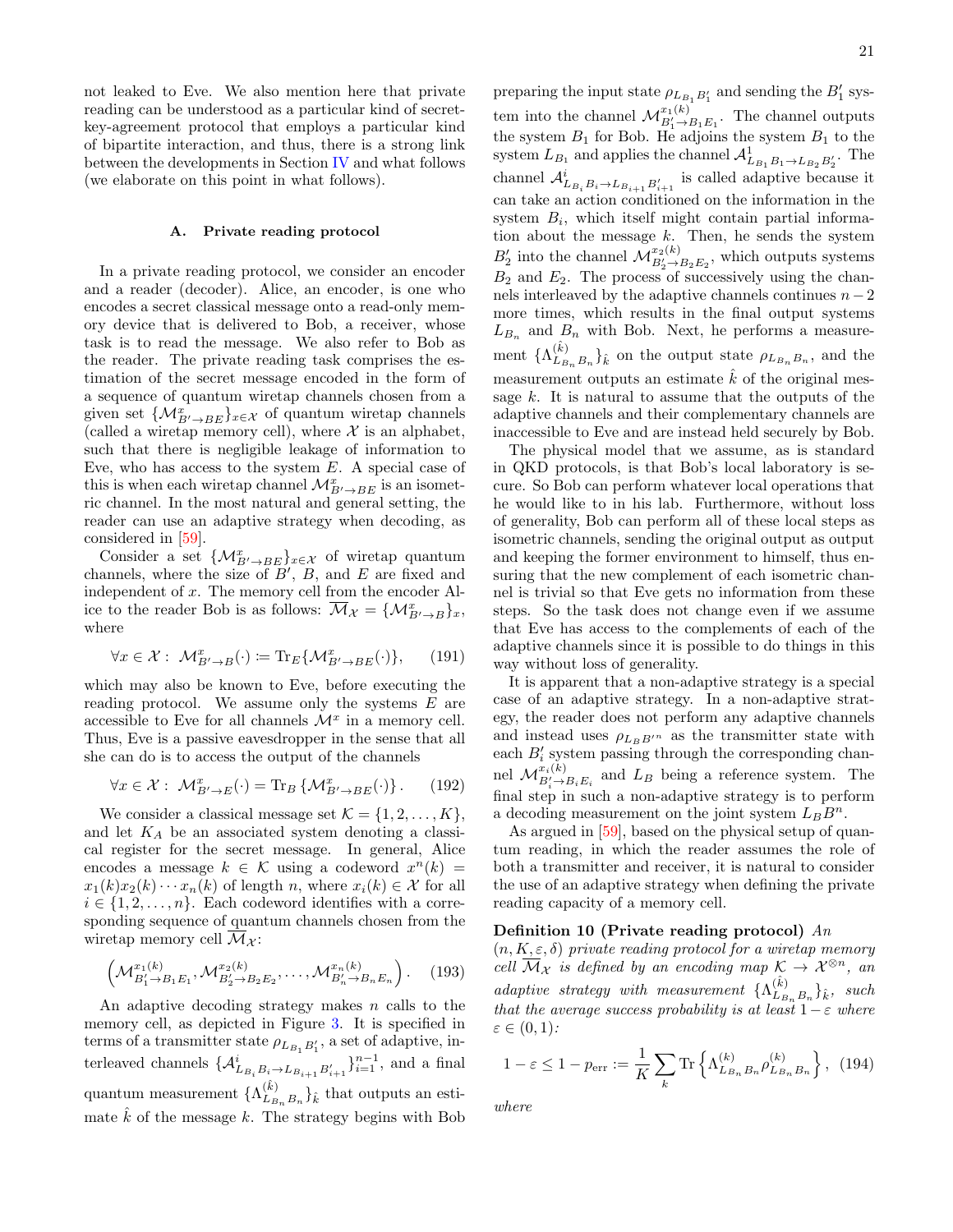not leaked to Eve. We also mention here that private reading can be understood as a particular kind of secret-key-agreement protocol that employs a particular kind of bipartite interaction, and thus, there is a strong link between the developments in Section IV and what follows (we elaborate on this point in what follows).

### A. Private reading protocol

In a private reading protocol, we consider an encoder and a reader (decoder). Alice, an encoder, is one who encodes a secret classical message onto a read-only memory device that is delivered to Bob, a receiver, whose task is to read the message. We also refer to Bob as the reader. The private reading task comprises the estimation of the secret message encoded in the form of a sequence of quantum wiretap channels chosen from a given set $\{\mathcal{M}^x_{B'\to BE}\}_{x\in\mathcal{X}}$ of quantum wiretap channels (called a wiretap memory cell), where $\mathcal{X}$ is an alphabet, such that there is negligible leakage of information to Eve, who has access to the system $E$. A special case of this is when each wiretap channel $\mathcal{M}^x_{B'\to BE}$ is an isometric channel. In the most natural and general setting, the reader can use an adaptive strategy when decoding, as considered in [59].

Consider a set $\{\mathcal{M}^x_{B'\to BE}\}_{x\in\mathcal{X}}$ of wiretap quantum channels, where the size of $B'$, $B$, and $E$ are fixed and independent of $x$. The memory cell from the encoder Alice to the reader Bob is as follows: $\overline{\mathcal{M}}_{\mathcal{X}} = \{\mathcal{M}^x_{B'\to B}\}_x$, where

$$\forall x\in\mathcal{X}:\ \mathcal{M}^x_{B'\to B}(\cdot) \coloneqq \mathrm{Tr}_E\{\mathcal{M}^x_{B'\to BE}(\cdot)\},\tag{191}$$

which may also be known to Eve, before executing the reading protocol. We assume only the systems $E$ are accessible to Eve for all channels $\mathcal{M}^x$ in a memory cell. Thus, Eve is a passive eavesdropper in the sense that all she can do is to access the output of the channels

$$\forall x\in\mathcal{X}:\ \mathcal{M}^x_{B'\to E}(\cdot) = \mathrm{Tr}_B\left\{\mathcal{M}^x_{B'\to BE}(\cdot)\right\}.\tag{192}$$

We consider a classical message set $\mathcal{K}=\{1,2,\ldots,K\}$, and let $K_A$ be an associated system denoting a classical register for the secret message. In general, Alice encodes a message $k\in\mathcal{K}$ using a codeword $x^n(k) = x_1(k)x_2(k)\cdots x_n(k)$ of length $n$, where $x_i(k)\in\mathcal{X}$ for all $i\in\{1,2,\ldots,n\}$. Each codeword identifies with a corresponding sequence of quantum channels chosen from the wiretap memory cell $\overline{\mathcal{M}}_{\mathcal{X}}$:

$$\left(\mathcal{M}^{x_1(k)}_{B'_1\to B_1E_1}, \mathcal{M}^{x_2(k)}_{B'_2\to B_2E_2}, \ldots, \mathcal{M}^{x_n(k)}_{B'_n\to B_nE_n}\right).\tag{193}$$

An adaptive decoding strategy makes $n$ calls to the memory cell, as depicted in Figure 3. It is specified in terms of a transmitter state $\rho_{L_{B_1}B'_1}$, a set of adaptive, interleaved channels $\{\mathcal{A}^i_{L_{B_i}B_i\to L_{B_{i+1}}B'_{i+1}}\}_{i=1}^{n-1}$, and a final quantum measurement $\{\Lambda^{(\hat{k})}_{L_{B_n}B_n}\}_{\hat{k}}$ that outputs an estimate $\hat{k}$ of the message $k$. The strategy begins with Bob preparing the input state $\rho_{L_{B_1}B'_1}$ and sending the $B'_1$ system into the channel $\mathcal{M}^{x_1(k)}_{B'_1\to B_1E_1}$. The channel outputs the system $B_1$ for Bob. He adjoins the system $B_1$ to the system $L_{B_1}$ and applies the channel $\mathcal{A}^1_{L_{B_1}B_1\to L_{B_2}B'_2}$. The channel $\mathcal{A}^i_{L_{B_i}B_i\to L_{B_{i+1}}B'_{i+1}}$ is called adaptive because it can take an action conditioned on the information in the system $B_i$, which itself might contain partial information about the message $k$. Then, he sends the system $B'_2$ into the channel $\mathcal{M}^{x_2(k)}_{B'_2\to B_2E_2}$, which outputs systems $B_2$ and $E_2$. The process of successively using the channels interleaved by the adaptive channels continues $n-2$ more times, which results in the final output systems $L_{B_n}$ and $B_n$ with Bob. Next, he performs a measurement $\{\Lambda^{(\hat{k})}_{L_{B_n}B_n}\}_{\hat{k}}$ on the output state $\rho_{L_{B_n}B_n}$, and the measurement outputs an estimate $\hat{k}$ of the original message $k$. It is natural to assume that the outputs of the adaptive channels and their complementary channels are inaccessible to Eve and are instead held securely by Bob.

The physical model that we assume, as is standard in QKD protocols, is that Bob's local laboratory is secure. So Bob can perform whatever local operations that he would like to in his lab. Furthermore, without loss of generality, Bob can perform all of these local steps as isometric channels, sending the original output as output and keeping the former environment to himself, thus ensuring that the new complement of each isometric channel is trivial so that Eve gets no information from these steps. So the task does not change even if we assume that Eve has access to the complements of each of the adaptive channels since it is possible to do things in this way without loss of generality.

It is apparent that a non-adaptive strategy is a special case of an adaptive strategy. In a non-adaptive strategy, the reader does not perform any adaptive channels and instead uses $\rho_{L_BB'^n}$ as the transmitter state with each $B'_i$ system passing through the corresponding channel $\mathcal{M}^{x_i(k)}_{B'_i\to B_iE_i}$ and $L_B$ being a reference system. The final step in such a non-adaptive strategy is to perform a decoding measurement on the joint system $L_BB^n$.

As argued in [59], based on the physical setup of quantum reading, in which the reader assumes the role of both a transmitter and receiver, it is natural to consider the use of an adaptive strategy when defining the private reading capacity of a memory cell.

**Definition 10 (Private reading protocol)** *An $(n,K,\varepsilon,\delta)$ private reading protocol for a wiretap memory cell $\overline{\mathcal{M}}_{\mathcal{X}}$ is defined by an encoding map $\mathcal{K}\to\mathcal{X}^{\otimes n}$, an adaptive strategy with measurement $\{\Lambda^{(\hat{k})}_{L_{B_n}B_n}\}_{\hat{k}}$, such that the average success probability is at least $1-\varepsilon$ where $\varepsilon\in(0,1)$:*

$$1-\varepsilon \le 1-p_{\mathrm{err}} \coloneqq \frac{1}{K}\sum_k \mathrm{Tr}\left\{\Lambda^{(k)}_{L_{B_n}B_n}\rho^{(k)}_{L_{B_n}B_n}\right\},\tag{194}$$

*where*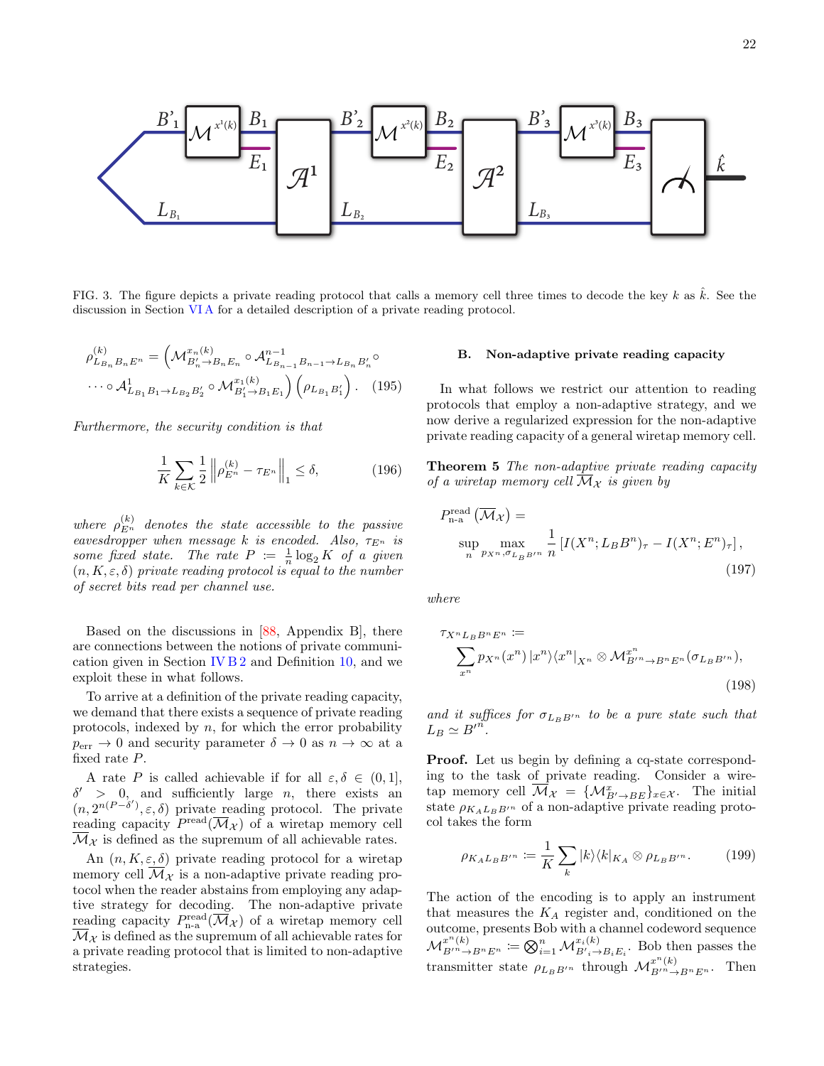FIG. 3. The figure depicts a private reading protocol that calls a memory cell three times to decode the key $k$ as $\hat{k}$. See the discussion in Section VI A for a detailed description of a private reading protocol.

$$\rho^{(k)}_{L_{B_n}B_nE^n} = \left(\mathcal{M}^{x_n(k)}_{B'_n\to B_nE_n} \circ \mathcal{A}^{n-1}_{L_{B_{n-1}}B_{n-1}\to L_{B_n}B'_n} \circ \cdots \circ \mathcal{A}^{1}_{L_{B_1}B_1\to L_{B_2}B'_2} \circ \mathcal{M}^{x_1(k)}_{B'_1\to B_1E_1}\right)\left(\rho_{L_{B_1}B'_1}\right). \quad (195)$$

*Furthermore, the security condition is that*

$$\frac{1}{K}\sum_{k\in\mathcal{K}} \frac{1}{2}\left\|\rho^{(k)}_{E^n} - \tau_{E^n}\right\|_1 \le \delta, \quad (196)$$

*where $\rho^{(k)}_{E^n}$ denotes the state accessible to the passive eavesdropper when message $k$ is encoded. Also, $\tau_{E^n}$ is some fixed state. The rate $P := \frac{1}{n}\log_2 K$ of a given $(n, K, \varepsilon, \delta)$ private reading protocol is equal to the number of secret bits read per channel use.*

Based on the discussions in [88, Appendix B], there are connections between the notions of private communication given in Section IV B 2 and Definition 10, and we exploit these in what follows.

To arrive at a definition of the private reading capacity, we demand that there exists a sequence of private reading protocols, indexed by $n$, for which the error probability $p_{\rm err} \to 0$ and security parameter $\delta \to 0$ as $n \to \infty$ at a fixed rate $P$.

A rate $P$ is called achievable if for all $\varepsilon, \delta \in (0, 1]$, $\delta' > 0$, and sufficiently large $n$, there exists an $(n, 2^{n(P-\delta')}, \varepsilon, \delta)$ private reading protocol. The private reading capacity $P^{\rm read}(\overline{\mathcal{M}}_{\mathcal{X}})$ of a wiretap memory cell $\overline{\mathcal{M}}_{\mathcal{X}}$ is defined as the supremum of all achievable rates.

An $(n, K, \varepsilon, \delta)$ private reading protocol for a wiretap memory cell $\overline{\mathcal{M}}_{\mathcal{X}}$ is a non-adaptive private reading protocol when the reader abstains from employing any adaptive strategy for decoding. The non-adaptive private reading capacity $P^{\rm read}_{\rm n\text{-}a}(\overline{\mathcal{M}}_{\mathcal{X}})$ of a wiretap memory cell $\overline{\mathcal{M}}_{\mathcal{X}}$ is defined as the supremum of all achievable rates for a private reading protocol that is limited to non-adaptive strategies.

### B. Non-adaptive private reading capacity

In what follows we restrict our attention to reading protocols that employ a non-adaptive strategy, and we now derive a regularized expression for the non-adaptive private reading capacity of a general wiretap memory cell.

**Theorem 5** *The non-adaptive private reading capacity of a wiretap memory cell $\overline{\mathcal{M}}_{\mathcal{X}}$ is given by*

$$P^{\rm read}_{\rm n\text{-}a}\left(\overline{\mathcal{M}}_{\mathcal{X}}\right) = \sup_{n} \max_{p_{X^n},\sigma_{L_BB'^n}} \frac{1}{n}\left[I(X^n; L_BB^n)_\tau - I(X^n; E^n)_\tau\right], \quad (197)$$

*where*

$$\tau_{X^nL_BB^nE^n} := \sum_{x^n} p_{X^n}(x^n)\,|x^n\rangle\langle x^n|_{X^n} \otimes \mathcal{M}^{x^n}_{B'^n\to B^nE^n}(\sigma_{L_BB'^n}), \quad (198)$$

*and it suffices for $\sigma_{L_BB'^n}$ to be a pure state such that $L_B \simeq B'^n$.*

**Proof.** Let us begin by defining a cq-state corresponding to the task of private reading. Consider a wiretap memory cell $\overline{\mathcal{M}}_{\mathcal{X}} = \{\mathcal{M}^x_{B'\to BE}\}_{x\in\mathcal{X}}$. The initial state $\rho_{K_AL_BB'^n}$ of a non-adaptive private reading protocol takes the form

$$\rho_{K_AL_BB'^n} := \frac{1}{K}\sum_k |k\rangle\langle k|_{K_A} \otimes \rho_{L_BB'^n}. \quad (199)$$

The action of the encoding is to apply an instrument that measures the $K_A$ register and, conditioned on the outcome, presents Bob with a channel codeword sequence $\mathcal{M}^{x^n(k)}_{B'^n\to B^nE^n} := \bigotimes_{i=1}^n \mathcal{M}^{x_i(k)}_{B'_i\to B_iE_i}$. Bob then passes the transmitter state $\rho_{L_BB'^n}$ through $\mathcal{M}^{x^n(k)}_{B'^n\to B^nE^n}$. Then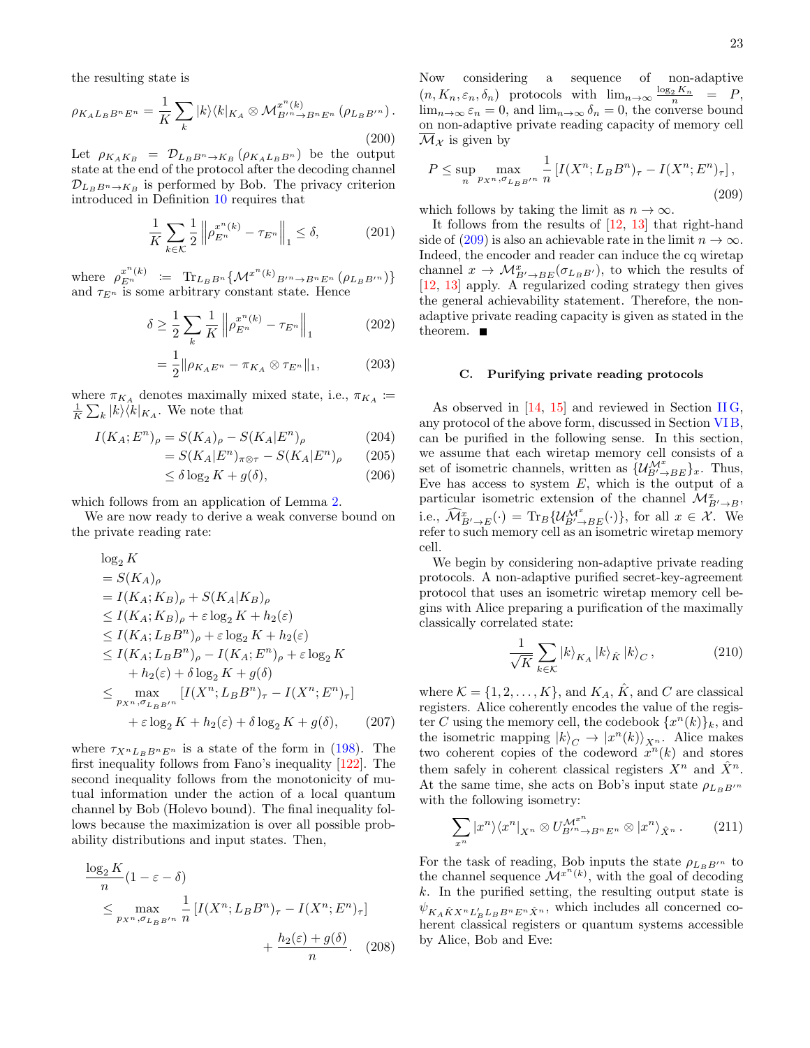the resulting state is

$$\rho_{K_A L_B B^n E^n} = \frac{1}{K}\sum_k |k\rangle\langle k|_{K_A} \otimes \mathcal{M}^{x^n(k)}_{B'^n \to B^n E^n}(\rho_{L_B B'^n}). \tag{200}$$

Let $\rho_{K_A K_B} = \mathcal{D}_{L_B B^n \to K_B}(\rho_{K_A L_B B^n})$ be the output state at the end of the protocol after the decoding channel $\mathcal{D}_{L_B B^n \to K_B}$ is performed by Bob. The privacy criterion introduced in Definition 10 requires that

$$\frac{1}{K}\sum_{k\in\mathcal{K}} \frac{1}{2}\left\|\rho^{x^n(k)}_{E^n} - \tau_{E^n}\right\|_1 \le \delta, \tag{201}$$

where $\rho^{x^n(k)}_{E^n} := \mathrm{Tr}_{L_B B^n}\{\mathcal{M}^{x^n(k)}{}_{B'^n\to B^n E^n}(\rho_{L_B B'^n})\}$ and $\tau_{E^n}$ is some arbitrary constant state. Hence

$$\delta \ge \frac{1}{2}\sum_k \frac{1}{K}\left\|\rho^{x^n(k)}_{E^n} - \tau_{E^n}\right\|_1 \tag{202}$$

$$= \frac{1}{2}\|\rho_{K_A E^n} - \pi_{K_A}\otimes \tau_{E^n}\|_1, \tag{203}$$

where $\pi_{K_A}$ denotes maximally mixed state, i.e., $\pi_{K_A} := \frac{1}{K}\sum_k |k\rangle\langle k|_{K_A}$. We note that

$$I(K_A;E^n)_\rho = S(K_A)_\rho - S(K_A|E^n)_\rho \tag{204}$$
$$= S(K_A|E^n)_{\pi\otimes\tau} - S(K_A|E^n)_\rho \tag{205}$$
$$\le \delta \log_2 K + g(\delta), \tag{206}$$

which follows from an application of Lemma 2.

We are now ready to derive a weak converse bound on the private reading rate:

$$\begin{aligned}
&\log_2 K \\
&= S(K_A)_\rho \\
&= I(K_A;K_B)_\rho + S(K_A|K_B)_\rho \\
&\le I(K_A;K_B)_\rho + \varepsilon\log_2 K + h_2(\varepsilon) \\
&\le I(K_A;L_B B^n)_\rho + \varepsilon\log_2 K + h_2(\varepsilon) \\
&\le I(K_A;L_B B^n)_\rho - I(K_A;E^n)_\rho + \varepsilon\log_2 K \\
&\quad + h_2(\varepsilon) + \delta\log_2 K + g(\delta) \\
&\le \max_{p_{X^n},\sigma_{L_B B'^n}} \left[I(X^n;L_B B^n)_\tau - I(X^n;E^n)_\tau\right] \\
&\quad + \varepsilon\log_2 K + h_2(\varepsilon) + \delta\log_2 K + g(\delta),
\end{aligned} \tag{207}$$

where $\tau_{X^n L_B B^n E^n}$ is a state of the form in (198). The first inequality follows from Fano's inequality [122]. The second inequality follows from the monotonicity of mutual information under the action of a local quantum channel by Bob (Holevo bound). The final inequality follows because the maximization is over all possible probability distributions and input states. Then,

$$\begin{aligned}
&\frac{\log_2 K}{n}(1-\varepsilon-\delta) \\
&\le \max_{p_{X^n},\sigma_{L_B B'^n}} \frac{1}{n}\left[I(X^n;L_B B^n)_\tau - I(X^n;E^n)_\tau\right] \\
&\quad + \frac{h_2(\varepsilon)+g(\delta)}{n}.
\end{aligned} \tag{208}$$

Now considering a sequence of non-adaptive $(n, K_n, \varepsilon_n, \delta_n)$ protocols with $\lim_{n\to\infty}\frac{\log_2 K_n}{n} = P$, $\lim_{n\to\infty}\varepsilon_n = 0$, and $\lim_{n\to\infty}\delta_n = 0$, the converse bound on non-adaptive private reading capacity of memory cell $\overline{\mathcal{M}}_{\mathcal{X}}$ is given by

$$P \le \sup_n \max_{p_{X^n},\sigma_{L_B B'^n}} \frac{1}{n}\left[I(X^n;L_B B^n)_\tau - I(X^n;E^n)_\tau\right], \tag{209}$$

which follows by taking the limit as $n\to\infty$.

It follows from the results of [12, 13] that right-hand side of (209) is also an achievable rate in the limit $n\to\infty$. Indeed, the encoder and reader can induce the cq wiretap channel $x \to \mathcal{M}^x_{B'\to BE}(\sigma_{L_B B'})$, to which the results of [12, 13] apply. A regularized coding strategy then gives the general achievability statement. Therefore, the non-adaptive private reading capacity is given as stated in the theorem. ■

### C. Purifying private reading protocols

As observed in [14, 15] and reviewed in Section II G, any protocol of the above form, discussed in Section VI B, can be purified in the following sense. In this section, we assume that each wiretap memory cell consists of a set of isometric channels, written as $\{\mathcal{U}^{\mathcal{M}^x}_{B'\to BE}\}_x$. Thus, Eve has access to system $E$, which is the output of a particular isometric extension of the channel $\mathcal{M}^x_{B'\to B}$, i.e., $\widehat{\mathcal{M}}^x_{B'\to E}(\cdot) = \mathrm{Tr}_B\{\mathcal{U}^{\mathcal{M}^x}_{B'\to BE}(\cdot)\}$, for all $x\in\mathcal{X}$. We refer to such memory cell as an isometric wiretap memory cell.

We begin by considering non-adaptive private reading protocols. A non-adaptive purified secret-key-agreement protocol that uses an isometric wiretap memory cell begins with Alice preparing a purification of the maximally classically correlated state:

$$\frac{1}{\sqrt{K}}\sum_{k\in\mathcal{K}} |k\rangle_{K_A}|k\rangle_{\hat{K}}|k\rangle_C, \tag{210}$$

where $\mathcal{K} = \{1,2,\ldots,K\}$, and $K_A$, $\hat{K}$, and $C$ are classical registers. Alice coherently encodes the value of the register $C$ using the memory cell, the codebook $\{x^n(k)\}_k$, and the isometric mapping $|k\rangle_C \to |x^n(k)\rangle_{X^n}$. Alice makes two coherent copies of the codeword $x^n(k)$ and stores them safely in coherent classical registers $X^n$ and $\hat{X}^n$. At the same time, she acts on Bob's input state $\rho_{L_B B'^n}$ with the following isometry:

$$\sum_{x^n} |x^n\rangle\langle x^n|_{X^n}\otimes U^{\mathcal{M}^{x^n}}_{B'^n\to B^n E^n}\otimes|x^n\rangle_{\hat{X}^n}. \tag{211}$$

For the task of reading, Bob inputs the state $\rho_{L_B B'^n}$ to the channel sequence $\mathcal{M}^{x^n(k)}$, with the goal of decoding $k$. In the purified setting, the resulting output state is $\psi_{K_A\hat{K}X^n L_B' L_B B^n E^n \hat{X}^n}$, which includes all concerned coherent classical registers or quantum systems accessible by Alice, Bob and Eve: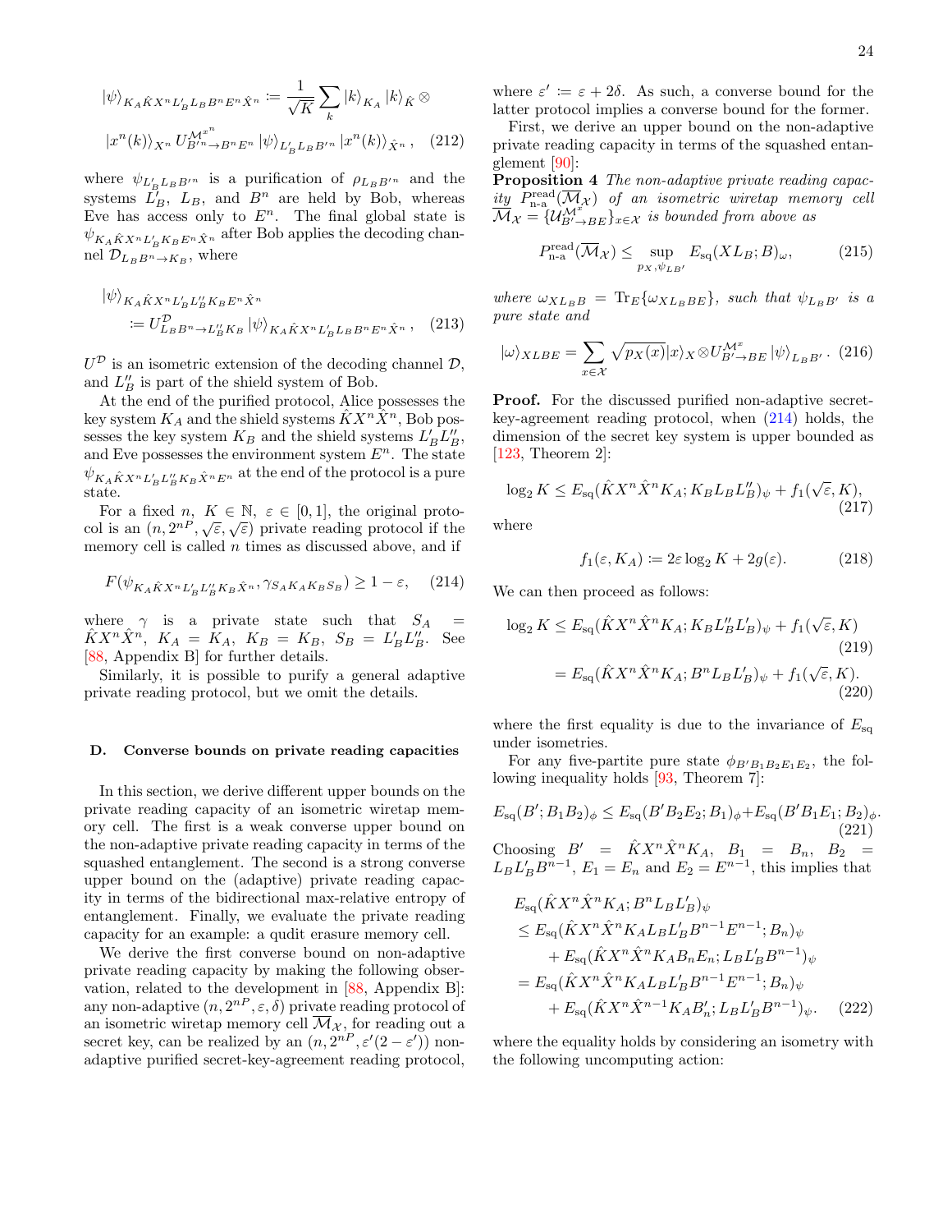$$|\psi\rangle_{K_A\hat{K}X^nL'_BL_BB^nE^n\hat{X}^n} := \frac{1}{\sqrt{K}}\sum_k |k\rangle_{K_A}|k\rangle_{\hat{K}} \otimes$$
$$|x^n(k)\rangle_{X^n} U^{\mathcal{M}^{x^n}}_{B'^n\to B^nE^n}|\psi\rangle_{L'_BL_BB'^n}|x^n(k)\rangle_{\hat{X}^n}, \quad (212)$$

where $\psi_{L'_BL_BB'^n}$ is a purification of $\rho_{L_BB'^n}$ and the systems $L'_B$, $L_B$, and $B^n$ are held by Bob, whereas Eve has access only to $E^n$. The final global state is $\psi_{K_A\hat{K}X^nL'_BK_BE^n\hat{X}^n}$ after Bob applies the decoding channel $\mathcal{D}_{L_BB^n\to K_B}$, where

$$|\psi\rangle_{K_A\hat{K}X^nL'_BL''_BK_BE^n\hat{X}^n}$$
$$:= U^{\mathcal{D}}_{L_BB^n\to L''_BK_B}|\psi\rangle_{K_A\hat{K}X^nL'_BL_BB^nE^n\hat{X}^n}, \quad (213)$$

$U^{\mathcal{D}}$ is an isometric extension of the decoding channel $\mathcal{D}$, and $L''_B$ is part of the shield system of Bob.

At the end of the purified protocol, Alice possesses the key system $K_A$ and the shield systems $\hat{K}X^n\hat{X}^n$, Bob possesses the key system $K_B$ and the shield systems $L'_BL''_B$, and Eve possesses the environment system $E^n$. The state $\psi_{K_A\hat{K}X^nL'_BL''_BK_B\hat{X}^nE^n}$ at the end of the protocol is a pure state.

For a fixed $n$, $K\in\mathbb{N}$, $\varepsilon\in[0,1]$, the original protocol is an $(n,2^{nP},\sqrt{\varepsilon},\sqrt{\varepsilon})$ private reading protocol if the memory cell is called $n$ times as discussed above, and if

$$F(\psi_{K_A\hat{K}X^nL'_BL''_BK_B\hat{X}^n},\gamma_{S_AK_AK_BS_B}) \geq 1-\varepsilon, \quad (214)$$

where $\gamma$ is a private state such that $S_A = \hat{K}X^n\hat{X}^n$, $K_A = K_A$, $K_B = K_B$, $S_B = L'_BL''_B$. See [88, Appendix B] for further details.

Similarly, it is possible to purify a general adaptive private reading protocol, but we omit the details.

### D. Converse bounds on private reading capacities

In this section, we derive different upper bounds on the private reading capacity of an isometric wiretap memory cell. The first is a weak converse upper bound on the non-adaptive private reading capacity in terms of the squashed entanglement. The second is a strong converse upper bound on the (adaptive) private reading capacity in terms of the bidirectional max-relative entropy of entanglement. Finally, we evaluate the private reading capacity for an example: a qudit erasure memory cell.

We derive the first converse bound on non-adaptive private reading capacity by making the following observation, related to the development in [88, Appendix B]: any non-adaptive $(n,2^{nP},\varepsilon,\delta)$ private reading protocol of an isometric wiretap memory cell $\overline{\mathcal{M}}_{\mathcal{X}}$, for reading out a secret key, can be realized by an $(n,2^{nP},\varepsilon'(2-\varepsilon'))$ non-adaptive purified secret-key-agreement reading protocol, where $\varepsilon' := \varepsilon+2\delta$. As such, a converse bound for the latter protocol implies a converse bound for the former.

First, we derive an upper bound on the non-adaptive private reading capacity in terms of the squashed entanglement [90]:

**Proposition 4** *The non-adaptive private reading capacity $P^{\text{read}}_{\text{n-a}}(\overline{\mathcal{M}}_{\mathcal{X}})$ of an isometric wiretap memory cell $\overline{\mathcal{M}}_{\mathcal{X}} = \{\mathcal{U}^{\mathcal{M}^x}_{B'\to BE}\}_{x\in\mathcal{X}}$ is bounded from above as*

$$P^{\text{read}}_{\text{n-a}}(\overline{\mathcal{M}}_{\mathcal{X}}) \leq \sup_{p_X,\psi_{LB'}} E_{\text{sq}}(XL_B;B)_\omega, \quad (215)$$

*where $\omega_{XL_BB} = \operatorname{Tr}_E\{\omega_{XL_BBE}\}$, such that $\psi_{L_BB'}$ is a pure state and*

$$|\omega\rangle_{XLBE} = \sum_{x\in\mathcal{X}}\sqrt{p_X(x)}|x\rangle_X\otimes U^{\mathcal{M}^x}_{B'\to BE}|\psi\rangle_{L_BB'}. \quad (216)$$

**Proof.** For the discussed purified non-adaptive secret-key-agreement reading protocol, when (214) holds, the dimension of the secret key system is upper bounded as [123, Theorem 2]:

$$\log_2 K \leq E_{\text{sq}}(\hat{K}X^n\hat{X}^nK_A;K_BL_BL''_B)_\psi + f_1(\sqrt{\varepsilon},K), \quad (217)$$

where

$$f_1(\varepsilon,K_A) := 2\varepsilon\log_2 K + 2g(\varepsilon). \quad (218)$$

We can then proceed as follows:

$$\log_2 K \leq E_{\text{sq}}(\hat{K}X^n\hat{X}^nK_A;K_BL''_BL'_B)_\psi + f_1(\sqrt{\varepsilon},K) \quad (219)$$
$$= E_{\text{sq}}(\hat{K}X^n\hat{X}^nK_A;B^nL_BL'_B)_\psi + f_1(\sqrt{\varepsilon},K). \quad (220)$$

where the first equality is due to the invariance of $E_{\text{sq}}$ under isometries.

For any five-partite pure state $\phi_{B'B_1B_2E_1E_2}$, the following inequality holds [93, Theorem 7]:

$$E_{\text{sq}}(B';B_1B_2)_\phi \leq E_{\text{sq}}(B'B_2E_2;B_1)_\phi + E_{\text{sq}}(B'B_1E_1;B_2)_\phi. \quad (221)$$

Choosing $B' = \hat{K}X^n\hat{X}^nK_A$, $B_1 = B_n$, $B_2 = L_BL'_BB^{n-1}$, $E_1 = E_n$ and $E_2 = E^{n-1}$, this implies that

$$E_{\text{sq}}(\hat{K}X^n\hat{X}^nK_A;B^nL_BL'_B)_\psi$$
$$\leq E_{\text{sq}}(\hat{K}X^n\hat{X}^nK_AL_BL'_BB^{n-1}E^{n-1};B_n)_\psi$$
$$+ E_{\text{sq}}(\hat{K}X^n\hat{X}^nK_AB_nE_n;L_BL'_BB^{n-1})_\psi$$
$$= E_{\text{sq}}(\hat{K}X^n\hat{X}^nK_AL_BL'_BB^{n-1}E^{n-1};B_n)_\psi$$
$$+ E_{\text{sq}}(\hat{K}X^n\hat{X}^{n-1}K_AB'_n;L_BL'_BB^{n-1})_\psi. \quad (222)$$

where the equality holds by considering an isometry with the following uncomputing action: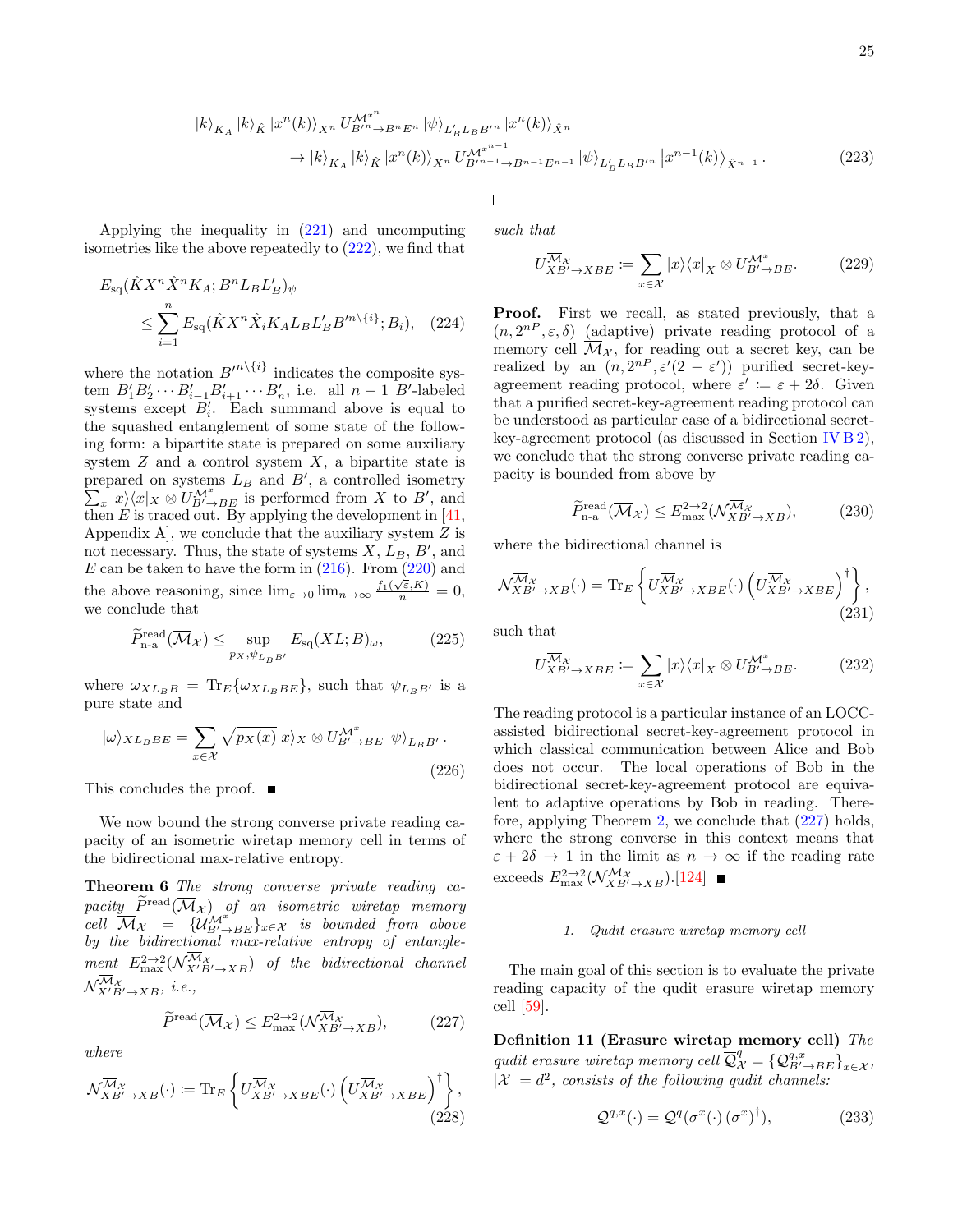$$|k\rangle_{K_A}|k\rangle_{\hat{K}}|x^n(k)\rangle_{X^n}U^{\mathcal{M}^{x^n}}_{B'^n\to B^nE^n}|\psi\rangle_{L'_BL_BB'^n}|x^n(k)\rangle_{\hat{X}^n}$$
$$\to |k\rangle_{K_A}|k\rangle_{\hat{K}}|x^n(k)\rangle_{X^n}U^{\mathcal{M}^{x^{n-1}}}_{B'^{n-1}\to B^{n-1}E^{n-1}}|\psi\rangle_{L'_BL_BB'^n}|x^{n-1}(k)\rangle_{\hat{X}^{n-1}}. \quad (223)$$

Applying the inequality in (221) and uncomputing isometries like the above repeatedly to (222), we find that

$$E_{\rm sq}(\hat{K}X^n\hat{X}^nK_A;B^nL_BL'_B)_\psi \leq \sum_{i=1}^n E_{\rm sq}(\hat{K}X^n\hat{X}_iK_AL_BL'_BB'^{n\setminus\{i\}};B_i), \quad (224)$$

where the notation $B'^{n\setminus\{i\}}$ indicates the composite system $B'_1B'_2\cdots B'_{i-1}B'_{i+1}\cdots B'_n$, i.e. all $n-1$ $B'$-labeled systems except $B'_i$. Each summand above is equal to the squashed entanglement of some state of the following form: a bipartite state is prepared on some auxiliary system $Z$ and a control system $X$, a bipartite state is prepared on systems $L_B$ and $B'$, a controlled isometry $\sum_x |x\rangle\langle x|_X\otimes U^{\mathcal{M}^x}_{B'\to BE}$ is performed from $X$ to $B'$, and then $E$ is traced out. By applying the development in [41, Appendix A], we conclude that the auxiliary system $Z$ is not necessary. Thus, the state of systems $X$, $L_B$, $B'$, and $E$ can be taken to have the form in (216). From (220) and the above reasoning, since $\lim_{\varepsilon\to 0}\lim_{n\to\infty}\frac{f_1(\sqrt{\varepsilon},K)}{n}=0$, we conclude that

$$\widetilde{P}^{\rm read}_{\text{n-a}}(\overline{\mathcal{M}}_\mathcal{X}) \leq \sup_{p_X,\psi_{L_BB'}} E_{\rm sq}(XL;B)_\omega, \quad (225)$$

where $\omega_{XL_BB}=\mathrm{Tr}_E\{\omega_{XL_BBE}\}$, such that $\psi_{L_BB'}$ is a pure state and

$$|\omega\rangle_{XL_BBE}=\sum_{x\in\mathcal{X}}\sqrt{p_X(x)}|x\rangle_X\otimes U^{\mathcal{M}^x}_{B'\to BE}|\psi\rangle_{L_BB'}. \quad (226)$$

This concludes the proof. ■

We now bound the strong converse private reading capacity of an isometric wiretap memory cell in terms of the bidirectional max-relative entropy.

**Theorem 6** *The strong converse private reading capacity* $\widetilde{P}^{\rm read}(\overline{\mathcal{M}}_\mathcal{X})$ *of an isometric wiretap memory cell* $\overline{\mathcal{M}}_\mathcal{X}=\{\mathcal{U}^{\mathcal{M}^x}_{B'\to BE}\}_{x\in\mathcal{X}}$ *is bounded from above by the bidirectional max-relative entropy of entanglement* $E^{2\to 2}_{\max}(\mathcal{N}^{\overline{\mathcal{M}}_\mathcal{X}}_{X'B'\to XB})$ *of the bidirectional channel* $\mathcal{N}^{\overline{\mathcal{M}}_\mathcal{X}}_{X'B'\to XB}$*, i.e.,*

$$\widetilde{P}^{\rm read}(\overline{\mathcal{M}}_\mathcal{X}) \leq E^{2\to 2}_{\max}(\mathcal{N}^{\overline{\mathcal{M}}_\mathcal{X}}_{XB'\to XB}), \quad (227)$$

*where*

$$\mathcal{N}^{\overline{\mathcal{M}}_\mathcal{X}}_{XB'\to XB}(\cdot) \coloneqq \mathrm{Tr}_E\left\{U^{\overline{\mathcal{M}}_\mathcal{X}}_{XB'\to XBE}(\cdot)\left(U^{\overline{\mathcal{M}}_\mathcal{X}}_{XB'\to XBE}\right)^\dagger\right\}, \quad (228)$$

*such that*

$$U^{\overline{\mathcal{M}}_\mathcal{X}}_{XB'\to XBE} \coloneqq \sum_{x\in\mathcal{X}}|x\rangle\langle x|_X\otimes U^{\mathcal{M}^x}_{B'\to BE}. \quad (229)$$

**Proof.** First we recall, as stated previously, that a $(n,2^{nP},\varepsilon,\delta)$ (adaptive) private reading protocol of a memory cell $\overline{\mathcal{M}}_\mathcal{X}$, for reading out a secret key, can be realized by an $(n,2^{nP},\varepsilon'(2-\varepsilon'))$ purified secret-key-agreement reading protocol, where $\varepsilon'\coloneqq\varepsilon+2\delta$. Given that a purified secret-key-agreement reading protocol can be understood as particular case of a bidirectional secret-key-agreement protocol (as discussed in Section IV B 2), we conclude that the strong converse private reading capacity is bounded from above by

$$\widetilde{P}^{\rm read}_{\text{n-a}}(\overline{\mathcal{M}}_\mathcal{X}) \leq E^{2\to 2}_{\max}(\mathcal{N}^{\overline{\mathcal{M}}_\mathcal{X}}_{XB'\to XB}), \quad (230)$$

where the bidirectional channel is

$$\mathcal{N}^{\overline{\mathcal{M}}_\mathcal{X}}_{XB'\to XB}(\cdot)=\mathrm{Tr}_E\left\{U^{\overline{\mathcal{M}}_\mathcal{X}}_{XB'\to XBE}(\cdot)\left(U^{\overline{\mathcal{M}}_\mathcal{X}}_{XB'\to XBE}\right)^\dagger\right\}, \quad (231)$$

such that

$$U^{\overline{\mathcal{M}}_\mathcal{X}}_{XB'\to XBE} \coloneqq \sum_{x\in\mathcal{X}}|x\rangle\langle x|_X\otimes U^{\mathcal{M}^x}_{B'\to BE}. \quad (232)$$

The reading protocol is a particular instance of an LOCC-assisted bidirectional secret-key-agreement protocol in which classical communication between Alice and Bob does not occur. The local operations of Bob in the bidirectional secret-key-agreement protocol are equivalent to adaptive operations by Bob in reading. Therefore, applying Theorem 2, we conclude that (227) holds, where the strong converse in this context means that $\varepsilon+2\delta\to 1$ in the limit as $n\to\infty$ if the reading rate exceeds $E^{2\to 2}_{\max}(\mathcal{N}^{\overline{\mathcal{M}}_\mathcal{X}}_{XB'\to XB})$.[124] ■

#### 1. Qudit erasure wiretap memory cell

The main goal of this section is to evaluate the private reading capacity of the qudit erasure wiretap memory cell [59].

**Definition 11 (Erasure wiretap memory cell)** *The qudit erasure wiretap memory cell* $\overline{\mathcal{Q}}^q_\mathcal{X}=\{\mathcal{Q}^{q,x}_{B'\to BE}\}_{x\in\mathcal{X}}$*,* $|\mathcal{X}|=d^2$*, consists of the following qudit channels:*

$$\mathcal{Q}^{q,x}(\cdot)=\mathcal{Q}^q(\sigma^x(\cdot)(\sigma^x)^\dagger), \quad (233)$$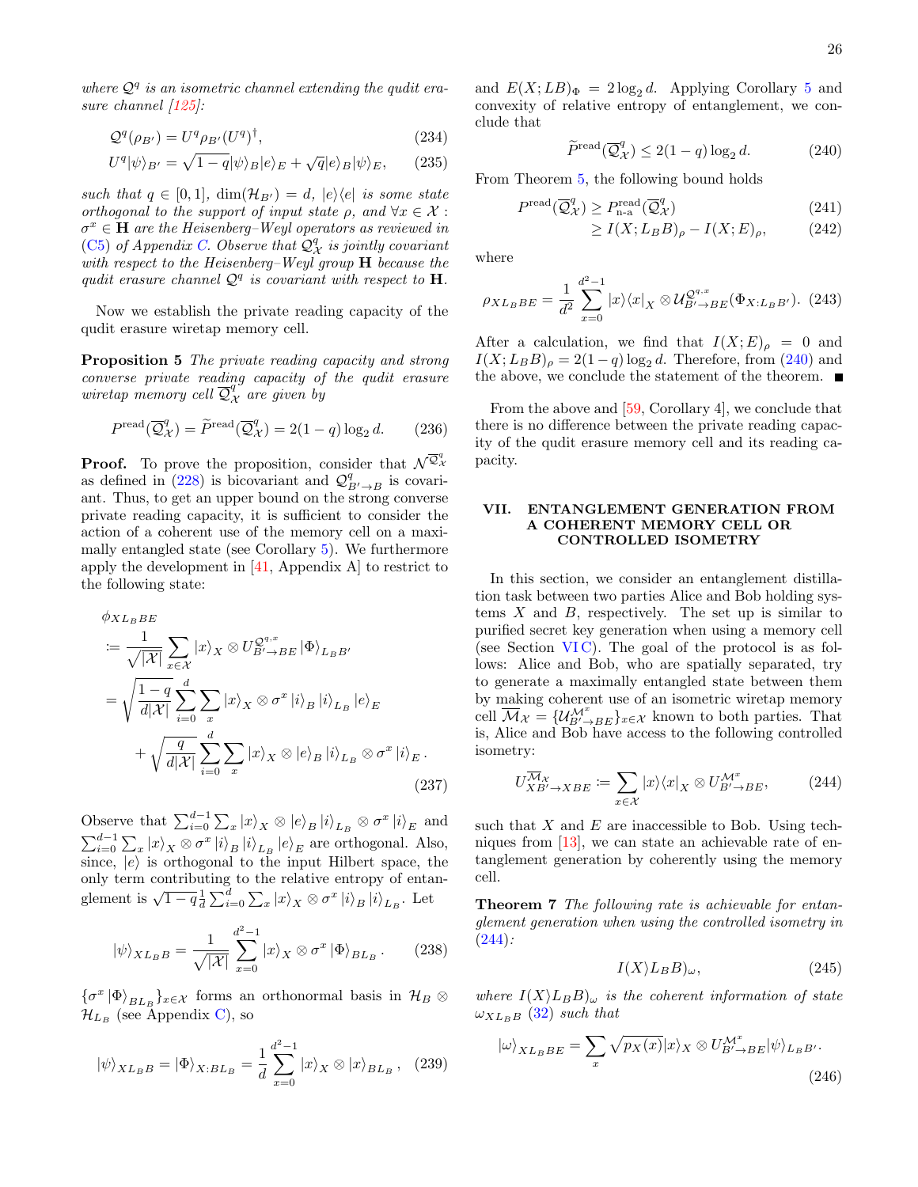*where $\mathcal{Q}^q$ is an isometric channel extending the qudit erasure channel [125]:*

$$\mathcal{Q}^q(\rho_{B'}) = U^q \rho_{B'} (U^q)^\dagger, \tag{234}$$

$$U^q |\psi\rangle_{B'} = \sqrt{1-q}|\psi\rangle_B |e\rangle_E + \sqrt{q}|e\rangle_B |\psi\rangle_E, \tag{235}$$

*such that $q \in [0,1]$, $\dim(\mathcal{H}_{B'}) = d$, $|e\rangle\langle e|$ is some state orthogonal to the support of input state $\rho$, and $\forall x \in \mathcal{X}$ : $\sigma^x \in \mathbf{H}$ are the Heisenberg–Weyl operators as reviewed in (C5) of Appendix C. Observe that $\mathcal{Q}^q_{\mathcal{X}}$ is jointly covariant with respect to the Heisenberg–Weyl group $\mathbf{H}$ because the qudit erasure channel $\mathcal{Q}^q$ is covariant with respect to $\mathbf{H}$.*

Now we establish the private reading capacity of the qudit erasure wiretap memory cell.

**Proposition 5** *The private reading capacity and strong converse private reading capacity of the qudit erasure wiretap memory cell $\overline{\mathcal{Q}}^q_{\mathcal{X}}$ are given by*

$$P^{\text{read}}(\overline{\mathcal{Q}}^q_{\mathcal{X}}) = \widetilde{P}^{\text{read}}(\overline{\mathcal{Q}}^q_{\mathcal{X}}) = 2(1-q)\log_2 d. \tag{236}$$

**Proof.** To prove the proposition, consider that $\mathcal{N}^{\overline{\mathcal{Q}}^q_{\mathcal{X}}}$ as defined in (228) is bicovariant and $\mathcal{Q}^q_{B'\to B}$ is covariant. Thus, to get an upper bound on the strong converse private reading capacity, it is sufficient to consider the action of a coherent use of the memory cell on a maximally entangled state (see Corollary 5). We furthermore apply the development in [41, Appendix A] to restrict to the following state:

$$\begin{aligned}
&\phi_{XL_BBE} \\
&:= \frac{1}{\sqrt{|\mathcal{X}|}} \sum_{x\in\mathcal{X}} |x\rangle_X \otimes U^{\mathcal{Q}^{q,x}}_{B'\to BE} |\Phi\rangle_{L_BB'} \\
&= \sqrt{\frac{1-q}{d|\mathcal{X}|}} \sum_{i=0}^{d} \sum_{x} |x\rangle_X \otimes \sigma^x |i\rangle_B |i\rangle_{L_B} |e\rangle_E \\
&\quad + \sqrt{\frac{q}{d|\mathcal{X}|}} \sum_{i=0}^{d} \sum_{x} |x\rangle_X \otimes |e\rangle_B |i\rangle_{L_B} \otimes \sigma^x |i\rangle_E .
\end{aligned} \tag{237}$$

Observe that $\sum_{i=0}^{d-1}\sum_x |x\rangle_X \otimes |e\rangle_B |i\rangle_{L_B} \otimes \sigma^x |i\rangle_E$ and $\sum_{i=0}^{d-1}\sum_x |x\rangle_X \otimes \sigma^x |i\rangle_B |i\rangle_{L_B} |e\rangle_E$ are orthogonal. Also, since, $|e\rangle$ is orthogonal to the input Hilbert space, the only term contributing to the relative entropy of entanglement is $\sqrt{1-q}\frac{1}{d}\sum_{i=0}^{d}\sum_x |x\rangle_X \otimes \sigma^x |i\rangle_B |i\rangle_{L_B}$. Let

$$|\psi\rangle_{XL_BB} = \frac{1}{\sqrt{|\mathcal{X}|}} \sum_{x=0}^{d^2-1} |x\rangle_X \otimes \sigma^x |\Phi\rangle_{BL_B}. \tag{238}$$

$\{\sigma^x |\Phi\rangle_{BL_B}\}_{x\in\mathcal{X}}$ forms an orthonormal basis in $\mathcal{H}_B \otimes \mathcal{H}_{L_B}$ (see Appendix C), so

$$|\psi\rangle_{XL_BB} = |\Phi\rangle_{X:BL_B} = \frac{1}{d}\sum_{x=0}^{d^2-1} |x\rangle_X \otimes |x\rangle_{BL_B}, \tag{239}$$

and $E(X;LB)_\Phi = 2\log_2 d$. Applying Corollary 5 and convexity of relative entropy of entanglement, we conclude that

$$\widetilde{P}^{\text{read}}(\overline{\mathcal{Q}}^q_{\mathcal{X}}) \le 2(1-q)\log_2 d. \tag{240}$$

From Theorem 5, the following bound holds

$$\begin{aligned}
P^{\text{read}}(\overline{\mathcal{Q}}^q_{\mathcal{X}}) &\ge P^{\text{read}}_{\text{n-a}}(\overline{\mathcal{Q}}^q_{\mathcal{X}}) && (241)\\
&\ge I(X;L_BB)_\rho - I(X;E)_\rho, && (242)
\end{aligned}$$

where

$$\rho_{XL_BBE} = \frac{1}{d^2}\sum_{x=0}^{d^2-1} |x\rangle\langle x|_X \otimes \mathcal{U}^{\mathcal{Q}^{q,x}}_{B'\to BE}(\Phi_{X:L_BB'}). \tag{243}$$

After a calculation, we find that $I(X;E)_\rho = 0$ and $I(X;L_BB)_\rho = 2(1-q)\log_2 d$. Therefore, from (240) and the above, we conclude the statement of the theorem. ∎

From the above and [59, Corollary 4], we conclude that there is no difference between the private reading capacity of the qudit erasure memory cell and its reading capacity.

## VII. ENTANGLEMENT GENERATION FROM A COHERENT MEMORY CELL OR CONTROLLED ISOMETRY

In this section, we consider an entanglement distillation task between two parties Alice and Bob holding systems $X$ and $B$, respectively. The set up is similar to purified secret key generation when using a memory cell (see Section VI C). The goal of the protocol is as follows: Alice and Bob, who are spatially separated, try to generate a maximally entangled state between them by making coherent use of an isometric wiretap memory cell $\overline{\mathcal{M}}_{\mathcal{X}} = \{\mathcal{U}^{\mathcal{M}^x}_{B'\to BE}\}_{x\in\mathcal{X}}$ known to both parties. That is, Alice and Bob have access to the following controlled isometry:

$$U^{\overline{\mathcal{M}}_{\mathcal{X}}}_{XB'\to XBE} := \sum_{x\in\mathcal{X}} |x\rangle\langle x|_X \otimes U^{\mathcal{M}^x}_{B'\to BE}, \tag{244}$$

such that $X$ and $E$ are inaccessible to Bob. Using techniques from [13], we can state an achievable rate of entanglement generation by coherently using the memory cell.

**Theorem 7** *The following rate is achievable for entanglement generation when using the controlled isometry in (244):*

$$I(X\rangle L_BB)_\omega, \tag{245}$$

*where $I(X\rangle L_BB)_\omega$ is the coherent information of state $\omega_{XL_BB}$ (32) such that*

$$|\omega\rangle_{XL_BBE} = \sum_x \sqrt{p_X(x)}|x\rangle_X \otimes U^{\mathcal{M}^x}_{B'\to BE}|\psi\rangle_{L_BB'}. \tag{246}$$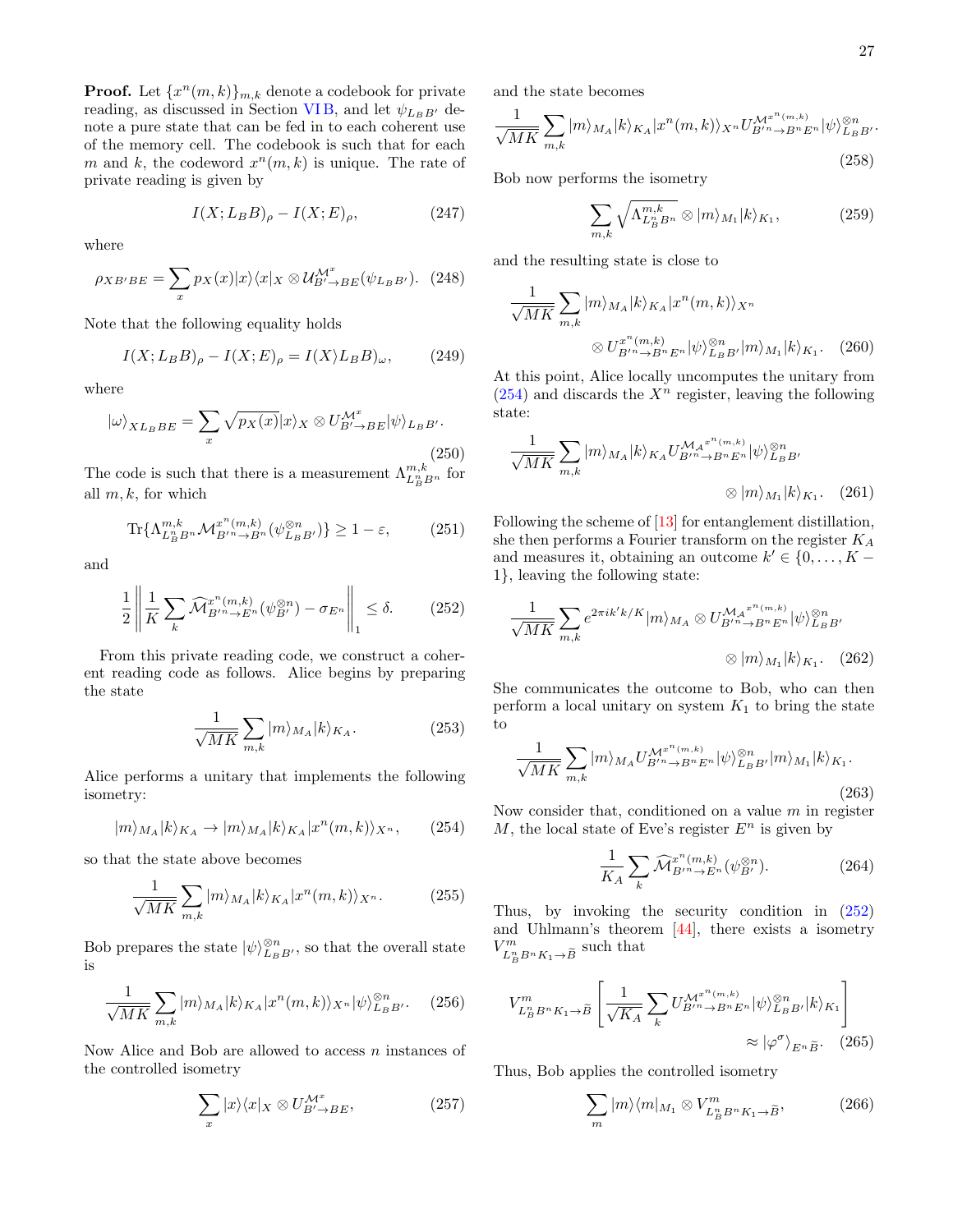**Proof.** Let $\{x^n(m,k)\}_{m,k}$ denote a codebook for private reading, as discussed in Section VI B, and let $\psi_{L_B B'}$ denote a pure state that can be fed in to each coherent use of the memory cell. The codebook is such that for each $m$ and $k$, the codeword $x^n(m,k)$ is unique. The rate of private reading is given by

$$I(X;L_B B)_\rho - I(X;E)_\rho, \tag{247}$$

where

$$\rho_{XB'BE} = \sum_x p_X(x)|x\rangle\langle x|_X \otimes \mathcal{U}^{\mathcal{M}^x}_{B'\to BE}(\psi_{L_B B'}). \tag{248}$$

Note that the following equality holds

$$I(X;L_B B)_\rho - I(X;E)_\rho = I(X\rangle L_B B)_\omega, \tag{249}$$

where

$$|\omega\rangle_{XL_B BE} = \sum_x \sqrt{p_X(x)}|x\rangle_X \otimes U^{\mathcal{M}^x}_{B'\to BE}|\psi\rangle_{L_B B'}. \tag{250}$$

The code is such that there is a measurement $\Lambda^{m,k}_{L_B^n B^n}$ for all $m,k$, for which

$$\mathrm{Tr}\{\Lambda^{m,k}_{L_B^n B^n}\mathcal{M}^{x^n(m,k)}_{B'^n\to B^n}(\psi^{\otimes n}_{L_B B'})\} \geq 1-\varepsilon, \tag{251}$$

and

$$\frac{1}{2}\left\| \frac{1}{K}\sum_k \widehat{\mathcal{M}}^{x^n(m,k)}_{B'^n\to E^n}(\psi^{\otimes n}_{B'}) - \sigma_{E^n}\right\|_1 \leq \delta. \tag{252}$$

From this private reading code, we construct a coherent reading code as follows. Alice begins by preparing the state

$$\frac{1}{\sqrt{MK}}\sum_{m,k}|m\rangle_{M_A}|k\rangle_{K_A}. \tag{253}$$

Alice performs a unitary that implements the following isometry:

$$|m\rangle_{M_A}|k\rangle_{K_A} \to |m\rangle_{M_A}|k\rangle_{K_A}|x^n(m,k)\rangle_{X^n}, \tag{254}$$

so that the state above becomes

$$\frac{1}{\sqrt{MK}}\sum_{m,k}|m\rangle_{M_A}|k\rangle_{K_A}|x^n(m,k)\rangle_{X^n}. \tag{255}$$

Bob prepares the state $|\psi\rangle^{\otimes n}_{L_B B'}$, so that the overall state is

$$\frac{1}{\sqrt{MK}}\sum_{m,k}|m\rangle_{M_A}|k\rangle_{K_A}|x^n(m,k)\rangle_{X^n}|\psi\rangle^{\otimes n}_{L_B B'}. \tag{256}$$

Now Alice and Bob are allowed to access $n$ instances of the controlled isometry

$$\sum_x |x\rangle\langle x|_X \otimes U^{\mathcal{M}^x}_{B'\to BE}, \tag{257}$$

and the state becomes

$$\frac{1}{\sqrt{MK}}\sum_{m,k}|m\rangle_{M_A}|k\rangle_{K_A}|x^n(m,k)\rangle_{X^n}U^{\mathcal{M}^{x^n(m,k)}}_{B'^n\to B^n E^n}|\psi\rangle^{\otimes n}_{L_B B'}. \tag{258}$$

Bob now performs the isometry

$$\sum_{m,k}\sqrt{\Lambda^{m,k}_{L_B^n B^n}} \otimes |m\rangle_{M_1}|k\rangle_{K_1}, \tag{259}$$

and the resulting state is close to

$$\frac{1}{\sqrt{MK}}\sum_{m,k}|m\rangle_{M_A}|k\rangle_{K_A}|x^n(m,k)\rangle_{X^n} \otimes U^{x^n(m,k)}_{B'^n\to B^n E^n}|\psi\rangle^{\otimes n}_{L_B B'}|m\rangle_{M_1}|k\rangle_{K_1}. \tag{260}$$

At this point, Alice locally uncomputes the unitary from (254) and discards the $X^n$ register, leaving the following state:

$$\frac{1}{\sqrt{MK}}\sum_{m,k}|m\rangle_{M_A}|k\rangle_{K_A}U^{\mathcal{M}_{\mathcal{A}}{}^{x^n(m,k)}}_{B'^n\to B^n E^n}|\psi\rangle^{\otimes n}_{L_B B'} \otimes |m\rangle_{M_1}|k\rangle_{K_1}. \tag{261}$$

Following the scheme of [13] for entanglement distillation, she then performs a Fourier transform on the register $K_A$ and measures it, obtaining an outcome $k' \in \{0,\ldots,K-1\}$, leaving the following state:

$$\frac{1}{\sqrt{MK}}\sum_{m,k}e^{2\pi i k'k/K}|m\rangle_{M_A} \otimes U^{\mathcal{M}_{\mathcal{A}}{}^{x^n(m,k)}}_{B'^n\to B^n E^n}|\psi\rangle^{\otimes n}_{L_B B'} \otimes |m\rangle_{M_1}|k\rangle_{K_1}. \tag{262}$$

She communicates the outcome to Bob, who can then perform a local unitary on system $K_1$ to bring the state to

$$\frac{1}{\sqrt{MK}}\sum_{m,k}|m\rangle_{M_A}U^{\mathcal{M}^{x^n(m,k)}}_{B'^n\to B^n E^n}|\psi\rangle^{\otimes n}_{L_B B'}|m\rangle_{M_1}|k\rangle_{K_1}. \tag{263}$$

Now consider that, conditioned on a value $m$ in register $M$, the local state of Eve's register $E^n$ is given by

$$\frac{1}{K_A}\sum_k \widehat{\mathcal{M}}^{x^n(m,k)}_{B'^n\to E^n}(\psi^{\otimes n}_{B'}). \tag{264}$$

Thus, by invoking the security condition in (252) and Uhlmann's theorem [44], there exists a isometry $V^m_{L_B^n B^n K_1\to\widetilde{B}}$ such that

$$V^m_{L_B^n B^n K_1\to\widetilde{B}}\left[\frac{1}{\sqrt{K_A}}\sum_k U^{\mathcal{M}^{x^n(m,k)}}_{B'^n\to B^n E^n}|\psi\rangle^{\otimes n}_{L_B B'}|k\rangle_{K_1}\right] \approx |\varphi^\sigma\rangle_{E^n\widetilde{B}}. \tag{265}$$

Thus, Bob applies the controlled isometry

$$\sum_m |m\rangle\langle m|_{M_1} \otimes V^m_{L_B^n B^n K_1\to\widetilde{B}}, \tag{266}$$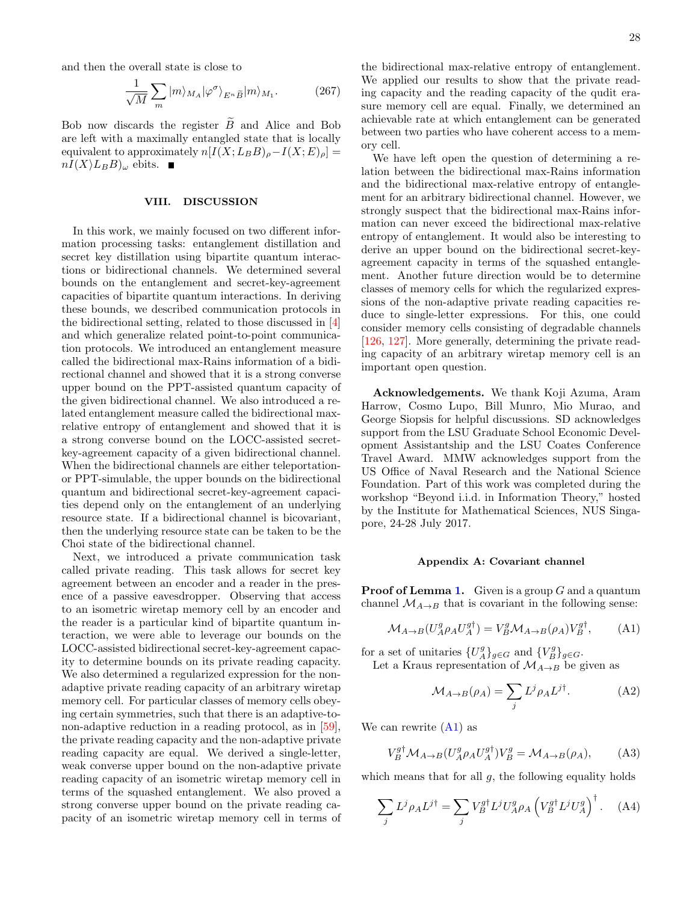and then the overall state is close to

$$\frac{1}{\sqrt{M}}\sum_{m}|m\rangle_{M_A}|\varphi^{\sigma}\rangle_{E^n\widetilde{B}}|m\rangle_{M_1}. \tag{267}$$

Bob now discards the register $\widetilde{B}$ and Alice and Bob are left with a maximally entangled state that is locally equivalent to approximately $n[I(X;L_BB)_\rho - I(X;E)_\rho] = nI(X\rangle L_BB)_\omega$ ebits. ■

## VIII. DISCUSSION

In this work, we mainly focused on two different information processing tasks: entanglement distillation and secret key distillation using bipartite quantum interactions or bidirectional channels. We determined several bounds on the entanglement and secret-key-agreement capacities of bipartite quantum interactions. In deriving these bounds, we described communication protocols in the bidirectional setting, related to those discussed in [4] and which generalize related point-to-point communication protocols. We introduced an entanglement measure called the bidirectional max-Rains information of a bidirectional channel and showed that it is a strong converse upper bound on the PPT-assisted quantum capacity of the given bidirectional channel. We also introduced a related entanglement measure called the bidirectional max-relative entropy of entanglement and showed that it is a strong converse bound on the LOCC-assisted secret-key-agreement capacity of a given bidirectional channel. When the bidirectional channels are either teleportation- or PPT-simulable, the upper bounds on the bidirectional quantum and bidirectional secret-key-agreement capacities depend only on the entanglement of an underlying resource state. If a bidirectional channel is bicovariant, then the underlying resource state can be taken to be the Choi state of the bidirectional channel.

Next, we introduced a private communication task called private reading. This task allows for secret key agreement between an encoder and a reader in the presence of a passive eavesdropper. Observing that access to an isometric wiretap memory cell by an encoder and the reader is a particular kind of bipartite quantum interaction, we were able to leverage our bounds on the LOCC-assisted bidirectional secret-key-agreement capacity to determine bounds on its private reading capacity. We also determined a regularized expression for the non-adaptive private reading capacity of an arbitrary wiretap memory cell. For particular classes of memory cells obeying certain symmetries, such that there is an adaptive-to-non-adaptive reduction in a reading protocol, as in [59], the private reading capacity and the non-adaptive private reading capacity are equal. We derived a single-letter, weak converse upper bound on the non-adaptive private reading capacity of an isometric wiretap memory cell in terms of the squashed entanglement. We also proved a strong converse upper bound on the private reading capacity of an isometric wiretap memory cell in terms of the bidirectional max-relative entropy of entanglement. We applied our results to show that the private reading capacity and the reading capacity of the qudit erasure memory cell are equal. Finally, we determined an achievable rate at which entanglement can be generated between two parties who have coherent access to a memory cell.

We have left open the question of determining a relation between the bidirectional max-Rains information and the bidirectional max-relative entropy of entanglement for an arbitrary bidirectional channel. However, we strongly suspect that the bidirectional max-Rains information can never exceed the bidirectional max-relative entropy of entanglement. It would also be interesting to derive an upper bound on the bidirectional secret-key-agreement capacity in terms of the squashed entanglement. Another future direction would be to determine classes of memory cells for which the regularized expressions of the non-adaptive private reading capacities reduce to single-letter expressions. For this, one could consider memory cells consisting of degradable channels [126, 127]. More generally, determining the private reading capacity of an arbitrary wiretap memory cell is an important open question.

**Acknowledgements.** We thank Koji Azuma, Aram Harrow, Cosmo Lupo, Bill Munro, Mio Murao, and George Siopsis for helpful discussions. SD acknowledges support from the LSU Graduate School Economic Development Assistantship and the LSU Coates Conference Travel Award. MMW acknowledges support from the US Office of Naval Research and the National Science Foundation. Part of this work was completed during the workshop "Beyond i.i.d. in Information Theory," hosted by the Institute for Mathematical Sciences, NUS Singapore, 24-28 July 2017.

### Appendix A: Covariant channel

**Proof of Lemma 1.** Given is a group $G$ and a quantum channel $\mathcal{M}_{A\to B}$ that is covariant in the following sense:

$$\mathcal{M}_{A\to B}(U_A^g\rho_A U_A^{g\dagger}) = V_B^g\mathcal{M}_{A\to B}(\rho_A)V_B^{g\dagger}, \tag{A1}$$

for a set of unitaries $\{U_A^g\}_{g\in G}$ and $\{V_B^g\}_{g\in G}$.

Let a Kraus representation of $\mathcal{M}_{A\to B}$ be given as

$$\mathcal{M}_{A\to B}(\rho_A) = \sum_j L^j\rho_A L^{j\dagger}. \tag{A2}$$

We can rewrite (A1) as

$$V_B^{g\dagger}\mathcal{M}_{A\to B}(U_A^g\rho_A U_A^{g\dagger})V_B^g = \mathcal{M}_{A\to B}(\rho_A), \tag{A3}$$

which means that for all $g$, the following equality holds

$$\sum_j L^j\rho_A L^{j\dagger} = \sum_j V_B^{g\dagger}L^jU_A^g\rho_A\left(V_B^{g\dagger}L^jU_A^g\right)^\dagger. \tag{A4}$$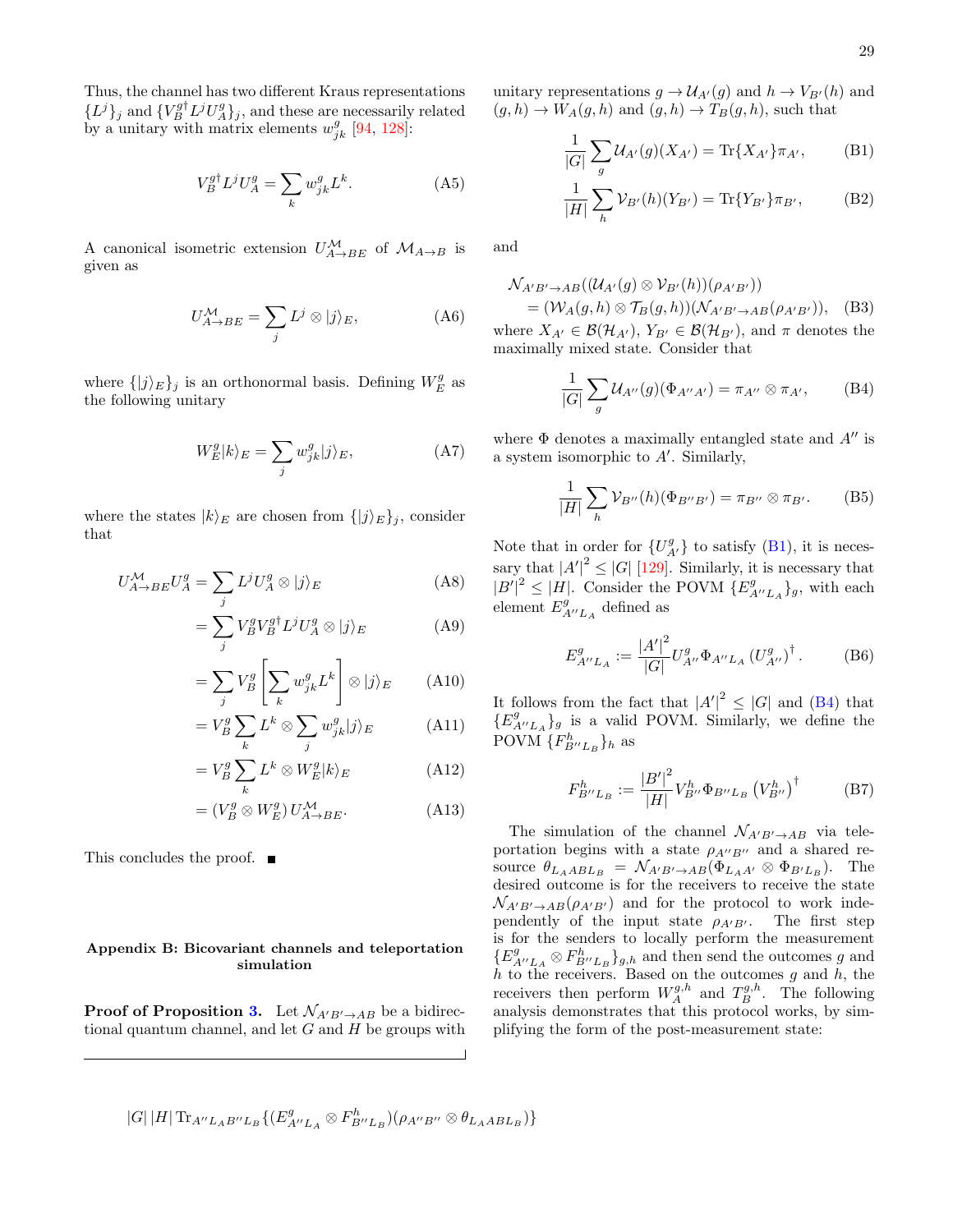Thus, the channel has two different Kraus representations $\{L^j\}_j$ and $\{V_B^{g\dagger} L^j U_A^g\}_j$, and these are necessarily related by a unitary with matrix elements $w_{jk}^g$ [94, 128]:

$$V_B^{g\dagger} L^j U_A^g = \sum_k w_{jk}^g L^k. \tag{A5}$$

A canonical isometric extension $U_{A\to BE}^{\mathcal{M}}$ of $\mathcal{M}_{A\to B}$ is given as

$$U_{A\to BE}^{\mathcal{M}} = \sum_j L^j \otimes |j\rangle_E, \tag{A6}$$

where $\{|j\rangle_E\}_j$ is an orthonormal basis. Defining $W_E^g$ as the following unitary

$$W_E^g |k\rangle_E = \sum_j w_{jk}^g |j\rangle_E, \tag{A7}$$

where the states $|k\rangle_E$ are chosen from $\{|j\rangle_E\}_j$, consider that

$$\begin{aligned}
U_{A\to BE}^{\mathcal{M}} U_A^g &= \sum_j L^j U_A^g \otimes |j\rangle_E &\text{(A8)}\\
&= \sum_j V_B^g V_B^{g\dagger} L^j U_A^g \otimes |j\rangle_E &\text{(A9)}\\
&= \sum_j V_B^g \left[\sum_k w_{jk}^g L^k\right] \otimes |j\rangle_E &\text{(A10)}\\
&= V_B^g \sum_k L^k \otimes \sum_j w_{jk}^g |j\rangle_E &\text{(A11)}\\
&= V_B^g \sum_k L^k \otimes W_E^g |k\rangle_E &\text{(A12)}\\
&= \left(V_B^g \otimes W_E^g\right) U_{A\to BE}^{\mathcal{M}}. &\text{(A13)}
\end{aligned}$$

This concludes the proof. ■

### Appendix B: Bicovariant channels and teleportation simulation

**Proof of Proposition 3.** Let $\mathcal{N}_{A'B'\to AB}$ be a bidirectional quantum channel, and let $G$ and $H$ be groups with unitary representations $g \to \mathcal{U}_{A'}(g)$ and $h \to V_{B'}(h)$ and $(g,h) \to W_A(g,h)$ and $(g,h) \to T_B(g,h)$, such that

$$\frac{1}{|G|}\sum_g \mathcal{U}_{A'}(g)(X_{A'}) = \operatorname{Tr}\{X_{A'}\}\pi_{A'}, \tag{B1}$$

$$\frac{1}{|H|}\sum_h \mathcal{V}_{B'}(h)(Y_{B'}) = \operatorname{Tr}\{Y_{B'}\}\pi_{B'}, \tag{B2}$$

and

$$\begin{aligned}
&\mathcal{N}_{A'B'\to AB}((\mathcal{U}_{A'}(g)\otimes \mathcal{V}_{B'}(h))(\rho_{A'B'}))\\
&\quad = (\mathcal{W}_A(g,h)\otimes \mathcal{T}_B(g,h))(\mathcal{N}_{A'B'\to AB}(\rho_{A'B'})), \quad \text{(B3)}
\end{aligned}$$

where $X_{A'} \in \mathcal{B}(\mathcal{H}_{A'})$, $Y_{B'} \in \mathcal{B}(\mathcal{H}_{B'})$, and $\pi$ denotes the maximally mixed state. Consider that

$$\frac{1}{|G|}\sum_g \mathcal{U}_{A''}(g)(\Phi_{A''A'}) = \pi_{A''}\otimes \pi_{A'}, \tag{B4}$$

where $\Phi$ denotes a maximally entangled state and $A''$ is a system isomorphic to $A'$. Similarly,

$$\frac{1}{|H|}\sum_h \mathcal{V}_{B''}(h)(\Phi_{B''B'}) = \pi_{B''}\otimes \pi_{B'}. \tag{B5}$$

Note that in order for $\{U_{A'}^g\}$ to satisfy (B1), it is necessary that $|A'|^2 \le |G|$ [129]. Similarly, it is necessary that $|B'|^2 \le |H|$. Consider the POVM $\{E_{A''L_A}^g\}_g$, with each element $E_{A''L_A}^g$ defined as

$$E_{A''L_A}^g := \frac{|A'|^2}{|G|} U_{A''}^g \Phi_{A''L_A} \left(U_{A''}^g\right)^\dagger. \tag{B6}$$

It follows from the fact that $|A'|^2 \le |G|$ and (B4) that $\{E_{A''L_A}^g\}_g$ is a valid POVM. Similarly, we define the POVM $\{F_{B''L_B}^h\}_h$ as

$$F_{B''L_B}^h := \frac{|B'|^2}{|H|} V_{B''}^h \Phi_{B''L_B} \left(V_{B''}^h\right)^\dagger \tag{B7}$$

The simulation of the channel $\mathcal{N}_{A'B'\to AB}$ via teleportation begins with a state $\rho_{A''B''}$ and a shared resource $\theta_{L_AABL_B} = \mathcal{N}_{A'B'\to AB}(\Phi_{L_AA'}\otimes \Phi_{B'L_B})$. The desired outcome is for the receivers to receive the state $\mathcal{N}_{A'B'\to AB}(\rho_{A'B'})$ and for the protocol to work independently of the input state $\rho_{A'B'}$. The first step is for the senders to locally perform the measurement $\{E_{A''L_A}^g \otimes F_{B''L_B}^h\}_{g,h}$ and then send the outcomes $g$ and $h$ to the receivers. Based on the outcomes $g$ and $h$, the receivers then perform $W_A^{g,h}$ and $T_B^{g,h}$. The following analysis demonstrates that this protocol works, by simplifying the form of the post-measurement state:

$$|G|\,|H| \operatorname{Tr}_{A''L_AB''L_B}\{(E_{A''L_A}^g \otimes F_{B''L_B}^h)(\rho_{A''B''}\otimes \theta_{L_AABL_B})\}$$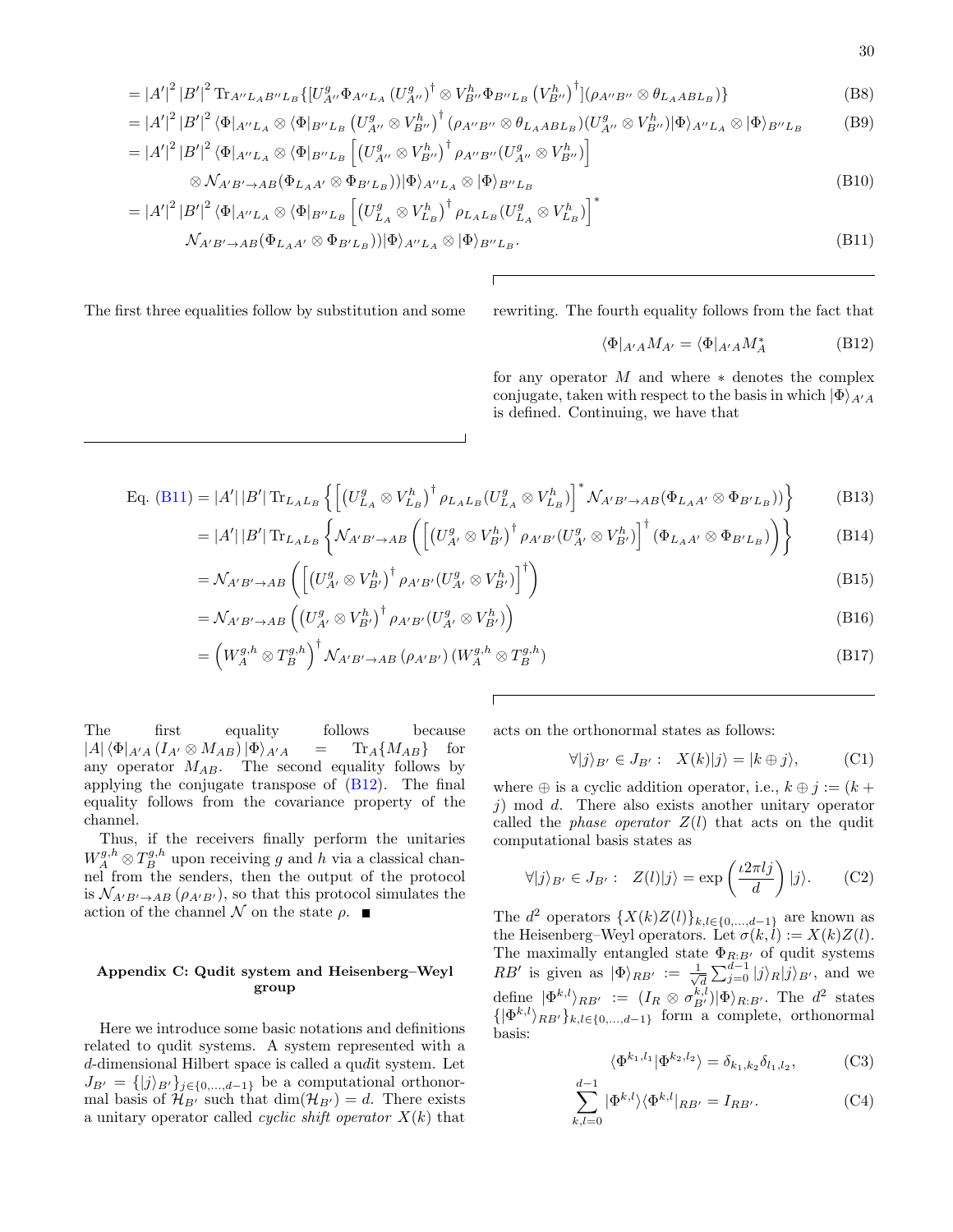$$= |A'|^2 |B'|^2 \operatorname{Tr}_{A''L_AB''L_B}\{[U^g_{A''}\Phi_{A''L_A}(U^g_{A''})^\dagger \otimes V^h_{B''}\Phi_{B''L_B}(V^h_{B''})^\dagger](\rho_{A''B''}\otimes\theta_{L_AABL_B})\} \tag{B8}$$

$$= |A'|^2 |B'|^2 \langle\Phi|_{A''L_A}\otimes\langle\Phi|_{B''L_B}(U^g_{A''}\otimes V^h_{B''})^\dagger(\rho_{A''B''}\otimes\theta_{L_AABL_B})(U^g_{A''}\otimes V^h_{B''})|\Phi\rangle_{A''L_A}\otimes|\Phi\rangle_{B''L_B} \tag{B9}$$

$$= |A'|^2 |B'|^2 \langle\Phi|_{A''L_A}\otimes\langle\Phi|_{B''L_B}\left[(U^g_{A''}\otimes V^h_{B''})^\dagger\rho_{A''B''}(U^g_{A''}\otimes V^h_{B''})\right] \otimes\mathcal{N}_{A'B'\to AB}(\Phi_{L_AA'}\otimes\Phi_{B'L_B}))|\Phi\rangle_{A''L_A}\otimes|\Phi\rangle_{B''L_B} \tag{B10}$$

$$= |A'|^2 |B'|^2 \langle\Phi|_{A''L_A}\otimes\langle\Phi|_{B''L_B}\left[(U^g_{L_A}\otimes V^h_{L_B})^\dagger\rho_{L_AL_B}(U^g_{L_A}\otimes V^h_{L_B})\right]^* \mathcal{N}_{A'B'\to AB}(\Phi_{L_AA'}\otimes\Phi_{B'L_B}))|\Phi\rangle_{A''L_A}\otimes|\Phi\rangle_{B''L_B}. \tag{B11}$$

The first three equalities follow by substitution and some rewriting. The fourth equality follows from the fact that

$$\langle\Phi|_{A'A}M_{A'} = \langle\Phi|_{A'A}M^*_A \tag{B12}$$

for any operator $M$ and where $*$ denotes the complex conjugate, taken with respect to the basis in which $|\Phi\rangle_{A'A}$ is defined. Continuing, we have that

$$\text{Eq. (B11)} = |A'|\,|B'| \operatorname{Tr}_{L_AL_B}\left\{\left[(U^g_{L_A}\otimes V^h_{L_B})^\dagger\rho_{L_AL_B}(U^g_{L_A}\otimes V^h_{L_B})\right]^*\mathcal{N}_{A'B'\to AB}(\Phi_{L_AA'}\otimes\Phi_{B'L_B}))\right\} \tag{B13}$$

$$= |A'|\,|B'| \operatorname{Tr}_{L_AL_B}\left\{\mathcal{N}_{A'B'\to AB}\left(\left[(U^g_{A'}\otimes V^h_{B'})^\dagger\rho_{A'B'}(U^g_{A'}\otimes V^h_{B'})\right]^\dagger(\Phi_{L_AA'}\otimes\Phi_{B'L_B})\right)\right\} \tag{B14}$$

$$= \mathcal{N}_{A'B'\to AB}\left(\left[(U^g_{A'}\otimes V^h_{B'})^\dagger\rho_{A'B'}(U^g_{A'}\otimes V^h_{B'})\right]^\dagger\right) \tag{B15}$$

$$= \mathcal{N}_{A'B'\to AB}\left((U^g_{A'}\otimes V^h_{B'})^\dagger\rho_{A'B'}(U^g_{A'}\otimes V^h_{B'})\right) \tag{B16}$$

$$= \left(W^{g,h}_A\otimes T^{g,h}_B\right)^\dagger\mathcal{N}_{A'B'\to AB}\left(\rho_{A'B'}\right)(W^{g,h}_A\otimes T^{g,h}_B) \tag{B17}$$

The first equality follows because $|A|\langle\Phi|_{A'A}(I_{A'}\otimes M_{AB})|\Phi\rangle_{A'A} = \operatorname{Tr}_A\{M_{AB}\}$ for any operator $M_{AB}$. The second equality follows by applying the conjugate transpose of (B12). The final equality follows from the covariance property of the channel.

Thus, if the receivers finally perform the unitaries $W^{g,h}_A\otimes T^{g,h}_B$ upon receiving $g$ and $h$ via a classical channel from the senders, then the output of the protocol is $\mathcal{N}_{A'B'\to AB}(\rho_{A'B'})$, so that this protocol simulates the action of the channel $\mathcal{N}$ on the state $\rho$. ∎

### Appendix C: Qudit system and Heisenberg–Weyl group

Here we introduce some basic notations and definitions related to qudit systems. A system represented with a $d$-dimensional Hilbert space is called a qu*d*it system. Let $J_{B'} = \{|j\rangle_{B'}\}_{j\in\{0,\ldots,d-1\}}$ be a computational orthonormal basis of $\mathcal{H}_{B'}$ such that $\dim(\mathcal{H}_{B'}) = d$. There exists a unitary operator called *cyclic shift operator* $X(k)$ that acts on the orthonormal states as follows:

$$\forall|j\rangle_{B'}\in J_{B'}:\quad X(k)|j\rangle = |k\oplus j\rangle, \tag{C1}$$

where $\oplus$ is a cyclic addition operator, i.e., $k\oplus j := (k+j) \bmod d$. There also exists another unitary operator called the *phase operator* $Z(l)$ that acts on the qudit computational basis states as

$$\forall|j\rangle_{B'}\in J_{B'}:\quad Z(l)|j\rangle = \exp\left(\frac{\iota 2\pi lj}{d}\right)|j\rangle. \tag{C2}$$

The $d^2$ operators $\{X(k)Z(l)\}_{k,l\in\{0,\ldots,d-1\}}$ are known as the Heisenberg–Weyl operators. Let $\sigma(k,l) := X(k)Z(l)$. The maximally entangled state $\Phi_{R:B'}$ of qudit systems $RB'$ is given as $|\Phi\rangle_{RB'} := \frac{1}{\sqrt{d}}\sum_{j=0}^{d-1}|j\rangle_R|j\rangle_{B'}$, and we define $|\Phi^{k,l}\rangle_{RB'} := (I_R\otimes\sigma^{k,l}_{B'})|\Phi\rangle_{R:B'}$. The $d^2$ states $\{|\Phi^{k,l}\rangle_{RB'}\}_{k,l\in\{0,\ldots,d-1\}}$ form a complete, orthonormal basis:

$$\langle\Phi^{k_1,l_1}|\Phi^{k_2,l_2}\rangle = \delta_{k_1,k_2}\delta_{l_1,l_2}, \tag{C3}$$

$$\sum_{k,l=0}^{d-1}|\Phi^{k,l}\rangle\langle\Phi^{k,l}|_{RB'} = I_{RB'}. \tag{C4}$$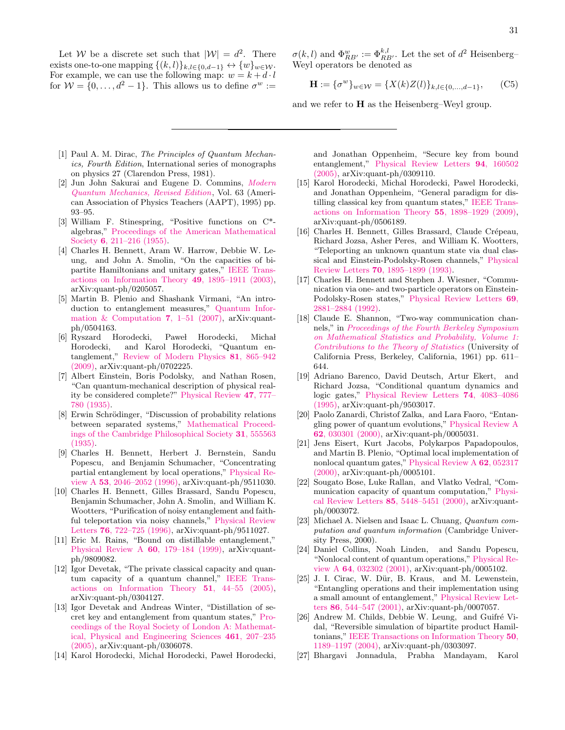Let $\mathcal{W}$ be a discrete set such that $|\mathcal{W}| = d^2$. There exists one-to-one mapping $\{(k,l)\}_{k,l\in\{0,d-1\}} \leftrightarrow \{w\}_{w\in\mathcal{W}}$. For example, we can use the following map: $w = k + d \cdot l$ for $\mathcal{W} = \{0, \ldots, d^2 - 1\}$. This allows us to define $\sigma^w := \sigma(k,l)$ and $\Phi^w_{RB'} := \Phi^{k,l}_{RB'}$. Let the set of $d^2$ Heisenberg–Weyl operators be denoted as

$$\mathbf{H} := \{\sigma^w\}_{w\in\mathcal{W}} = \{X(k)Z(l)\}_{k,l\in\{0,\ldots,d-1\}}, \tag{C5}$$

and we refer to $\mathbf{H}$ as the Heisenberg–Weyl group.

---

[1] Paul A. M. Dirac, *The Principles of Quantum Mechanics, Fourth Edition*, International series of monographs on physics 27 (Clarendon Press, 1981).

[2] Jun John Sakurai and Eugene D. Commins, *Modern Quantum Mechanics, Revised Edition*, Vol. 63 (American Association of Physics Teachers (AAPT), 1995) pp. 93–95.

[3] William F. Stinespring, "Positive functions on C*-algebras," Proceedings of the American Mathematical Society **6**, 211–216 (1955).

[4] Charles H. Bennett, Aram W. Harrow, Debbie W. Leung, and John A. Smolin, "On the capacities of bipartite Hamiltonians and unitary gates," IEEE Transactions on Information Theory **49**, 1895–1911 (2003), arXiv:quant-ph/0205057.

[5] Martin B. Plenio and Shashank Virmani, "An introduction to entanglement measures," Quantum Information & Computation **7**, 1–51 (2007), arXiv:quant-ph/0504163.

[6] Ryszard Horodecki, Paweł Horodecki, Michał Horodecki, and Karol Horodecki, "Quantum entanglement," Review of Modern Physics **81**, 865–942 (2009), arXiv:quant-ph/0702225.

[7] Albert Einstein, Boris Podolsky, and Nathan Rosen, "Can quantum-mechanical description of physical reality be considered complete?" Physical Review **47**, 777–780 (1935).

[8] Erwin Schrödinger, "Discussion of probability relations between separated systems," Mathematical Proceedings of the Cambridge Philosophical Society **31**, 555563 (1935).

[9] Charles H. Bennett, Herbert J. Bernstein, Sandu Popescu, and Benjamin Schumacher, "Concentrating partial entanglement by local operations," Physical Review A **53**, 2046–2052 (1996), arXiv:quant-ph/9511030.

[10] Charles H. Bennett, Gilles Brassard, Sandu Popescu, Benjamin Schumacher, John A. Smolin, and William K. Wootters, "Purification of noisy entanglement and faithful teleportation via noisy channels," Physical Review Letters **76**, 722–725 (1996), arXiv:quant-ph/9511027.

[11] Eric M. Rains, "Bound on distillable entanglement," Physical Review A **60**, 179–184 (1999), arXiv:quant-ph/9809082.

[12] Igor Devetak, "The private classical capacity and quantum capacity of a quantum channel," IEEE Transactions on Information Theory **51**, 44–55 (2005), arXiv:quant-ph/0304127.

[13] Igor Devetak and Andreas Winter, "Distillation of secret key and entanglement from quantum states," Proceedings of the Royal Society of London A: Mathematical, Physical and Engineering Sciences **461**, 207–235 (2005), arXiv:quant-ph/0306078.

[14] Karol Horodecki, Michał Horodecki, Paweł Horodecki, and Jonathan Oppenheim, "Secure key from bound entanglement," Physical Review Letters **94**, 160502 (2005), arXiv:quant-ph/0309110.

[15] Karol Horodecki, Michal Horodecki, Pawel Horodecki, and Jonathan Oppenheim, "General paradigm for distilling classical key from quantum states," IEEE Transactions on Information Theory **55**, 1898–1929 (2009), arXiv:quant-ph/0506189.

[16] Charles H. Bennett, Gilles Brassard, Claude Crépeau, Richard Jozsa, Asher Peres, and William K. Wootters, "Teleporting an unknown quantum state via dual classical and Einstein-Podolsky-Rosen channels," Physical Review Letters **70**, 1895–1899 (1993).

[17] Charles H. Bennett and Stephen J. Wiesner, "Communication via one- and two-particle operators on Einstein-Podolsky-Rosen states," Physical Review Letters **69**, 2881–2884 (1992).

[18] Claude E. Shannon, "Two-way communication channels," in *Proceedings of the Fourth Berkeley Symposium on Mathematical Statistics and Probability, Volume 1: Contributions to the Theory of Statistics* (University of California Press, Berkeley, California, 1961) pp. 611–644.

[19] Adriano Barenco, David Deutsch, Artur Ekert, and Richard Jozsa, "Conditional quantum dynamics and logic gates," Physical Review Letters **74**, 4083–4086 (1995), arXiv:quant-ph/9503017.

[20] Paolo Zanardi, Christof Zalka, and Lara Faoro, "Entangling power of quantum evolutions," Physical Review A **62**, 030301 (2000), arXiv:quant-ph/0005031.

[21] Jens Eisert, Kurt Jacobs, Polykarpos Papadopoulos, and Martin B. Plenio, "Optimal local implementation of nonlocal quantum gates," Physical Review A **62**, 052317 (2000), arXiv:quant-ph/0005101.

[22] Sougato Bose, Luke Rallan, and Vlatko Vedral, "Communication capacity of quantum computation," Physical Review Letters **85**, 5448–5451 (2000), arXiv:quant-ph/0003072.

[23] Michael A. Nielsen and Isaac L. Chuang, *Quantum computation and quantum information* (Cambridge University Press, 2000).

[24] Daniel Collins, Noah Linden, and Sandu Popescu, "Nonlocal content of quantum operations," Physical Review A **64**, 032302 (2001), arXiv:quant-ph/0005102.

[25] J. I. Cirac, W. Dür, B. Kraus, and M. Lewenstein, "Entangling operations and their implementation using a small amount of entanglement," Physical Review Letters **86**, 544–547 (2001), arXiv:quant-ph/0007057.

[26] Andrew M. Childs, Debbie W. Leung, and Guifré Vidal, "Reversible simulation of bipartite product Hamiltonians," IEEE Transactions on Information Theory **50**, 1189–1197 (2004), arXiv:quant-ph/0303097.

[27] Bhargavi Jonnadula, Prabha Mandayam, Karol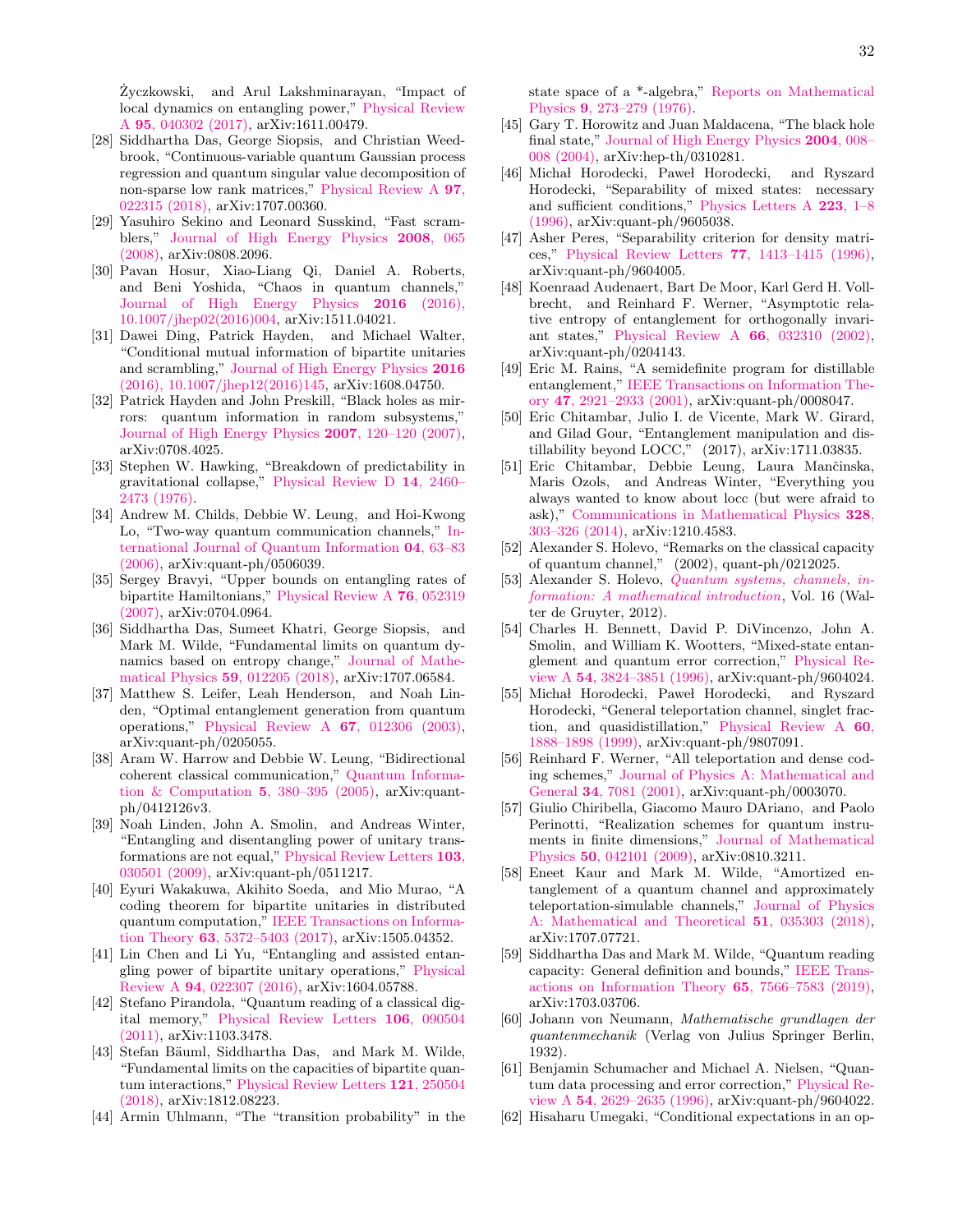Życzkowski, and Arul Lakshminarayan, "Impact of local dynamics on entangling power," Physical Review A **95**, 040302 (2017), arXiv:1611.00479.

[28] Siddhartha Das, George Siopsis, and Christian Weedbrook, "Continuous-variable quantum Gaussian process regression and quantum singular value decomposition of non-sparse low rank matrices," Physical Review A **97**, 022315 (2018), arXiv:1707.00360.

[29] Yasuhiro Sekino and Leonard Susskind, "Fast scramblers," Journal of High Energy Physics **2008**, 065 (2008), arXiv:0808.2096.

[30] Pavan Hosur, Xiao-Liang Qi, Daniel A. Roberts, and Beni Yoshida, "Chaos in quantum channels," Journal of High Energy Physics **2016** (2016), 10.1007/jhep02(2016)004, arXiv:1511.04021.

[31] Dawei Ding, Patrick Hayden, and Michael Walter, "Conditional mutual information of bipartite unitaries and scrambling," Journal of High Energy Physics **2016** (2016), 10.1007/jhep12(2016)145, arXiv:1608.04750.

[32] Patrick Hayden and John Preskill, "Black holes as mirrors: quantum information in random subsystems," Journal of High Energy Physics **2007**, 120–120 (2007), arXiv:0708.4025.

[33] Stephen W. Hawking, "Breakdown of predictability in gravitational collapse," Physical Review D **14**, 2460–2473 (1976).

[34] Andrew M. Childs, Debbie W. Leung, and Hoi-Kwong Lo, "Two-way quantum communication channels," International Journal of Quantum Information **04**, 63–83 (2006), arXiv:quant-ph/0506039.

[35] Sergey Bravyi, "Upper bounds on entangling rates of bipartite Hamiltonians," Physical Review A **76**, 052319 (2007), arXiv:0704.0964.

[36] Siddhartha Das, Sumeet Khatri, George Siopsis, and Mark M. Wilde, "Fundamental limits on quantum dynamics based on entropy change," Journal of Mathematical Physics **59**, 012205 (2018), arXiv:1707.06584.

[37] Matthew S. Leifer, Leah Henderson, and Noah Linden, "Optimal entanglement generation from quantum operations," Physical Review A **67**, 012306 (2003), arXiv:quant-ph/0205055.

[38] Aram W. Harrow and Debbie W. Leung, "Bidirectional coherent classical communication," Quantum Information & Computation **5**, 380–395 (2005), arXiv:quant-ph/0412126v3.

[39] Noah Linden, John A. Smolin, and Andreas Winter, "Entangling and disentangling power of unitary transformations are not equal," Physical Review Letters **103**, 030501 (2009), arXiv:quant-ph/0511217.

[40] Eyuri Wakakuwa, Akihito Soeda, and Mio Murao, "A coding theorem for bipartite unitaries in distributed quantum computation," IEEE Transactions on Information Theory **63**, 5372–5403 (2017), arXiv:1505.04352.

[41] Lin Chen and Li Yu, "Entangling and assisted entangling power of bipartite unitary operations," Physical Review A **94**, 022307 (2016), arXiv:1604.05788.

[42] Stefano Pirandola, "Quantum reading of a classical digital memory," Physical Review Letters **106**, 090504 (2011), arXiv:1103.3478.

[43] Stefan Bäuml, Siddhartha Das, and Mark M. Wilde, "Fundamental limits on the capacities of bipartite quantum interactions," Physical Review Letters **121**, 250504 (2018), arXiv:1812.08223.

[44] Armin Uhlmann, "The "transition probability" in the state space of a *-algebra," Reports on Mathematical Physics **9**, 273–279 (1976).

[45] Gary T. Horowitz and Juan Maldacena, "The black hole final state," Journal of High Energy Physics **2004**, 008–008 (2004), arXiv:hep-th/0310281.

[46] Michał Horodecki, Paweł Horodecki, and Ryszard Horodecki, "Separability of mixed states: necessary and sufficient conditions," Physics Letters A **223**, 1–8 (1996), arXiv:quant-ph/9605038.

[47] Asher Peres, "Separability criterion for density matrices," Physical Review Letters **77**, 1413–1415 (1996), arXiv:quant-ph/9604005.

[48] Koenraad Audenaert, Bart De Moor, Karl Gerd H. Vollbrecht, and Reinhard F. Werner, "Asymptotic relative entropy of entanglement for orthogonally invariant states," Physical Review A **66**, 032310 (2002), arXiv:quant-ph/0204143.

[49] Eric M. Rains, "A semidefinite program for distillable entanglement," IEEE Transactions on Information Theory **47**, 2921–2933 (2001), arXiv:quant-ph/0008047.

[50] Eric Chitambar, Julio I. de Vicente, Mark W. Girard, and Gilad Gour, "Entanglement manipulation and distillability beyond LOCC," (2017), arXiv:1711.03835.

[51] Eric Chitambar, Debbie Leung, Laura Mančinska, Maris Ozols, and Andreas Winter, "Everything you always wanted to know about locc (but were afraid to ask)," Communications in Mathematical Physics **328**, 303–326 (2014), arXiv:1210.4583.

[52] Alexander S. Holevo, "Remarks on the classical capacity of quantum channel," (2002), quant-ph/0212025.

[53] Alexander S. Holevo, *Quantum systems, channels, information: A mathematical introduction*, Vol. 16 (Walter de Gruyter, 2012).

[54] Charles H. Bennett, David P. DiVincenzo, John A. Smolin, and William K. Wootters, "Mixed-state entanglement and quantum error correction," Physical Review A **54**, 3824–3851 (1996), arXiv:quant-ph/9604024.

[55] Michał Horodecki, Paweł Horodecki, and Ryszard Horodecki, "General teleportation channel, singlet fraction, and quasidistillation," Physical Review A **60**, 1888–1898 (1999), arXiv:quant-ph/9807091.

[56] Reinhard F. Werner, "All teleportation and dense coding schemes," Journal of Physics A: Mathematical and General **34**, 7081 (2001), arXiv:quant-ph/0003070.

[57] Giulio Chiribella, Giacomo Mauro DAriano, and Paolo Perinotti, "Realization schemes for quantum instruments in finite dimensions," Journal of Mathematical Physics **50**, 042101 (2009), arXiv:0810.3211.

[58] Eneet Kaur and Mark M. Wilde, "Amortized entanglement of a quantum channel and approximately teleportation-simulable channels," Journal of Physics A: Mathematical and Theoretical **51**, 035303 (2018), arXiv:1707.07721.

[59] Siddhartha Das and Mark M. Wilde, "Quantum reading capacity: General definition and bounds," IEEE Transactions on Information Theory **65**, 7566–7583 (2019), arXiv:1703.03706.

[60] Johann von Neumann, *Mathematische grundlagen der quantenmechanik* (Verlag von Julius Springer Berlin, 1932).

[61] Benjamin Schumacher and Michael A. Nielsen, "Quantum data processing and error correction," Physical Review A **54**, 2629–2635 (1996), arXiv:quant-ph/9604022.

[62] Hisaharu Umegaki, "Conditional expectations in an op-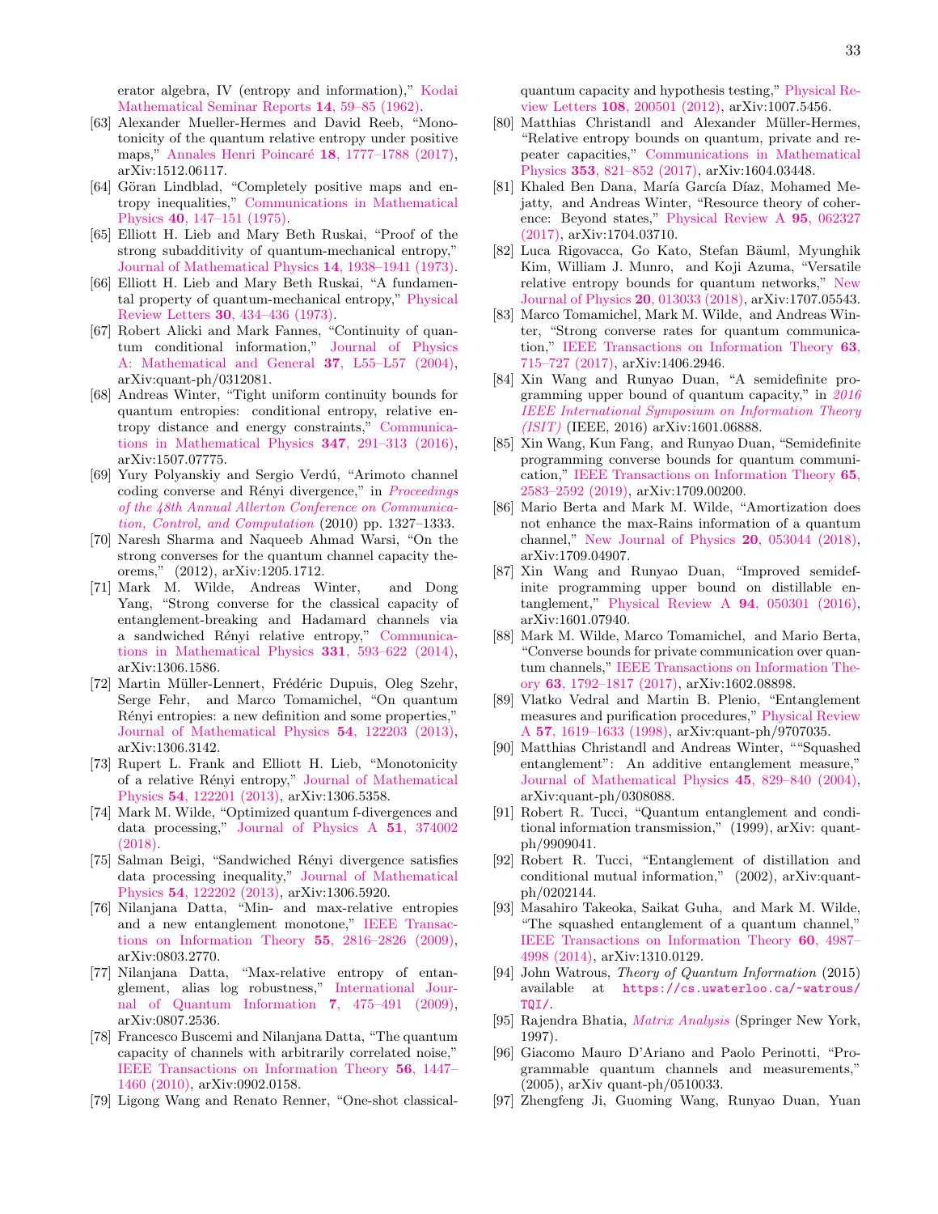erator algebra, IV (entropy and information)," Kodai Mathematical Seminar Reports **14**, 59–85 (1962).

[63] Alexander Mueller-Hermes and David Reeb, "Monotonicity of the quantum relative entropy under positive maps," Annales Henri Poincaré **18**, 1777–1788 (2017), arXiv:1512.06117.

[64] Göran Lindblad, "Completely positive maps and entropy inequalities," Communications in Mathematical Physics **40**, 147–151 (1975).

[65] Elliott H. Lieb and Mary Beth Ruskai, "Proof of the strong subadditivity of quantum-mechanical entropy," Journal of Mathematical Physics **14**, 1938–1941 (1973).

[66] Elliott H. Lieb and Mary Beth Ruskai, "A fundamental property of quantum-mechanical entropy," Physical Review Letters **30**, 434–436 (1973).

[67] Robert Alicki and Mark Fannes, "Continuity of quantum conditional information," Journal of Physics A: Mathematical and General **37**, L55–L57 (2004), arXiv:quant-ph/0312081.

[68] Andreas Winter, "Tight uniform continuity bounds for quantum entropies: conditional entropy, relative entropy distance and energy constraints," Communications in Mathematical Physics **347**, 291–313 (2016), arXiv:1507.07775.

[69] Yury Polyanskiy and Sergio Verdú, "Arimoto channel coding converse and Rényi divergence," in *Proceedings of the 48th Annual Allerton Conference on Communication, Control, and Computation* (2010) pp. 1327–1333.

[70] Naresh Sharma and Naqueeb Ahmad Warsi, "On the strong converses for the quantum channel capacity theorems," (2012), arXiv:1205.1712.

[71] Mark M. Wilde, Andreas Winter, and Dong Yang, "Strong converse for the classical capacity of entanglement-breaking and Hadamard channels via a sandwiched Rényi relative entropy," Communications in Mathematical Physics **331**, 593–622 (2014), arXiv:1306.1586.

[72] Martin Müller-Lennert, Frédéric Dupuis, Oleg Szehr, Serge Fehr, and Marco Tomamichel, "On quantum Rényi entropies: a new definition and some properties," Journal of Mathematical Physics **54**, 122203 (2013), arXiv:1306.3142.

[73] Rupert L. Frank and Elliott H. Lieb, "Monotonicity of a relative Rényi entropy," Journal of Mathematical Physics **54**, 122201 (2013), arXiv:1306.5358.

[74] Mark M. Wilde, "Optimized quantum f-divergences and data processing," Journal of Physics A **51**, 374002 (2018).

[75] Salman Beigi, "Sandwiched Rényi divergence satisfies data processing inequality," Journal of Mathematical Physics **54**, 122202 (2013), arXiv:1306.5920.

[76] Nilanjana Datta, "Min- and max-relative entropies and a new entanglement monotone," IEEE Transactions on Information Theory **55**, 2816–2826 (2009), arXiv:0803.2770.

[77] Nilanjana Datta, "Max-relative entropy of entanglement, alias log robustness," International Journal of Quantum Information **7**, 475–491 (2009), arXiv:0807.2536.

[78] Francesco Buscemi and Nilanjana Datta, "The quantum capacity of channels with arbitrarily correlated noise," IEEE Transactions on Information Theory **56**, 1447–1460 (2010), arXiv:0902.0158.

[79] Ligong Wang and Renato Renner, "One-shot classical-quantum capacity and hypothesis testing," Physical Review Letters **108**, 200501 (2012), arXiv:1007.5456.

[80] Matthias Christandl and Alexander Müller-Hermes, "Relative entropy bounds on quantum, private and repeater capacities," Communications in Mathematical Physics **353**, 821–852 (2017), arXiv:1604.03448.

[81] Khaled Ben Dana, María García Díaz, Mohamed Mejatty, and Andreas Winter, "Resource theory of coherence: Beyond states," Physical Review A **95**, 062327 (2017), arXiv:1704.03710.

[82] Luca Rigovacca, Go Kato, Stefan Bäuml, Myunghik Kim, William J. Munro, and Koji Azuma, "Versatile relative entropy bounds for quantum networks," New Journal of Physics **20**, 013033 (2018), arXiv:1707.05543.

[83] Marco Tomamichel, Mark M. Wilde, and Andreas Winter, "Strong converse rates for quantum communication," IEEE Transactions on Information Theory **63**, 715–727 (2017), arXiv:1406.2946.

[84] Xin Wang and Runyao Duan, "A semidefinite programming upper bound of quantum capacity," in *2016 IEEE International Symposium on Information Theory (ISIT)* (IEEE, 2016) arXiv:1601.06888.

[85] Xin Wang, Kun Fang, and Runyao Duan, "Semidefinite programming converse bounds for quantum communication," IEEE Transactions on Information Theory **65**, 2583–2592 (2019), arXiv:1709.00200.

[86] Mario Berta and Mark M. Wilde, "Amortization does not enhance the max-Rains information of a quantum channel," New Journal of Physics **20**, 053044 (2018), arXiv:1709.04907.

[87] Xin Wang and Runyao Duan, "Improved semidefinite programming upper bound on distillable entanglement," Physical Review A **94**, 050301 (2016), arXiv:1601.07940.

[88] Mark M. Wilde, Marco Tomamichel, and Mario Berta, "Converse bounds for private communication over quantum channels," IEEE Transactions on Information Theory **63**, 1792–1817 (2017), arXiv:1602.08898.

[89] Vlatko Vedral and Martin B. Plenio, "Entanglement measures and purification procedures," Physical Review A **57**, 1619–1633 (1998), arXiv:quant-ph/9707035.

[90] Matthias Christandl and Andreas Winter, ""Squashed entanglement": An additive entanglement measure," Journal of Mathematical Physics **45**, 829–840 (2004), arXiv:quant-ph/0308088.

[91] Robert R. Tucci, "Quantum entanglement and conditional information transmission," (1999), arXiv: quant-ph/9909041.

[92] Robert R. Tucci, "Entanglement of distillation and conditional mutual information," (2002), arXiv:quant-ph/0202144.

[93] Masahiro Takeoka, Saikat Guha, and Mark M. Wilde, "The squashed entanglement of a quantum channel," IEEE Transactions on Information Theory **60**, 4987–4998 (2014), arXiv:1310.0129.

[94] John Watrous, *Theory of Quantum Information* (2015) available at `https://cs.uwaterloo.ca/~watrous/TQI/`.

[95] Rajendra Bhatia, *Matrix Analysis* (Springer New York, 1997).

[96] Giacomo Mauro D'Ariano and Paolo Perinotti, "Programmable quantum channels and measurements," (2005), arXiv quant-ph/0510033.

[97] Zhengfeng Ji, Guoming Wang, Runyao Duan, Yuan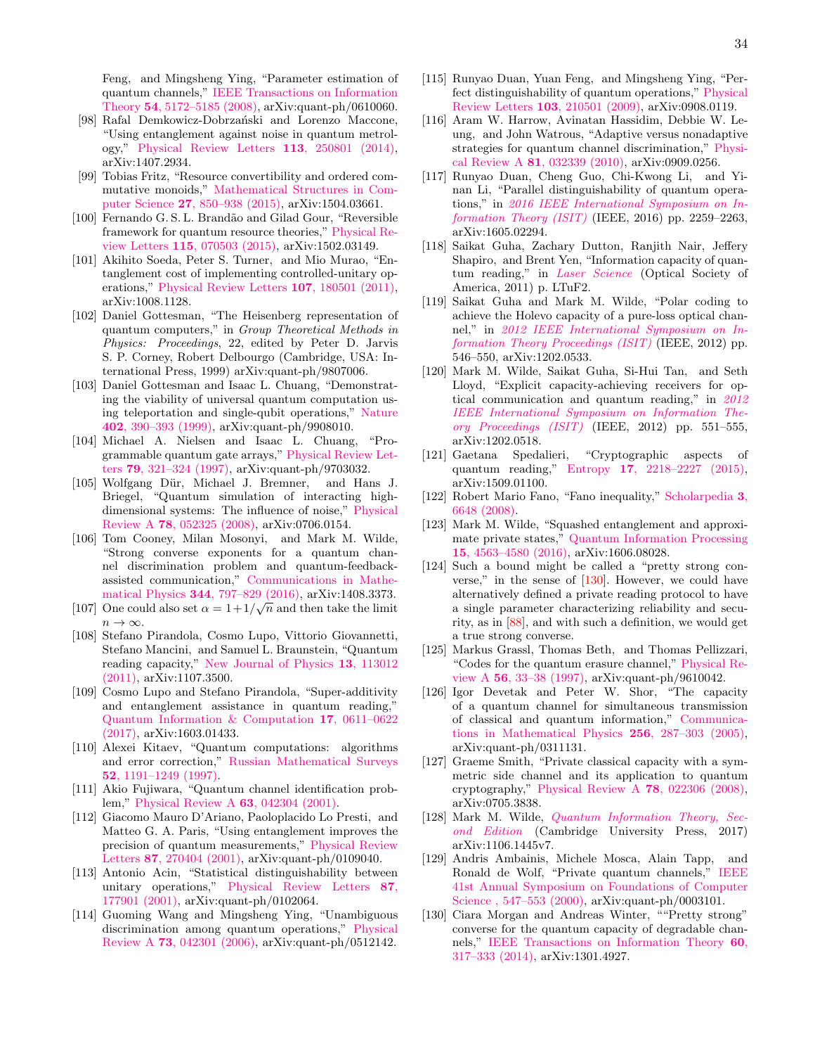Feng, and Mingsheng Ying, "Parameter estimation of quantum channels," IEEE Transactions on Information Theory **54**, 5172–5185 (2008), arXiv:quant-ph/0610060.

[98] Rafal Demkowicz-Dobrzański and Lorenzo Maccone, "Using entanglement against noise in quantum metrology," Physical Review Letters **113**, 250801 (2014), arXiv:1407.2934.

[99] Tobias Fritz, "Resource convertibility and ordered commutative monoids," Mathematical Structures in Computer Science **27**, 850–938 (2015), arXiv:1504.03661.

[100] Fernando G. S. L. Brandão and Gilad Gour, "Reversible framework for quantum resource theories," Physical Review Letters **115**, 070503 (2015), arXiv:1502.03149.

[101] Akihito Soeda, Peter S. Turner, and Mio Murao, "Entanglement cost of implementing controlled-unitary operations," Physical Review Letters **107**, 180501 (2011), arXiv:1008.1128.

[102] Daniel Gottesman, "The Heisenberg representation of quantum computers," in *Group Theoretical Methods in Physics: Proceedings*, 22, edited by Peter D. Jarvis S. P. Corney, Robert Delbourgo (Cambridge, USA: International Press, 1999) arXiv:quant-ph/9807006.

[103] Daniel Gottesman and Isaac L. Chuang, "Demonstrating the viability of universal quantum computation using teleportation and single-qubit operations," Nature **402**, 390–393 (1999), arXiv:quant-ph/9908010.

[104] Michael A. Nielsen and Isaac L. Chuang, "Programmable quantum gate arrays," Physical Review Letters **79**, 321–324 (1997), arXiv:quant-ph/9703032.

[105] Wolfgang Dür, Michael J. Bremner, and Hans J. Briegel, "Quantum simulation of interacting high-dimensional systems: The influence of noise," Physical Review A **78**, 052325 (2008), arXiv:0706.0154.

[106] Tom Cooney, Milan Mosonyi, and Mark M. Wilde, "Strong converse exponents for a quantum channel discrimination problem and quantum-feedback-assisted communication," Communications in Mathematical Physics **344**, 797–829 (2016), arXiv:1408.3373.

[107] One could also set $\alpha = 1+1/\sqrt{n}$ and then take the limit $n \to \infty$.

[108] Stefano Pirandola, Cosmo Lupo, Vittorio Giovannetti, Stefano Mancini, and Samuel L. Braunstein, "Quantum reading capacity," New Journal of Physics **13**, 113012 (2011), arXiv:1107.3500.

[109] Cosmo Lupo and Stefano Pirandola, "Super-additivity and entanglement assistance in quantum reading," Quantum Information & Computation **17**, 0611–0622 (2017), arXiv:1603.01433.

[110] Alexei Kitaev, "Quantum computations: algorithms and error correction," Russian Mathematical Surveys **52**, 1191–1249 (1997).

[111] Akio Fujiwara, "Quantum channel identification problem," Physical Review A **63**, 042304 (2001).

[112] Giacomo Mauro D'Ariano, Paoloplacido Lo Presti, and Matteo G. A. Paris, "Using entanglement improves the precision of quantum measurements," Physical Review Letters **87**, 270404 (2001), arXiv:quant-ph/0109040.

[113] Antonio Acin, "Statistical distinguishability between unitary operations," Physical Review Letters **87**, 177901 (2001), arXiv:quant-ph/0102064.

[114] Guoming Wang and Mingsheng Ying, "Unambiguous discrimination among quantum operations," Physical Review A **73**, 042301 (2006), arXiv:quant-ph/0512142.

[115] Runyao Duan, Yuan Feng, and Mingsheng Ying, "Perfect distinguishability of quantum operations," Physical Review Letters **103**, 210501 (2009), arXiv:0908.0119.

[116] Aram W. Harrow, Avinatan Hassidim, Debbie W. Leung, and John Watrous, "Adaptive versus nonadaptive strategies for quantum channel discrimination," Physical Review A **81**, 032339 (2010), arXiv:0909.0256.

[117] Runyao Duan, Cheng Guo, Chi-Kwong Li, and Yinan Li, "Parallel distinguishability of quantum operations," in *2016 IEEE International Symposium on Information Theory (ISIT)* (IEEE, 2016) pp. 2259–2263, arXiv:1605.02294.

[118] Saikat Guha, Zachary Dutton, Ranjith Nair, Jeffery Shapiro, and Brent Yen, "Information capacity of quantum reading," in *Laser Science* (Optical Society of America, 2011) p. LTuF2.

[119] Saikat Guha and Mark M. Wilde, "Polar coding to achieve the Holevo capacity of a pure-loss optical channel," in *2012 IEEE International Symposium on Information Theory Proceedings (ISIT)* (IEEE, 2012) pp. 546–550, arXiv:1202.0533.

[120] Mark M. Wilde, Saikat Guha, Si-Hui Tan, and Seth Lloyd, "Explicit capacity-achieving receivers for optical communication and quantum reading," in *2012 IEEE International Symposium on Information Theory Proceedings (ISIT)* (IEEE, 2012) pp. 551–555, arXiv:1202.0518.

[121] Gaetana Spedalieri, "Cryptographic aspects of quantum reading," Entropy **17**, 2218–2227 (2015), arXiv:1509.01100.

[122] Robert Mario Fano, "Fano inequality," Scholarpedia **3**, 6648 (2008).

[123] Mark M. Wilde, "Squashed entanglement and approximate private states," Quantum Information Processing **15**, 4563–4580 (2016), arXiv:1606.08028.

[124] Such a bound might be called a "pretty strong converse," in the sense of [130]. However, we could have alternatively defined a private reading protocol to have a single parameter characterizing reliability and security, as in [88], and with such a definition, we would get a true strong converse.

[125] Markus Grassl, Thomas Beth, and Thomas Pellizzari, "Codes for the quantum erasure channel," Physical Review A **56**, 33–38 (1997), arXiv:quant-ph/9610042.

[126] Igor Devetak and Peter W. Shor, "The capacity of a quantum channel for simultaneous transmission of classical and quantum information," Communications in Mathematical Physics **256**, 287–303 (2005), arXiv:quant-ph/0311131.

[127] Graeme Smith, "Private classical capacity with a symmetric side channel and its application to quantum cryptography," Physical Review A **78**, 022306 (2008), arXiv:0705.3838.

[128] Mark M. Wilde, *Quantum Information Theory, Second Edition* (Cambridge University Press, 2017) arXiv:1106.1445v7.

[129] Andris Ambainis, Michele Mosca, Alain Tapp, and Ronald de Wolf, "Private quantum channels," IEEE 41st Annual Symposium on Foundations of Computer Science , 547–553 (2000), arXiv:quant-ph/0003101.

[130] Ciara Morgan and Andreas Winter, ""Pretty strong" converse for the quantum capacity of degradable channels," IEEE Transactions on Information Theory **60**, 317–333 (2014), arXiv:1301.4927.